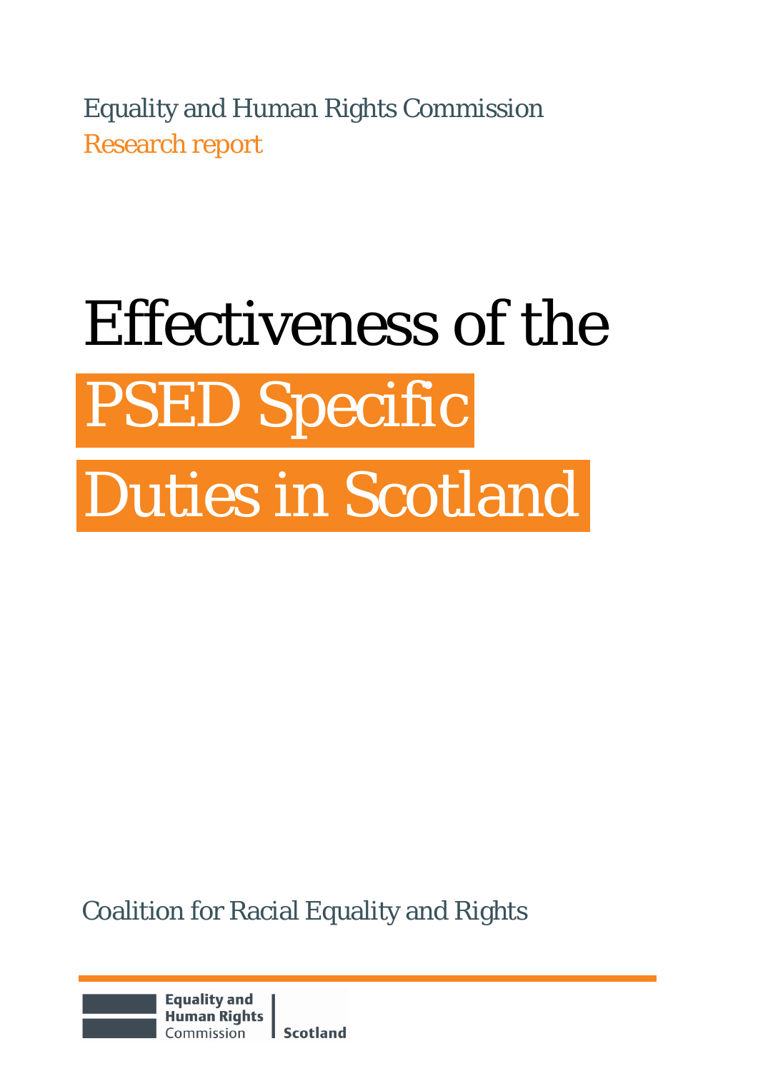Equality and Human Rights Commission

Research report

# Effectiveness of the PSED Specific Duties in Scotland

Coalition for Racial Equality and Rights

Equality and Human Rights Commission | Scotland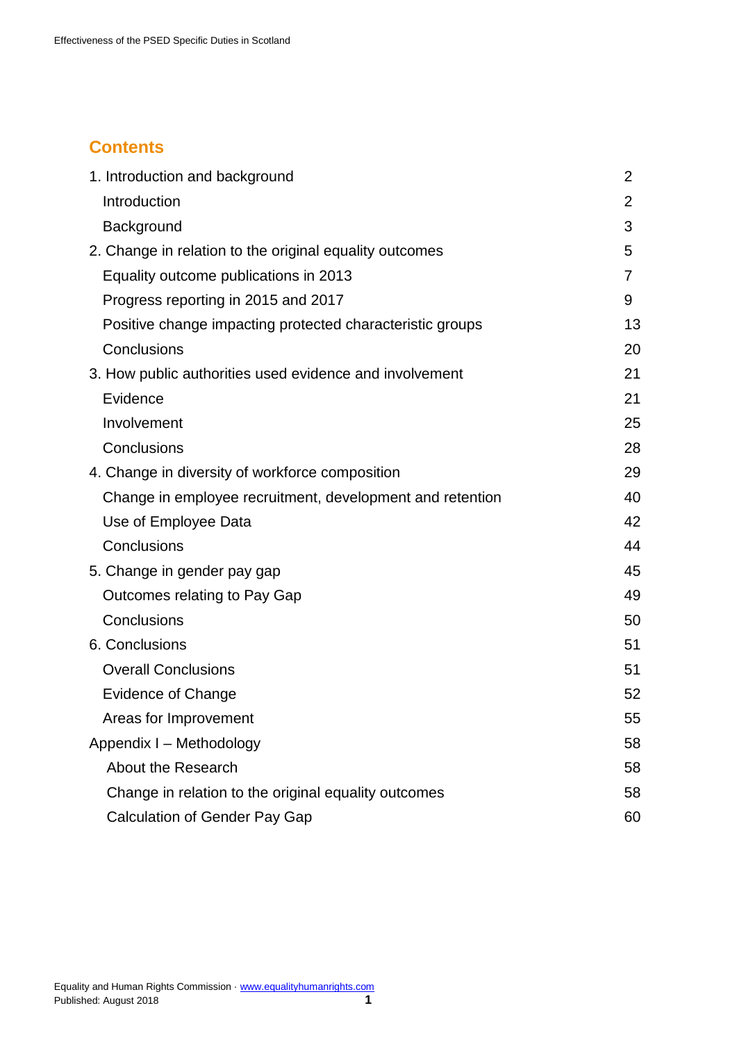## Contents

| | |
|---|---|
| 1. Introduction and background | 2 |
| Introduction | 2 |
| Background | 3 |
| 2. Change in relation to the original equality outcomes | 5 |
| Equality outcome publications in 2013 | 7 |
| Progress reporting in 2015 and 2017 | 9 |
| Positive change impacting protected characteristic groups | 13 |
| Conclusions | 20 |
| 3. How public authorities used evidence and involvement | 21 |
| Evidence | 21 |
| Involvement | 25 |
| Conclusions | 28 |
| 4. Change in diversity of workforce composition | 29 |
| Change in employee recruitment, development and retention | 40 |
| Use of Employee Data | 42 |
| Conclusions | 44 |
| 5. Change in gender pay gap | 45 |
| Outcomes relating to Pay Gap | 49 |
| Conclusions | 50 |
| 6. Conclusions | 51 |
| Overall Conclusions | 51 |
| Evidence of Change | 52 |
| Areas for Improvement | 55 |
| Appendix I – Methodology | 58 |
| About the Research | 58 |
| Change in relation to the original equality outcomes | 58 |
| Calculation of Gender Pay Gap | 60 |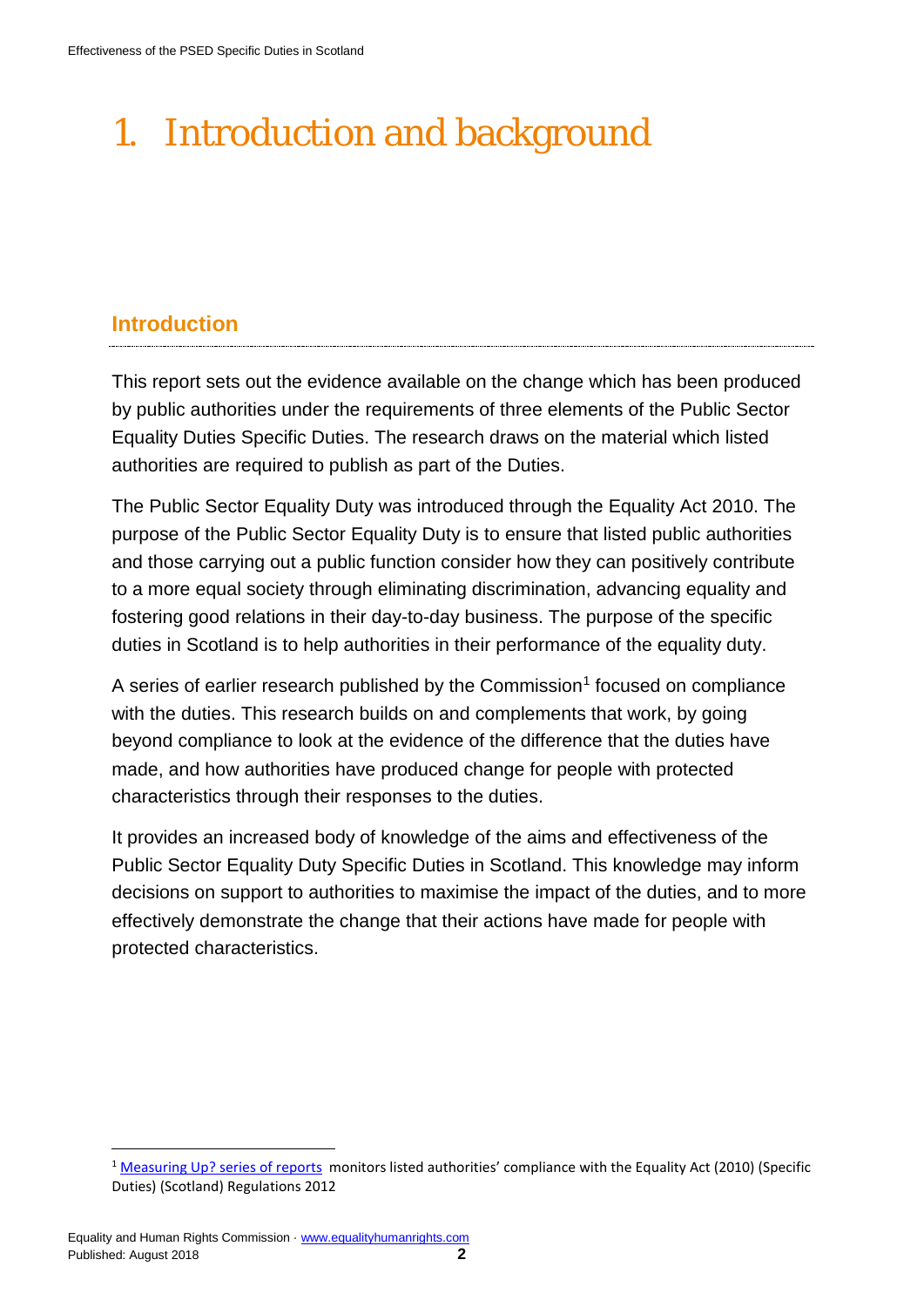# 1. Introduction and background

## Introduction

This report sets out the evidence available on the change which has been produced by public authorities under the requirements of three elements of the Public Sector Equality Duties Specific Duties. The research draws on the material which listed authorities are required to publish as part of the Duties.

The Public Sector Equality Duty was introduced through the Equality Act 2010. The purpose of the Public Sector Equality Duty is to ensure that listed public authorities and those carrying out a public function consider how they can positively contribute to a more equal society through eliminating discrimination, advancing equality and fostering good relations in their day-to-day business. The purpose of the specific duties in Scotland is to help authorities in their performance of the equality duty.

A series of earlier research published by the Commission[1] focused on compliance with the duties. This research builds on and complements that work, by going beyond compliance to look at the evidence of the difference that the duties have made, and how authorities have produced change for people with protected characteristics through their responses to the duties.

It provides an increased body of knowledge of the aims and effectiveness of the Public Sector Equality Duty Specific Duties in Scotland. This knowledge may inform decisions on support to authorities to maximise the impact of the duties, and to more effectively demonstrate the change that their actions have made for people with protected characteristics.

[1] Measuring Up? series of reports monitors listed authorities' compliance with the Equality Act (2010) (Specific Duties) (Scotland) Regulations 2012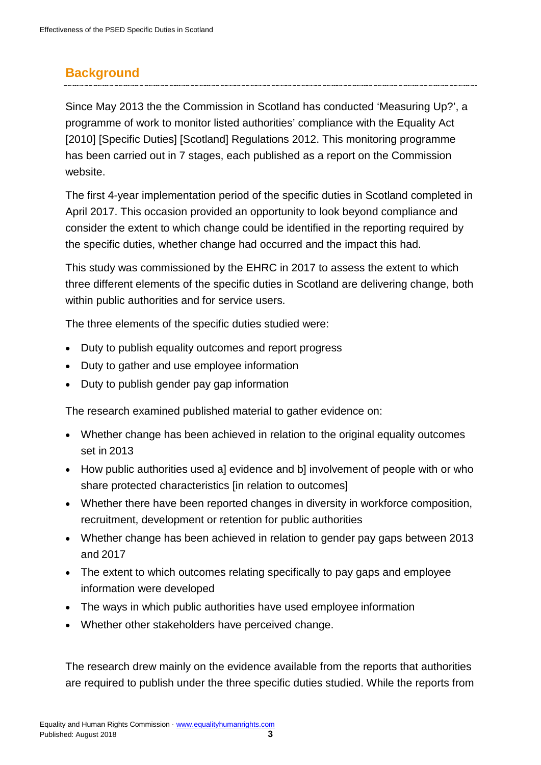## Background

Since May 2013 the the Commission in Scotland has conducted 'Measuring Up?', a programme of work to monitor listed authorities' compliance with the Equality Act [2010] [Specific Duties] [Scotland] Regulations 2012. This monitoring programme has been carried out in 7 stages, each published as a report on the Commission website.

The first 4-year implementation period of the specific duties in Scotland completed in April 2017. This occasion provided an opportunity to look beyond compliance and consider the extent to which change could be identified in the reporting required by the specific duties, whether change had occurred and the impact this had.

This study was commissioned by the EHRC in 2017 to assess the extent to which three different elements of the specific duties in Scotland are delivering change, both within public authorities and for service users.

The three elements of the specific duties studied were:

- Duty to publish equality outcomes and report progress
- Duty to gather and use employee information
- Duty to publish gender pay gap information

The research examined published material to gather evidence on:

- Whether change has been achieved in relation to the original equality outcomes set in 2013
- How public authorities used a] evidence and b] involvement of people with or who share protected characteristics [in relation to outcomes]
- Whether there have been reported changes in diversity in workforce composition, recruitment, development or retention for public authorities
- Whether change has been achieved in relation to gender pay gaps between 2013 and 2017
- The extent to which outcomes relating specifically to pay gaps and employee information were developed
- The ways in which public authorities have used employee information
- Whether other stakeholders have perceived change.

The research drew mainly on the evidence available from the reports that authorities are required to publish under the three specific duties studied. While the reports from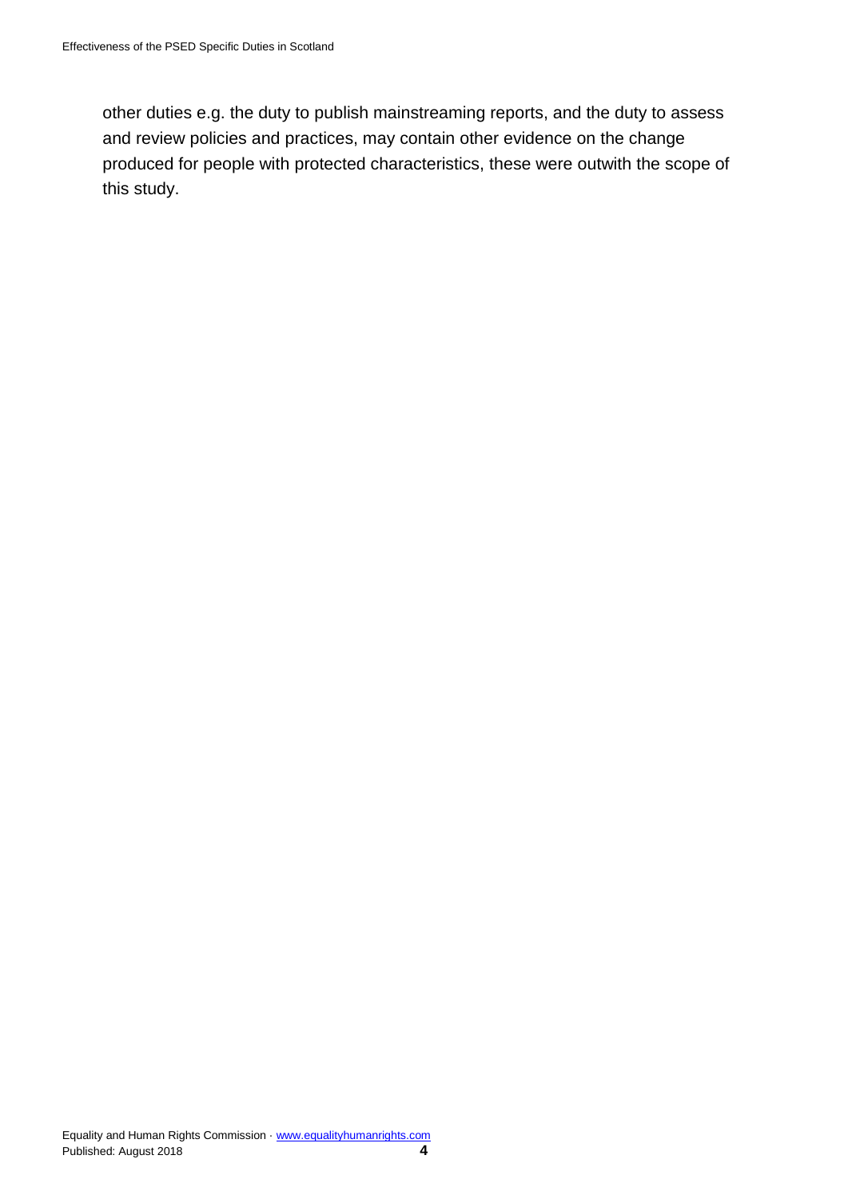other duties e.g. the duty to publish mainstreaming reports, and the duty to assess and review policies and practices, may contain other evidence on the change produced for people with protected characteristics, these were outwith the scope of this study.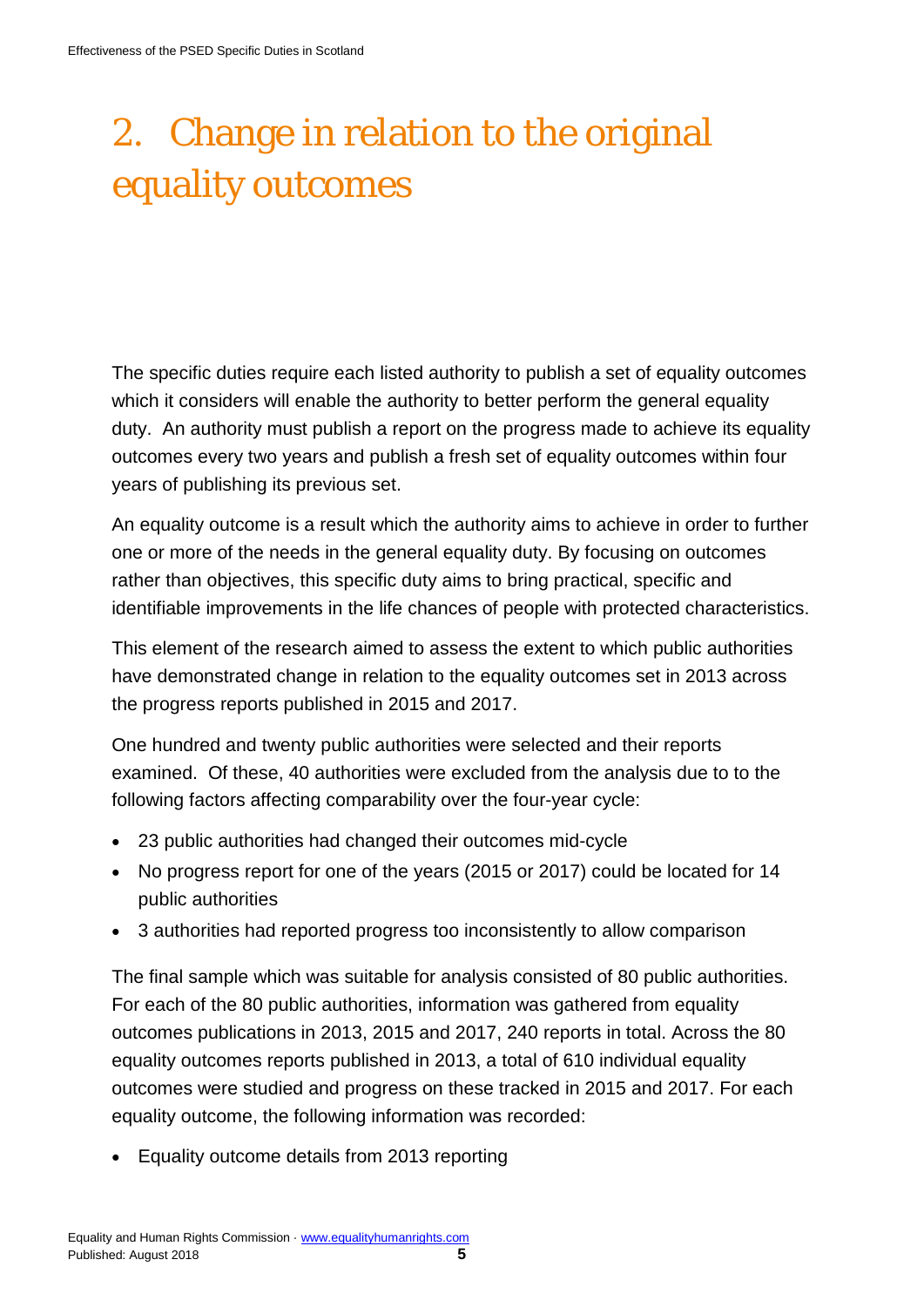# 2. Change in relation to the original equality outcomes

The specific duties require each listed authority to publish a set of equality outcomes which it considers will enable the authority to better perform the general equality duty. An authority must publish a report on the progress made to achieve its equality outcomes every two years and publish a fresh set of equality outcomes within four years of publishing its previous set.

An equality outcome is a result which the authority aims to achieve in order to further one or more of the needs in the general equality duty. By focusing on outcomes rather than objectives, this specific duty aims to bring practical, specific and identifiable improvements in the life chances of people with protected characteristics.

This element of the research aimed to assess the extent to which public authorities have demonstrated change in relation to the equality outcomes set in 2013 across the progress reports published in 2015 and 2017.

One hundred and twenty public authorities were selected and their reports examined. Of these, 40 authorities were excluded from the analysis due to to the following factors affecting comparability over the four-year cycle:

- 23 public authorities had changed their outcomes mid-cycle
- No progress report for one of the years (2015 or 2017) could be located for 14 public authorities
- 3 authorities had reported progress too inconsistently to allow comparison

The final sample which was suitable for analysis consisted of 80 public authorities. For each of the 80 public authorities, information was gathered from equality outcomes publications in 2013, 2015 and 2017, 240 reports in total. Across the 80 equality outcomes reports published in 2013, a total of 610 individual equality outcomes were studied and progress on these tracked in 2015 and 2017. For each equality outcome, the following information was recorded:

- Equality outcome details from 2013 reporting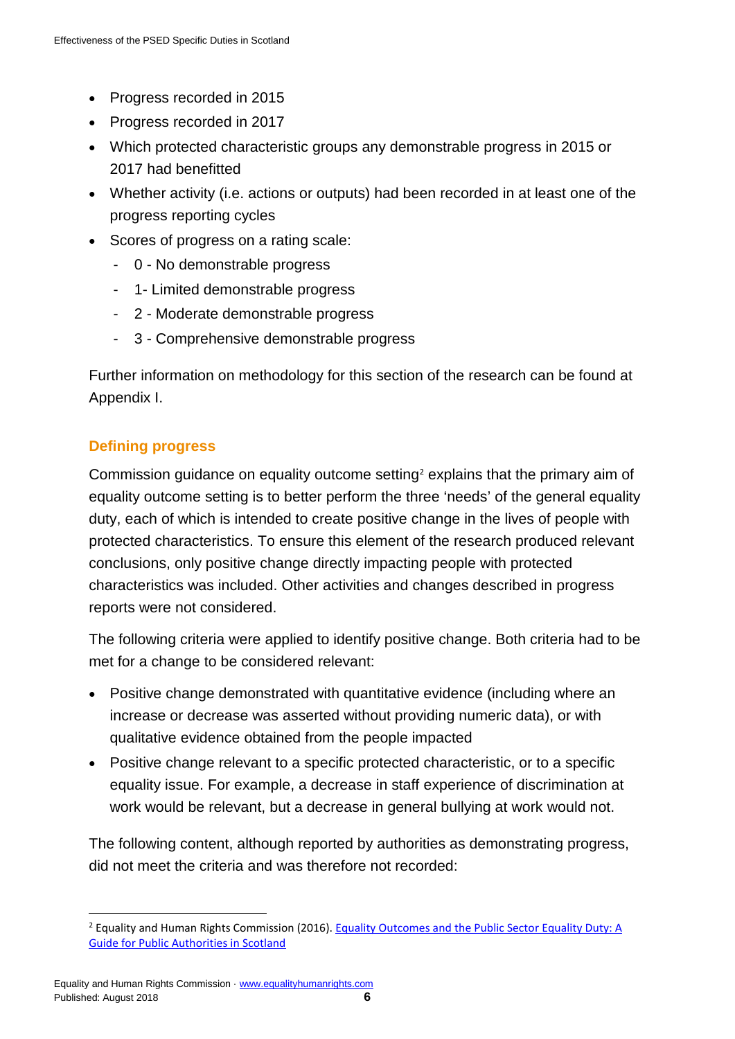- Progress recorded in 2015
- Progress recorded in 2017
- Which protected characteristic groups any demonstrable progress in 2015 or 2017 had benefitted
- Whether activity (i.e. actions or outputs) had been recorded in at least one of the progress reporting cycles
- Scores of progress on a rating scale:
  - 0 - No demonstrable progress
  - 1- Limited demonstrable progress
  - 2 - Moderate demonstrable progress
  - 3 - Comprehensive demonstrable progress

Further information on methodology for this section of the research can be found at Appendix I.

### Defining progress

Commission guidance on equality outcome setting[2] explains that the primary aim of equality outcome setting is to better perform the three 'needs' of the general equality duty, each of which is intended to create positive change in the lives of people with protected characteristics. To ensure this element of the research produced relevant conclusions, only positive change directly impacting people with protected characteristics was included. Other activities and changes described in progress reports were not considered.

The following criteria were applied to identify positive change. Both criteria had to be met for a change to be considered relevant:

- Positive change demonstrated with quantitative evidence (including where an increase or decrease was asserted without providing numeric data), or with qualitative evidence obtained from the people impacted
- Positive change relevant to a specific protected characteristic, or to a specific equality issue. For example, a decrease in staff experience of discrimination at work would be relevant, but a decrease in general bullying at work would not.

The following content, although reported by authorities as demonstrating progress, did not meet the criteria and was therefore not recorded:

[2] Equality and Human Rights Commission (2016). [Equality Outcomes and the Public Sector Equality Duty: A Guide for Public Authorities in Scotland]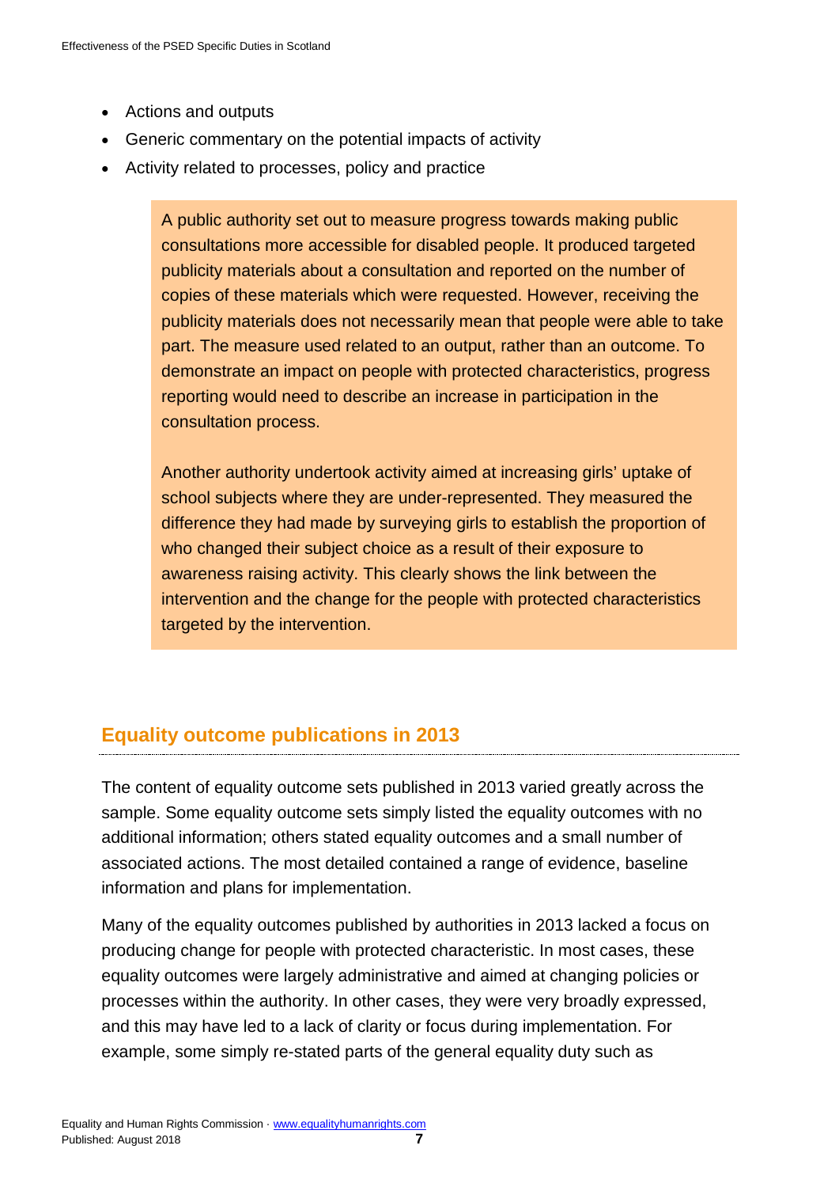- Actions and outputs
- Generic commentary on the potential impacts of activity
- Activity related to processes, policy and practice

> A public authority set out to measure progress towards making public consultations more accessible for disabled people. It produced targeted publicity materials about a consultation and reported on the number of copies of these materials which were requested. However, receiving the publicity materials does not necessarily mean that people were able to take part. The measure used related to an output, rather than an outcome. To demonstrate an impact on people with protected characteristics, progress reporting would need to describe an increase in participation in the consultation process.
>
> Another authority undertook activity aimed at increasing girls' uptake of school subjects where they are under-represented. They measured the difference they had made by surveying girls to establish the proportion of who changed their subject choice as a result of their exposure to awareness raising activity. This clearly shows the link between the intervention and the change for the people with protected characteristics targeted by the intervention.

## Equality outcome publications in 2013

The content of equality outcome sets published in 2013 varied greatly across the sample. Some equality outcome sets simply listed the equality outcomes with no additional information; others stated equality outcomes and a small number of associated actions. The most detailed contained a range of evidence, baseline information and plans for implementation.

Many of the equality outcomes published by authorities in 2013 lacked a focus on producing change for people with protected characteristic. In most cases, these equality outcomes were largely administrative and aimed at changing policies or processes within the authority. In other cases, they were very broadly expressed, and this may have led to a lack of clarity or focus during implementation. For example, some simply re-stated parts of the general equality duty such as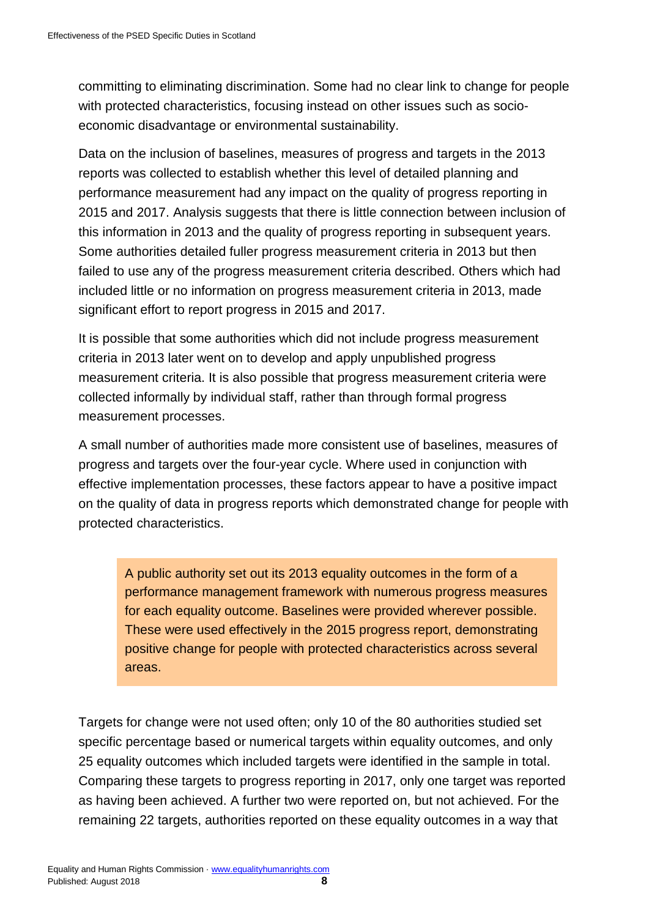committing to eliminating discrimination. Some had no clear link to change for people with protected characteristics, focusing instead on other issues such as socio-economic disadvantage or environmental sustainability.

Data on the inclusion of baselines, measures of progress and targets in the 2013 reports was collected to establish whether this level of detailed planning and performance measurement had any impact on the quality of progress reporting in 2015 and 2017. Analysis suggests that there is little connection between inclusion of this information in 2013 and the quality of progress reporting in subsequent years. Some authorities detailed fuller progress measurement criteria in 2013 but then failed to use any of the progress measurement criteria described. Others which had included little or no information on progress measurement criteria in 2013, made significant effort to report progress in 2015 and 2017.

It is possible that some authorities which did not include progress measurement criteria in 2013 later went on to develop and apply unpublished progress measurement criteria. It is also possible that progress measurement criteria were collected informally by individual staff, rather than through formal progress measurement processes.

A small number of authorities made more consistent use of baselines, measures of progress and targets over the four-year cycle. Where used in conjunction with effective implementation processes, these factors appear to have a positive impact on the quality of data in progress reports which demonstrated change for people with protected characteristics.

> A public authority set out its 2013 equality outcomes in the form of a performance management framework with numerous progress measures for each equality outcome. Baselines were provided wherever possible. These were used effectively in the 2015 progress report, demonstrating positive change for people with protected characteristics across several areas.

Targets for change were not used often; only 10 of the 80 authorities studied set specific percentage based or numerical targets within equality outcomes, and only 25 equality outcomes which included targets were identified in the sample in total. Comparing these targets to progress reporting in 2017, only one target was reported as having been achieved. A further two were reported on, but not achieved. For the remaining 22 targets, authorities reported on these equality outcomes in a way that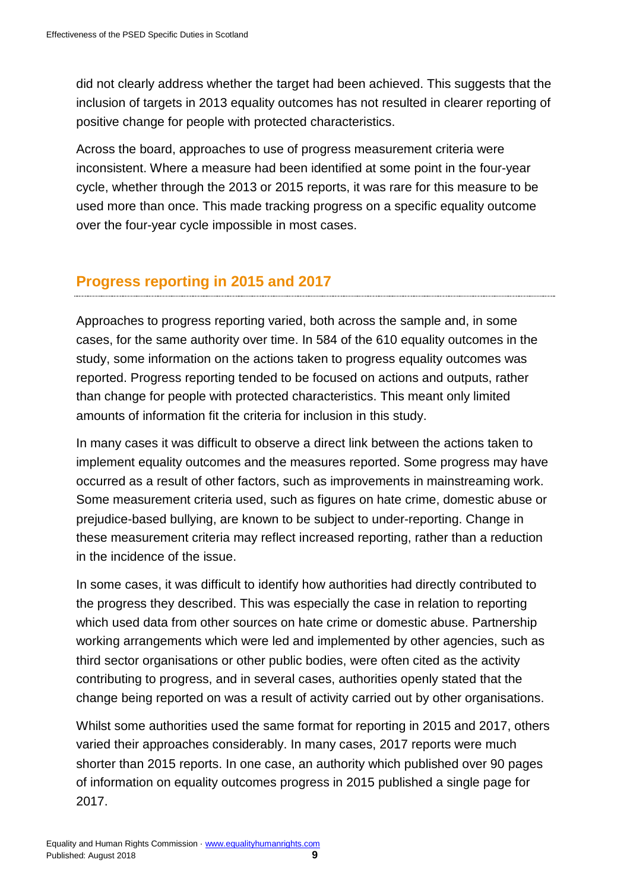did not clearly address whether the target had been achieved. This suggests that the inclusion of targets in 2013 equality outcomes has not resulted in clearer reporting of positive change for people with protected characteristics.

Across the board, approaches to use of progress measurement criteria were inconsistent. Where a measure had been identified at some point in the four-year cycle, whether through the 2013 or 2015 reports, it was rare for this measure to be used more than once. This made tracking progress on a specific equality outcome over the four-year cycle impossible in most cases.

## Progress reporting in 2015 and 2017

Approaches to progress reporting varied, both across the sample and, in some cases, for the same authority over time. In 584 of the 610 equality outcomes in the study, some information on the actions taken to progress equality outcomes was reported. Progress reporting tended to be focused on actions and outputs, rather than change for people with protected characteristics. This meant only limited amounts of information fit the criteria for inclusion in this study.

In many cases it was difficult to observe a direct link between the actions taken to implement equality outcomes and the measures reported. Some progress may have occurred as a result of other factors, such as improvements in mainstreaming work. Some measurement criteria used, such as figures on hate crime, domestic abuse or prejudice-based bullying, are known to be subject to under-reporting. Change in these measurement criteria may reflect increased reporting, rather than a reduction in the incidence of the issue.

In some cases, it was difficult to identify how authorities had directly contributed to the progress they described. This was especially the case in relation to reporting which used data from other sources on hate crime or domestic abuse. Partnership working arrangements which were led and implemented by other agencies, such as third sector organisations or other public bodies, were often cited as the activity contributing to progress, and in several cases, authorities openly stated that the change being reported on was a result of activity carried out by other organisations.

Whilst some authorities used the same format for reporting in 2015 and 2017, others varied their approaches considerably. In many cases, 2017 reports were much shorter than 2015 reports. In one case, an authority which published over 90 pages of information on equality outcomes progress in 2015 published a single page for 2017.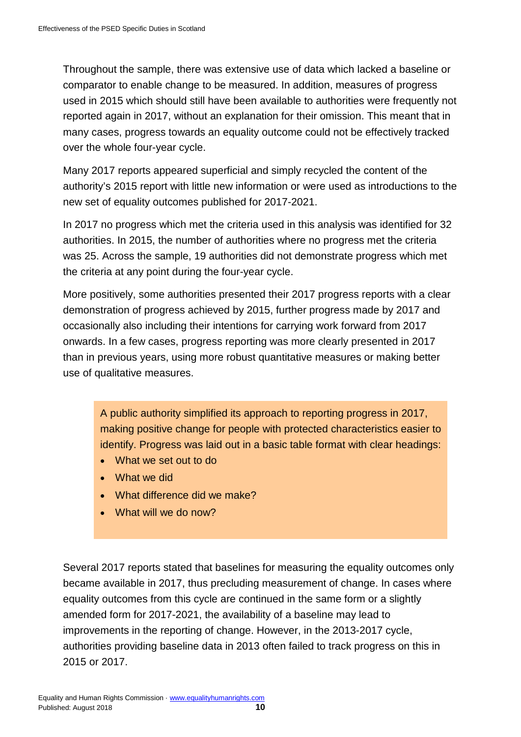Throughout the sample, there was extensive use of data which lacked a baseline or comparator to enable change to be measured. In addition, measures of progress used in 2015 which should still have been available to authorities were frequently not reported again in 2017, without an explanation for their omission. This meant that in many cases, progress towards an equality outcome could not be effectively tracked over the whole four-year cycle.

Many 2017 reports appeared superficial and simply recycled the content of the authority's 2015 report with little new information or were used as introductions to the new set of equality outcomes published for 2017-2021.

In 2017 no progress which met the criteria used in this analysis was identified for 32 authorities. In 2015, the number of authorities where no progress met the criteria was 25. Across the sample, 19 authorities did not demonstrate progress which met the criteria at any point during the four-year cycle.

More positively, some authorities presented their 2017 progress reports with a clear demonstration of progress achieved by 2015, further progress made by 2017 and occasionally also including their intentions for carrying work forward from 2017 onwards. In a few cases, progress reporting was more clearly presented in 2017 than in previous years, using more robust quantitative measures or making better use of qualitative measures.

> A public authority simplified its approach to reporting progress in 2017, making positive change for people with protected characteristics easier to identify. Progress was laid out in a basic table format with clear headings:
>
> - What we set out to do
> - What we did
> - What difference did we make?
> - What will we do now?

Several 2017 reports stated that baselines for measuring the equality outcomes only became available in 2017, thus precluding measurement of change. In cases where equality outcomes from this cycle are continued in the same form or a slightly amended form for 2017-2021, the availability of a baseline may lead to improvements in the reporting of change. However, in the 2013-2017 cycle, authorities providing baseline data in 2013 often failed to track progress on this in 2015 or 2017.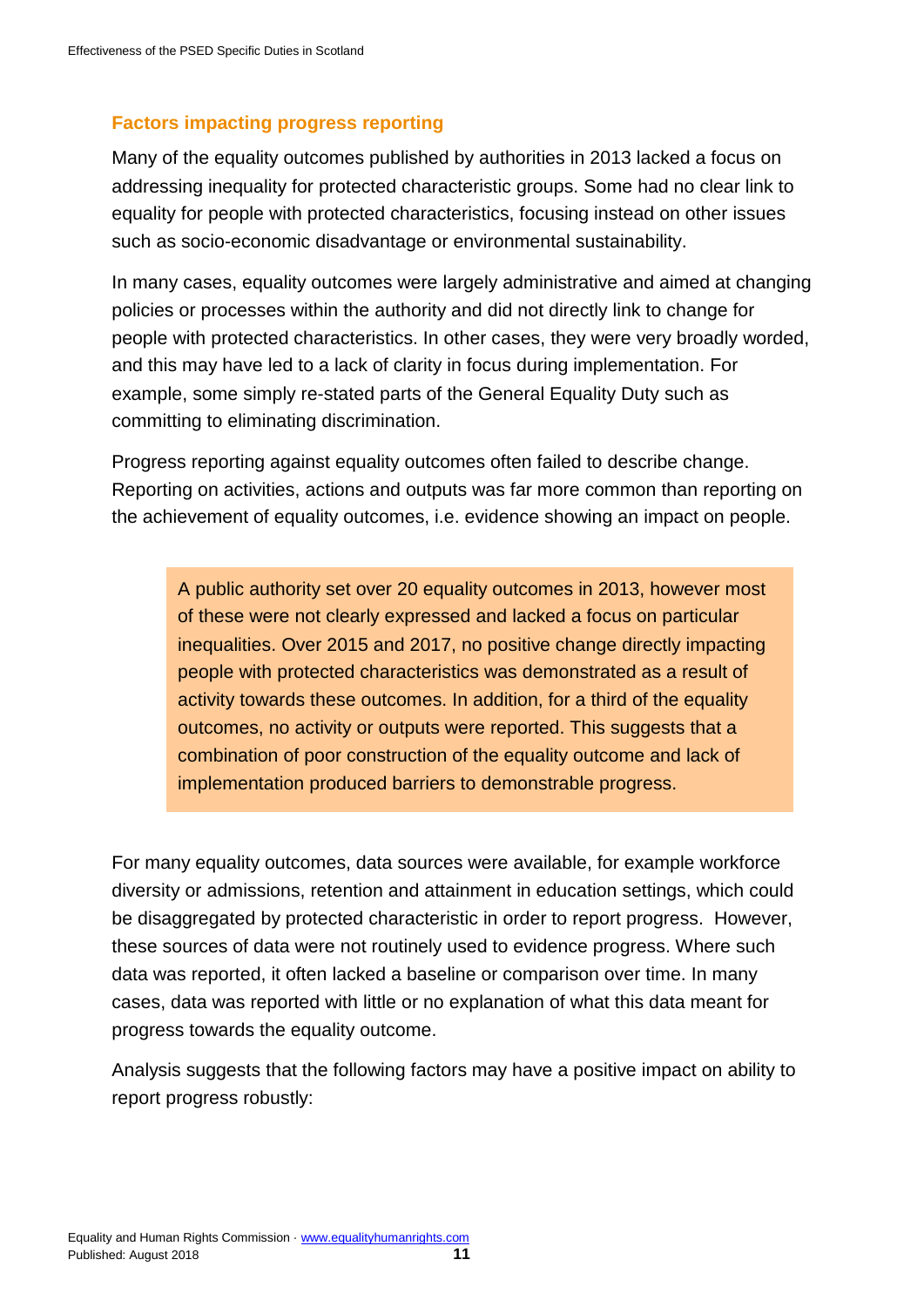### Factors impacting progress reporting

Many of the equality outcomes published by authorities in 2013 lacked a focus on addressing inequality for protected characteristic groups. Some had no clear link to equality for people with protected characteristics, focusing instead on other issues such as socio-economic disadvantage or environmental sustainability.

In many cases, equality outcomes were largely administrative and aimed at changing policies or processes within the authority and did not directly link to change for people with protected characteristics. In other cases, they were very broadly worded, and this may have led to a lack of clarity in focus during implementation. For example, some simply re-stated parts of the General Equality Duty such as committing to eliminating discrimination.

Progress reporting against equality outcomes often failed to describe change. Reporting on activities, actions and outputs was far more common than reporting on the achievement of equality outcomes, i.e. evidence showing an impact on people.

> A public authority set over 20 equality outcomes in 2013, however most of these were not clearly expressed and lacked a focus on particular inequalities. Over 2015 and 2017, no positive change directly impacting people with protected characteristics was demonstrated as a result of activity towards these outcomes. In addition, for a third of the equality outcomes, no activity or outputs were reported. This suggests that a combination of poor construction of the equality outcome and lack of implementation produced barriers to demonstrable progress.

For many equality outcomes, data sources were available, for example workforce diversity or admissions, retention and attainment in education settings, which could be disaggregated by protected characteristic in order to report progress. However, these sources of data were not routinely used to evidence progress. Where such data was reported, it often lacked a baseline or comparison over time. In many cases, data was reported with little or no explanation of what this data meant for progress towards the equality outcome.

Analysis suggests that the following factors may have a positive impact on ability to report progress robustly: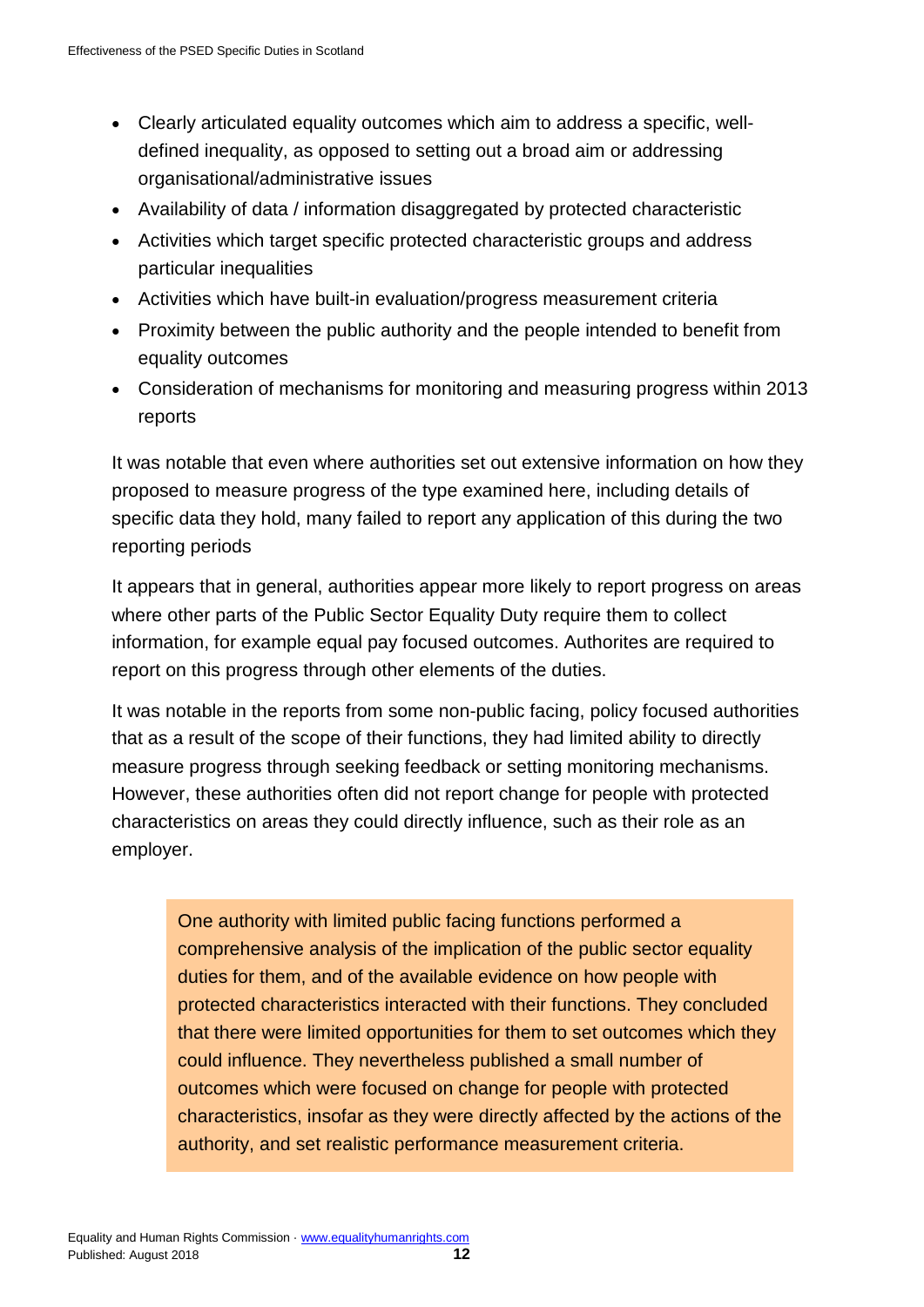- Clearly articulated equality outcomes which aim to address a specific, well-defined inequality, as opposed to setting out a broad aim or addressing organisational/administrative issues
- Availability of data / information disaggregated by protected characteristic
- Activities which target specific protected characteristic groups and address particular inequalities
- Activities which have built-in evaluation/progress measurement criteria
- Proximity between the public authority and the people intended to benefit from equality outcomes
- Consideration of mechanisms for monitoring and measuring progress within 2013 reports

It was notable that even where authorities set out extensive information on how they proposed to measure progress of the type examined here, including details of specific data they hold, many failed to report any application of this during the two reporting periods

It appears that in general, authorities appear more likely to report progress on areas where other parts of the Public Sector Equality Duty require them to collect information, for example equal pay focused outcomes. Authorites are required to report on this progress through other elements of the duties.

It was notable in the reports from some non-public facing, policy focused authorities that as a result of the scope of their functions, they had limited ability to directly measure progress through seeking feedback or setting monitoring mechanisms. However, these authorities often did not report change for people with protected characteristics on areas they could directly influence, such as their role as an employer.

> One authority with limited public facing functions performed a comprehensive analysis of the implication of the public sector equality duties for them, and of the available evidence on how people with protected characteristics interacted with their functions. They concluded that there were limited opportunities for them to set outcomes which they could influence. They nevertheless published a small number of outcomes which were focused on change for people with protected characteristics, insofar as they were directly affected by the actions of the authority, and set realistic performance measurement criteria.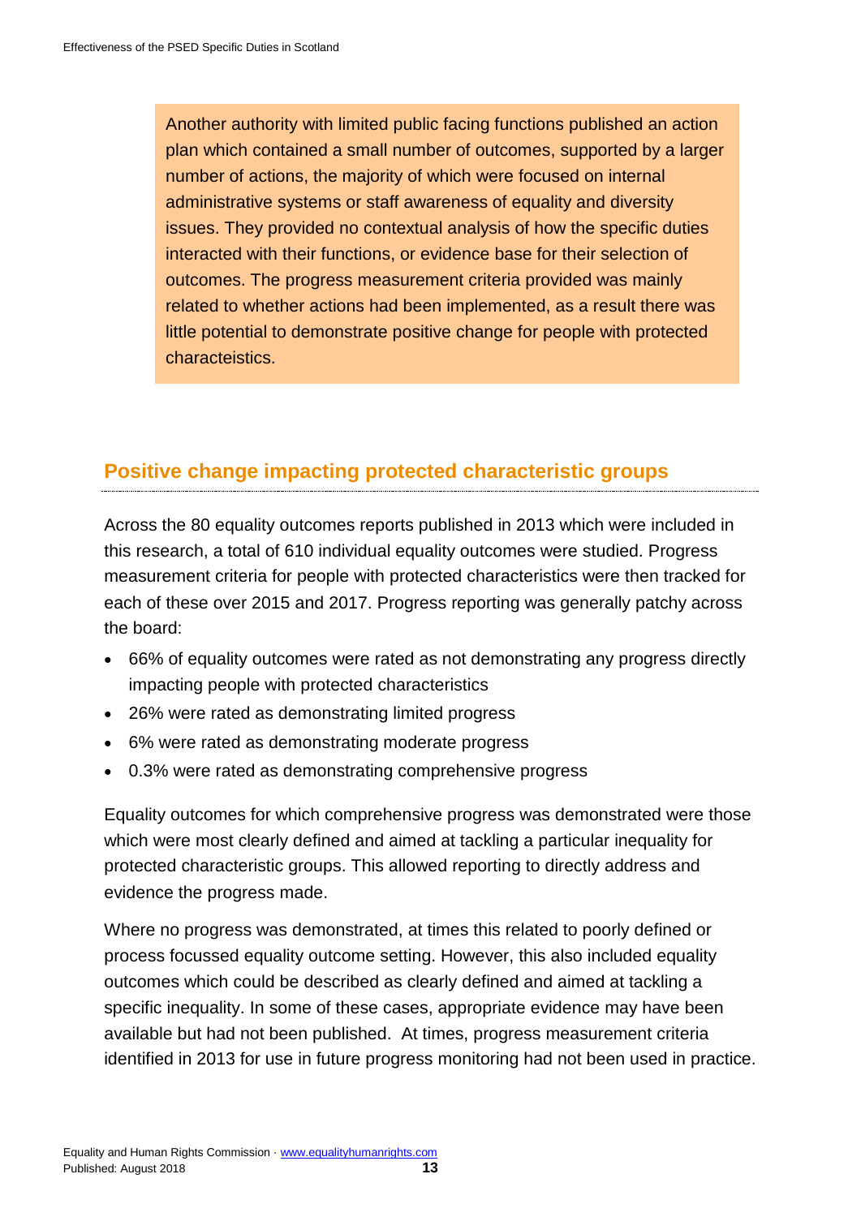> Another authority with limited public facing functions published an action plan which contained a small number of outcomes, supported by a larger number of actions, the majority of which were focused on internal administrative systems or staff awareness of equality and diversity issues. They provided no contextual analysis of how the specific duties interacted with their functions, or evidence base for their selection of outcomes. The progress measurement criteria provided was mainly related to whether actions had been implemented, as a result there was little potential to demonstrate positive change for people with protected characteistics.

## Positive change impacting protected characteristic groups

Across the 80 equality outcomes reports published in 2013 which were included in this research, a total of 610 individual equality outcomes were studied. Progress measurement criteria for people with protected characteristics were then tracked for each of these over 2015 and 2017. Progress reporting was generally patchy across the board:

- 66% of equality outcomes were rated as not demonstrating any progress directly impacting people with protected characteristics
- 26% were rated as demonstrating limited progress
- 6% were rated as demonstrating moderate progress
- 0.3% were rated as demonstrating comprehensive progress

Equality outcomes for which comprehensive progress was demonstrated were those which were most clearly defined and aimed at tackling a particular inequality for protected characteristic groups. This allowed reporting to directly address and evidence the progress made.

Where no progress was demonstrated, at times this related to poorly defined or process focussed equality outcome setting. However, this also included equality outcomes which could be described as clearly defined and aimed at tackling a specific inequality. In some of these cases, appropriate evidence may have been available but had not been published. At times, progress measurement criteria identified in 2013 for use in future progress monitoring had not been used in practice.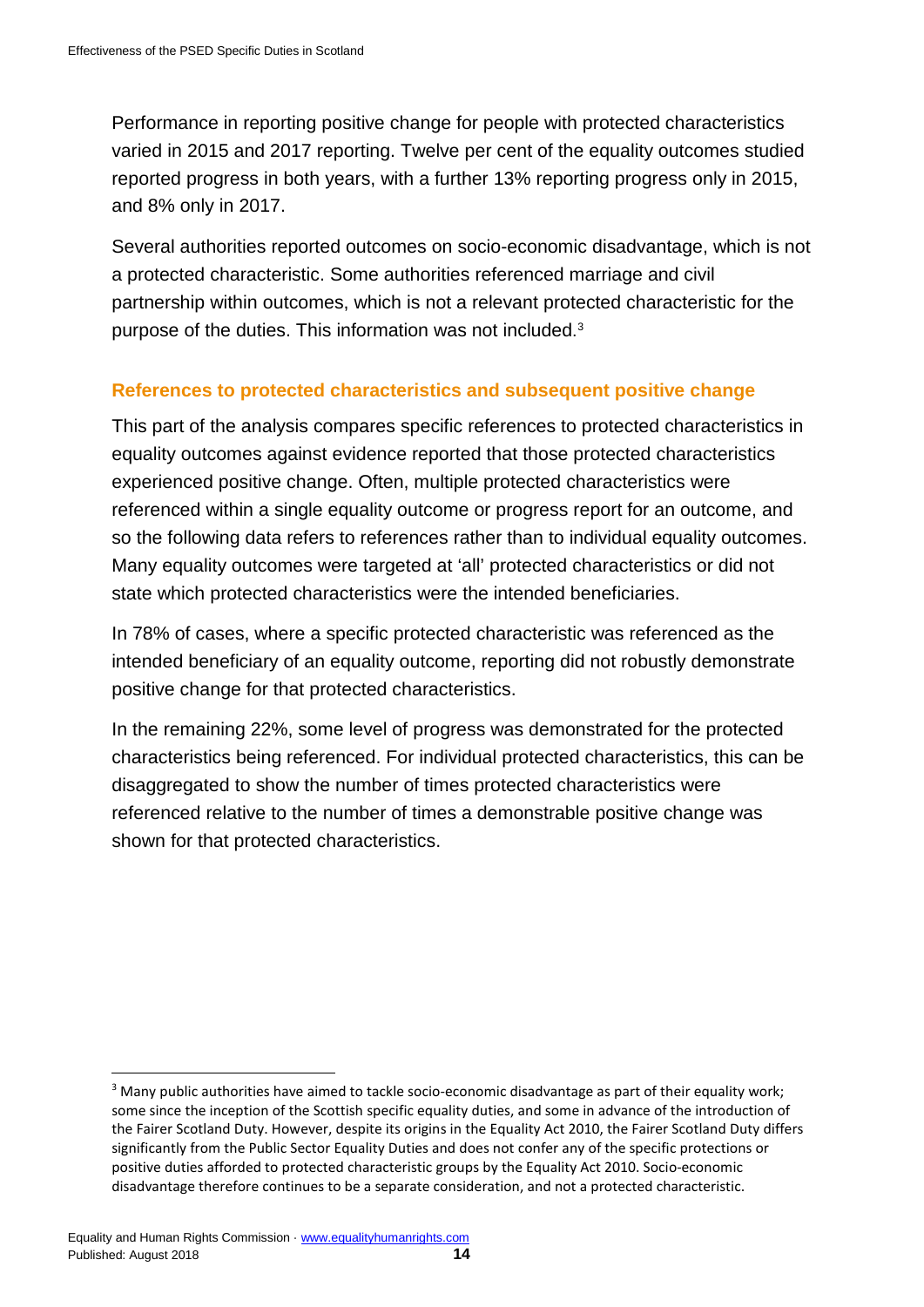Performance in reporting positive change for people with protected characteristics varied in 2015 and 2017 reporting. Twelve per cent of the equality outcomes studied reported progress in both years, with a further 13% reporting progress only in 2015, and 8% only in 2017.

Several authorities reported outcomes on socio-economic disadvantage, which is not a protected characteristic. Some authorities referenced marriage and civil partnership within outcomes, which is not a relevant protected characteristic for the purpose of the duties. This information was not included.[3]

### References to protected characteristics and subsequent positive change

This part of the analysis compares specific references to protected characteristics in equality outcomes against evidence reported that those protected characteristics experienced positive change. Often, multiple protected characteristics were referenced within a single equality outcome or progress report for an outcome, and so the following data refers to references rather than to individual equality outcomes. Many equality outcomes were targeted at 'all' protected characteristics or did not state which protected characteristics were the intended beneficiaries.

In 78% of cases, where a specific protected characteristic was referenced as the intended beneficiary of an equality outcome, reporting did not robustly demonstrate positive change for that protected characteristics.

In the remaining 22%, some level of progress was demonstrated for the protected characteristics being referenced. For individual protected characteristics, this can be disaggregated to show the number of times protected characteristics were referenced relative to the number of times a demonstrable positive change was shown for that protected characteristics.

---

[3] Many public authorities have aimed to tackle socio-economic disadvantage as part of their equality work; some since the inception of the Scottish specific equality duties, and some in advance of the introduction of the Fairer Scotland Duty. However, despite its origins in the Equality Act 2010, the Fairer Scotland Duty differs significantly from the Public Sector Equality Duties and does not confer any of the specific protections or positive duties afforded to protected characteristic groups by the Equality Act 2010. Socio-economic disadvantage therefore continues to be a separate consideration, and not a protected characteristic.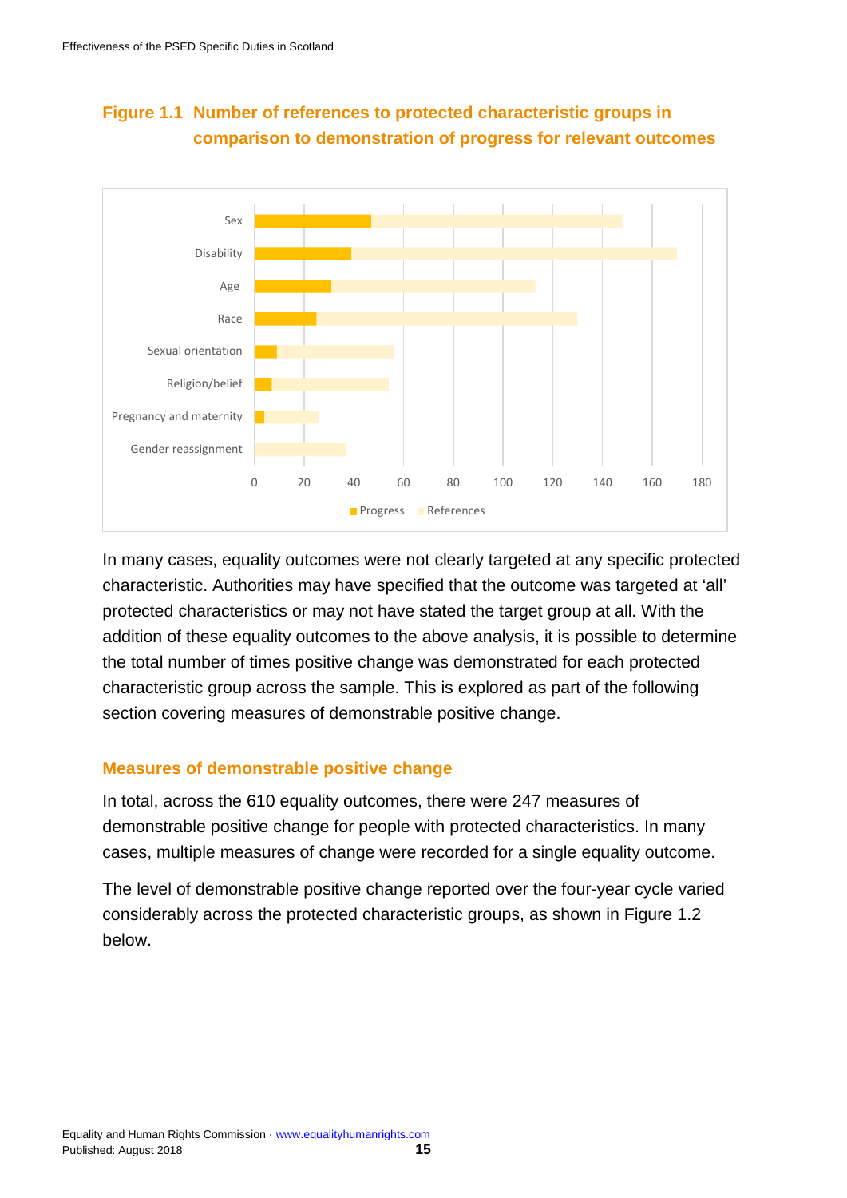**Figure 1.1 Number of references to protected characteristic groups in comparison to demonstration of progress for relevant outcomes**

In many cases, equality outcomes were not clearly targeted at any specific protected characteristic. Authorities may have specified that the outcome was targeted at 'all' protected characteristics or may not have stated the target group at all. With the addition of these equality outcomes to the above analysis, it is possible to determine the total number of times positive change was demonstrated for each protected characteristic group across the sample. This is explored as part of the following section covering measures of demonstrable positive change.

## Measures of demonstrable positive change

In total, across the 610 equality outcomes, there were 247 measures of demonstrable positive change for people with protected characteristics. In many cases, multiple measures of change were recorded for a single equality outcome.

The level of demonstrable positive change reported over the four-year cycle varied considerably across the protected characteristic groups, as shown in Figure 1.2 below.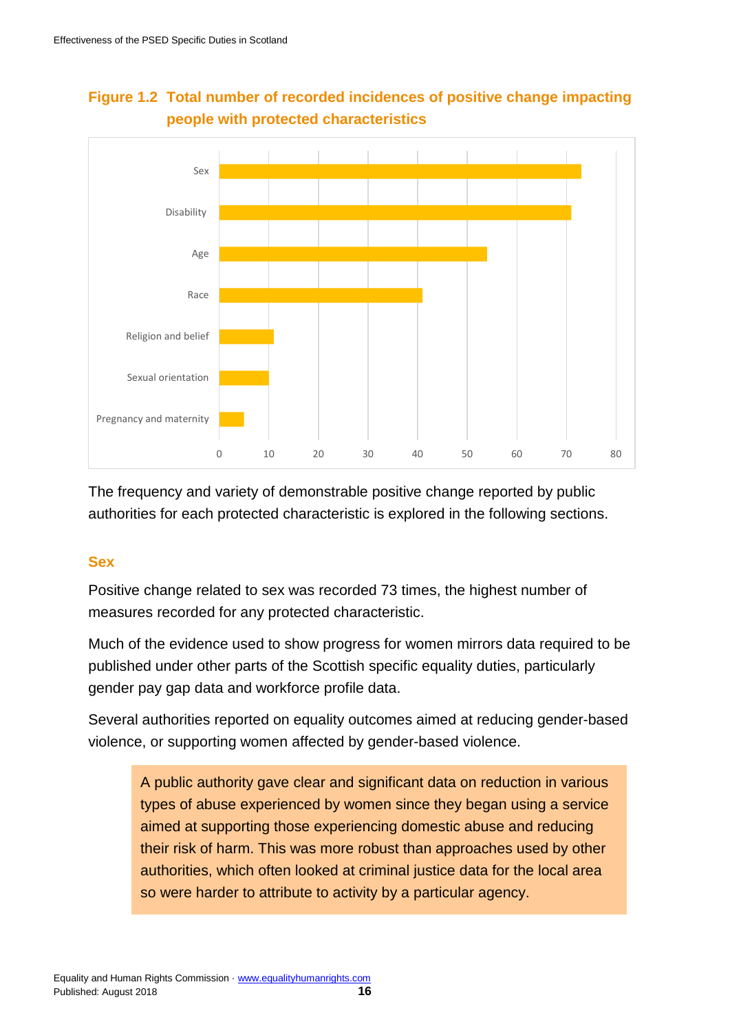**Figure 1.2 Total number of recorded incidences of positive change impacting people with protected characteristics**

The frequency and variety of demonstrable positive change reported by public authorities for each protected characteristic is explored in the following sections.

## Sex

Positive change related to sex was recorded 73 times, the highest number of measures recorded for any protected characteristic.

Much of the evidence used to show progress for women mirrors data required to be published under other parts of the Scottish specific equality duties, particularly gender pay gap data and workforce profile data.

Several authorities reported on equality outcomes aimed at reducing gender-based violence, or supporting women affected by gender-based violence.

> A public authority gave clear and significant data on reduction in various types of abuse experienced by women since they began using a service aimed at supporting those experiencing domestic abuse and reducing their risk of harm. This was more robust than approaches used by other authorities, which often looked at criminal justice data for the local area so were harder to attribute to activity by a particular agency.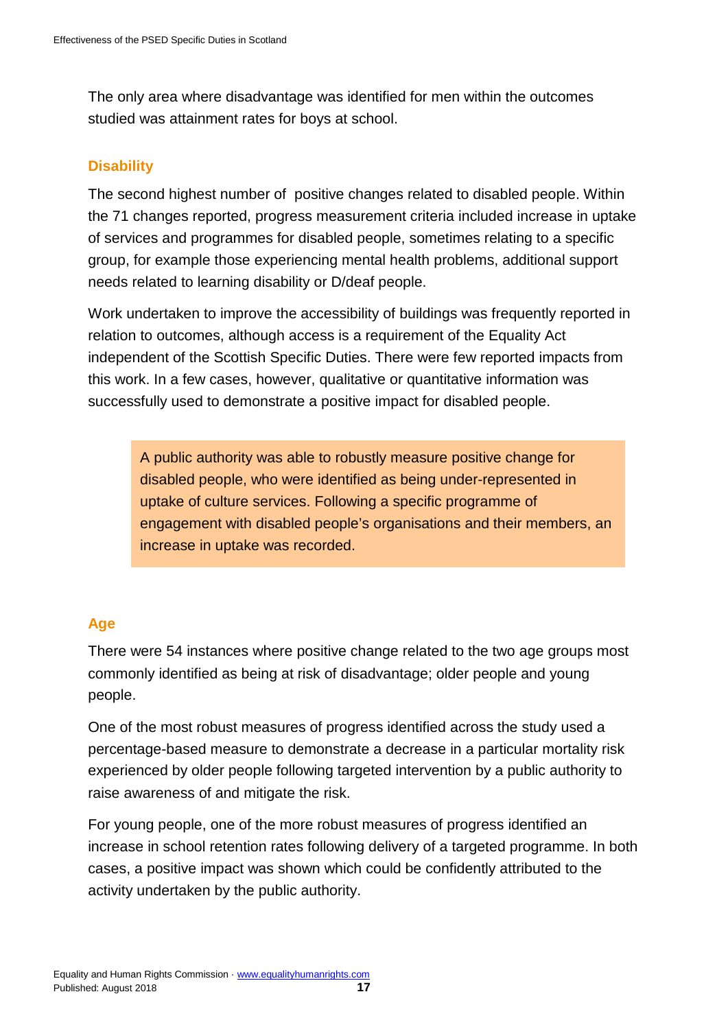The only area where disadvantage was identified for men within the outcomes studied was attainment rates for boys at school.

### Disability

The second highest number of  positive changes related to disabled people. Within the 71 changes reported, progress measurement criteria included increase in uptake of services and programmes for disabled people, sometimes relating to a specific group, for example those experiencing mental health problems, additional support needs related to learning disability or D/deaf people.

Work undertaken to improve the accessibility of buildings was frequently reported in relation to outcomes, although access is a requirement of the Equality Act independent of the Scottish Specific Duties. There were few reported impacts from this work. In a few cases, however, qualitative or quantitative information was successfully used to demonstrate a positive impact for disabled people.

> A public authority was able to robustly measure positive change for disabled people, who were identified as being under-represented in uptake of culture services. Following a specific programme of engagement with disabled people's organisations and their members, an increase in uptake was recorded.

### Age

There were 54 instances where positive change related to the two age groups most commonly identified as being at risk of disadvantage; older people and young people.

One of the most robust measures of progress identified across the study used a percentage-based measure to demonstrate a decrease in a particular mortality risk experienced by older people following targeted intervention by a public authority to raise awareness of and mitigate the risk.

For young people, one of the more robust measures of progress identified an increase in school retention rates following delivery of a targeted programme. In both cases, a positive impact was shown which could be confidently attributed to the activity undertaken by the public authority.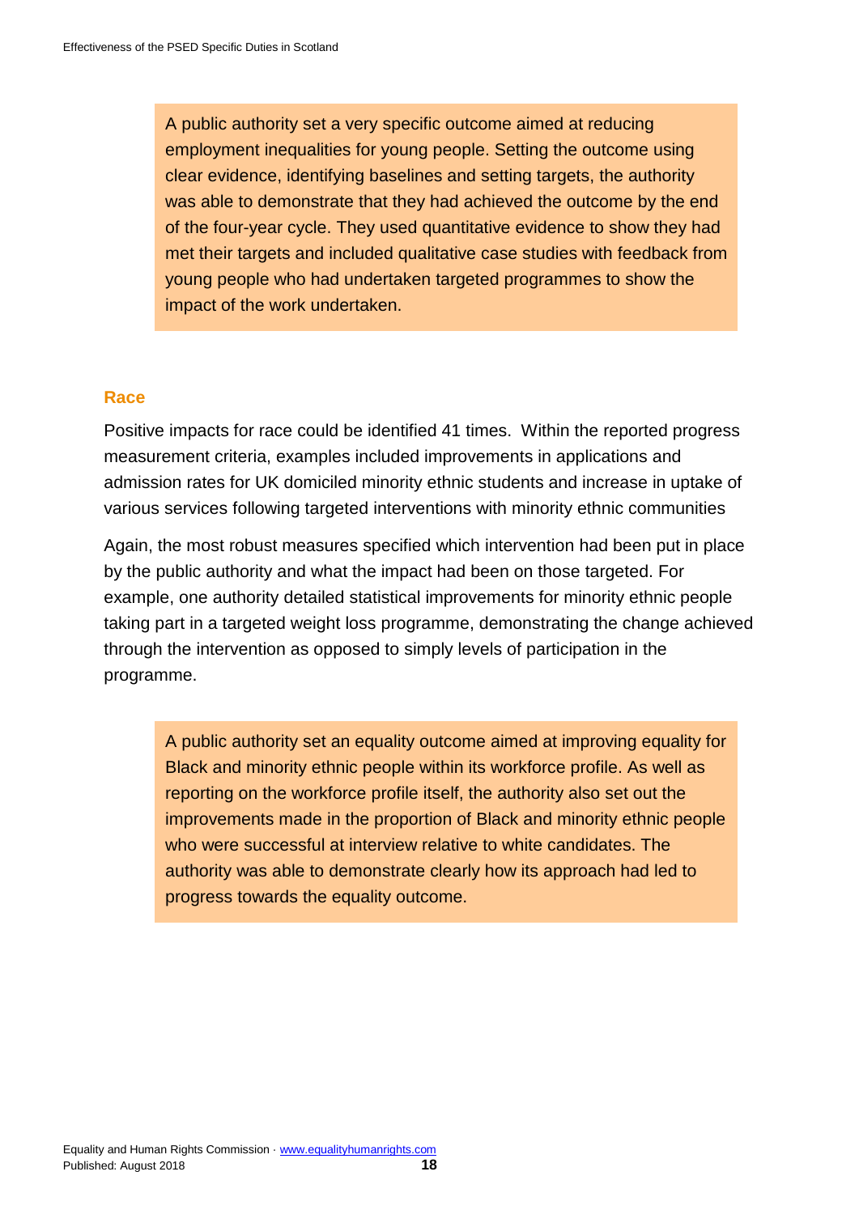> A public authority set a very specific outcome aimed at reducing employment inequalities for young people. Setting the outcome using clear evidence, identifying baselines and setting targets, the authority was able to demonstrate that they had achieved the outcome by the end of the four-year cycle. They used quantitative evidence to show they had met their targets and included qualitative case studies with feedback from young people who had undertaken targeted programmes to show the impact of the work undertaken.

### Race

Positive impacts for race could be identified 41 times. Within the reported progress measurement criteria, examples included improvements in applications and admission rates for UK domiciled minority ethnic students and increase in uptake of various services following targeted interventions with minority ethnic communities

Again, the most robust measures specified which intervention had been put in place by the public authority and what the impact had been on those targeted. For example, one authority detailed statistical improvements for minority ethnic people taking part in a targeted weight loss programme, demonstrating the change achieved through the intervention as opposed to simply levels of participation in the programme.

> A public authority set an equality outcome aimed at improving equality for Black and minority ethnic people within its workforce profile. As well as reporting on the workforce profile itself, the authority also set out the improvements made in the proportion of Black and minority ethnic people who were successful at interview relative to white candidates. The authority was able to demonstrate clearly how its approach had led to progress towards the equality outcome.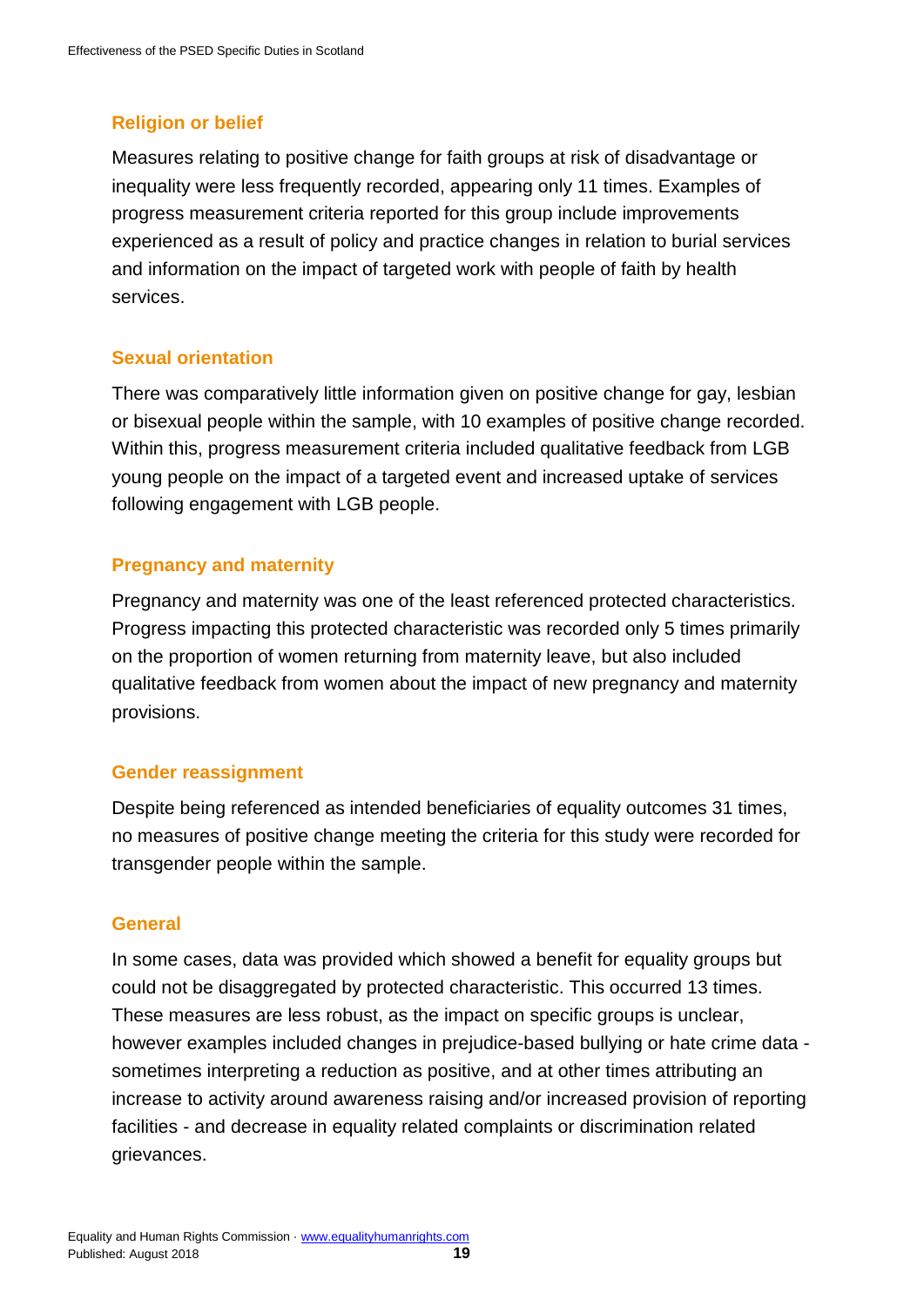### Religion or belief

Measures relating to positive change for faith groups at risk of disadvantage or inequality were less frequently recorded, appearing only 11 times. Examples of progress measurement criteria reported for this group include improvements experienced as a result of policy and practice changes in relation to burial services and information on the impact of targeted work with people of faith by health services.

### Sexual orientation

There was comparatively little information given on positive change for gay, lesbian or bisexual people within the sample, with 10 examples of positive change recorded. Within this, progress measurement criteria included qualitative feedback from LGB young people on the impact of a targeted event and increased uptake of services following engagement with LGB people.

### Pregnancy and maternity

Pregnancy and maternity was one of the least referenced protected characteristics. Progress impacting this protected characteristic was recorded only 5 times primarily on the proportion of women returning from maternity leave, but also included qualitative feedback from women about the impact of new pregnancy and maternity provisions.

### Gender reassignment

Despite being referenced as intended beneficiaries of equality outcomes 31 times, no measures of positive change meeting the criteria for this study were recorded for transgender people within the sample.

### General

In some cases, data was provided which showed a benefit for equality groups but could not be disaggregated by protected characteristic. This occurred 13 times. These measures are less robust, as the impact on specific groups is unclear, however examples included changes in prejudice-based bullying or hate crime data - sometimes interpreting a reduction as positive, and at other times attributing an increase to activity around awareness raising and/or increased provision of reporting facilities - and decrease in equality related complaints or discrimination related grievances.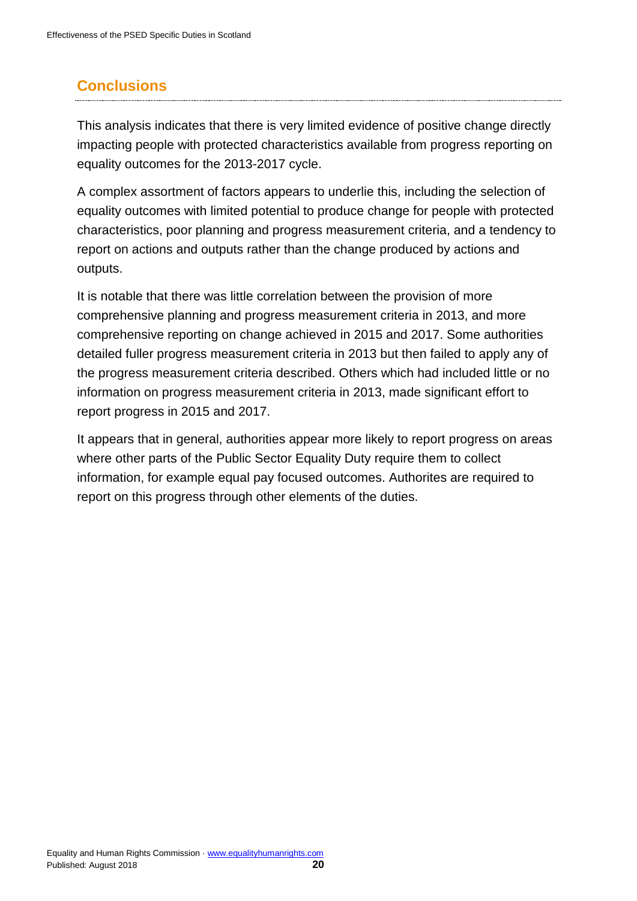## Conclusions

This analysis indicates that there is very limited evidence of positive change directly impacting people with protected characteristics available from progress reporting on equality outcomes for the 2013-2017 cycle.

A complex assortment of factors appears to underlie this, including the selection of equality outcomes with limited potential to produce change for people with protected characteristics, poor planning and progress measurement criteria, and a tendency to report on actions and outputs rather than the change produced by actions and outputs.

It is notable that there was little correlation between the provision of more comprehensive planning and progress measurement criteria in 2013, and more comprehensive reporting on change achieved in 2015 and 2017. Some authorities detailed fuller progress measurement criteria in 2013 but then failed to apply any of the progress measurement criteria described. Others which had included little or no information on progress measurement criteria in 2013, made significant effort to report progress in 2015 and 2017.

It appears that in general, authorities appear more likely to report progress on areas where other parts of the Public Sector Equality Duty require them to collect information, for example equal pay focused outcomes. Authorites are required to report on this progress through other elements of the duties.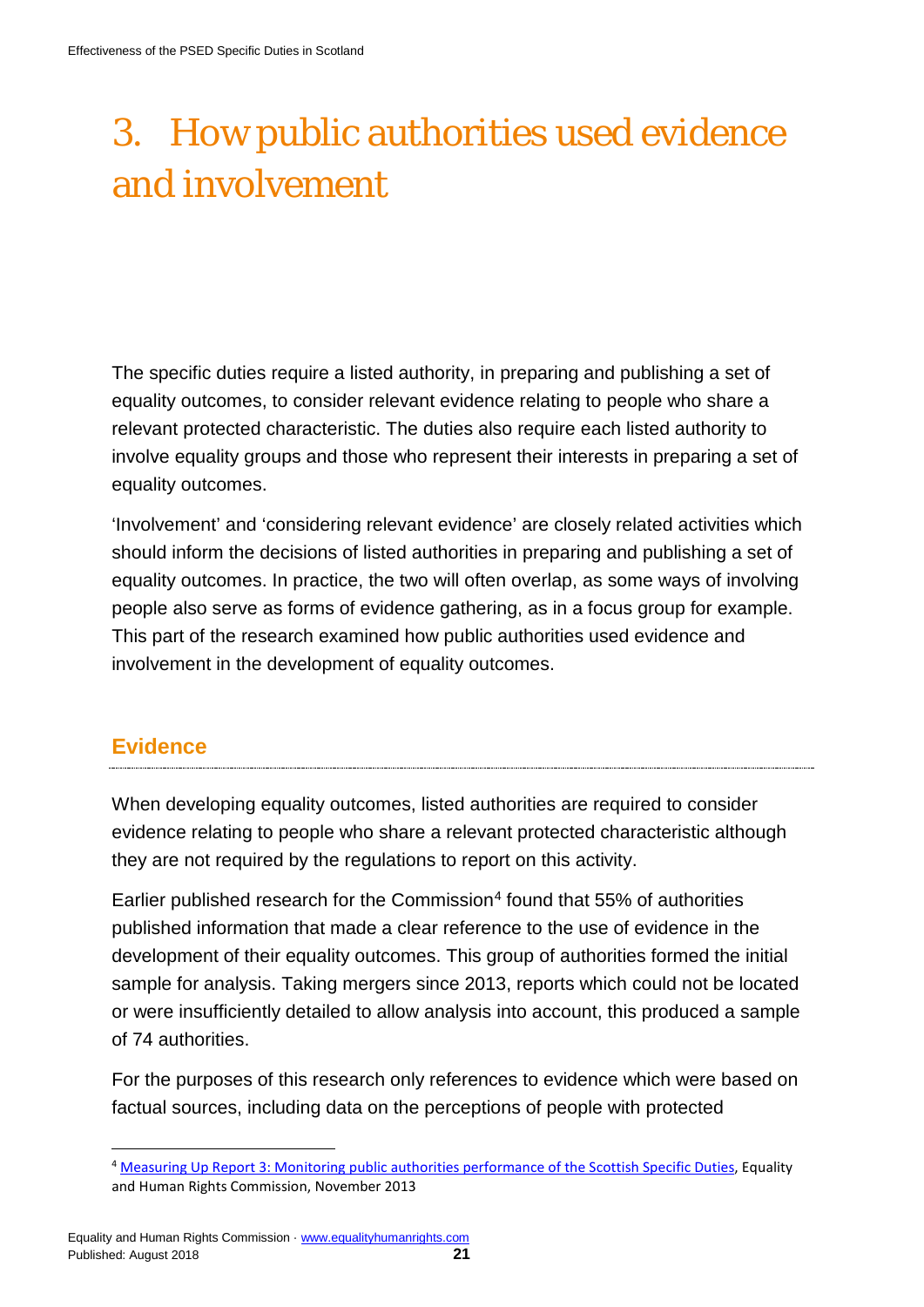# 3. How public authorities used evidence and involvement

The specific duties require a listed authority, in preparing and publishing a set of equality outcomes, to consider relevant evidence relating to people who share a relevant protected characteristic. The duties also require each listed authority to involve equality groups and those who represent their interests in preparing a set of equality outcomes.

'Involvement' and 'considering relevant evidence' are closely related activities which should inform the decisions of listed authorities in preparing and publishing a set of equality outcomes. In practice, the two will often overlap, as some ways of involving people also serve as forms of evidence gathering, as in a focus group for example. This part of the research examined how public authorities used evidence and involvement in the development of equality outcomes.

## Evidence

When developing equality outcomes, listed authorities are required to consider evidence relating to people who share a relevant protected characteristic although they are not required by the regulations to report on this activity.

Earlier published research for the Commission[4] found that 55% of authorities published information that made a clear reference to the use of evidence in the development of their equality outcomes. This group of authorities formed the initial sample for analysis. Taking mergers since 2013, reports which could not be located or were insufficiently detailed to allow analysis into account, this produced a sample of 74 authorities.

For the purposes of this research only references to evidence which were based on factual sources, including data on the perceptions of people with protected

[4] Measuring Up Report 3: Monitoring public authorities performance of the Scottish Specific Duties, Equality and Human Rights Commission, November 2013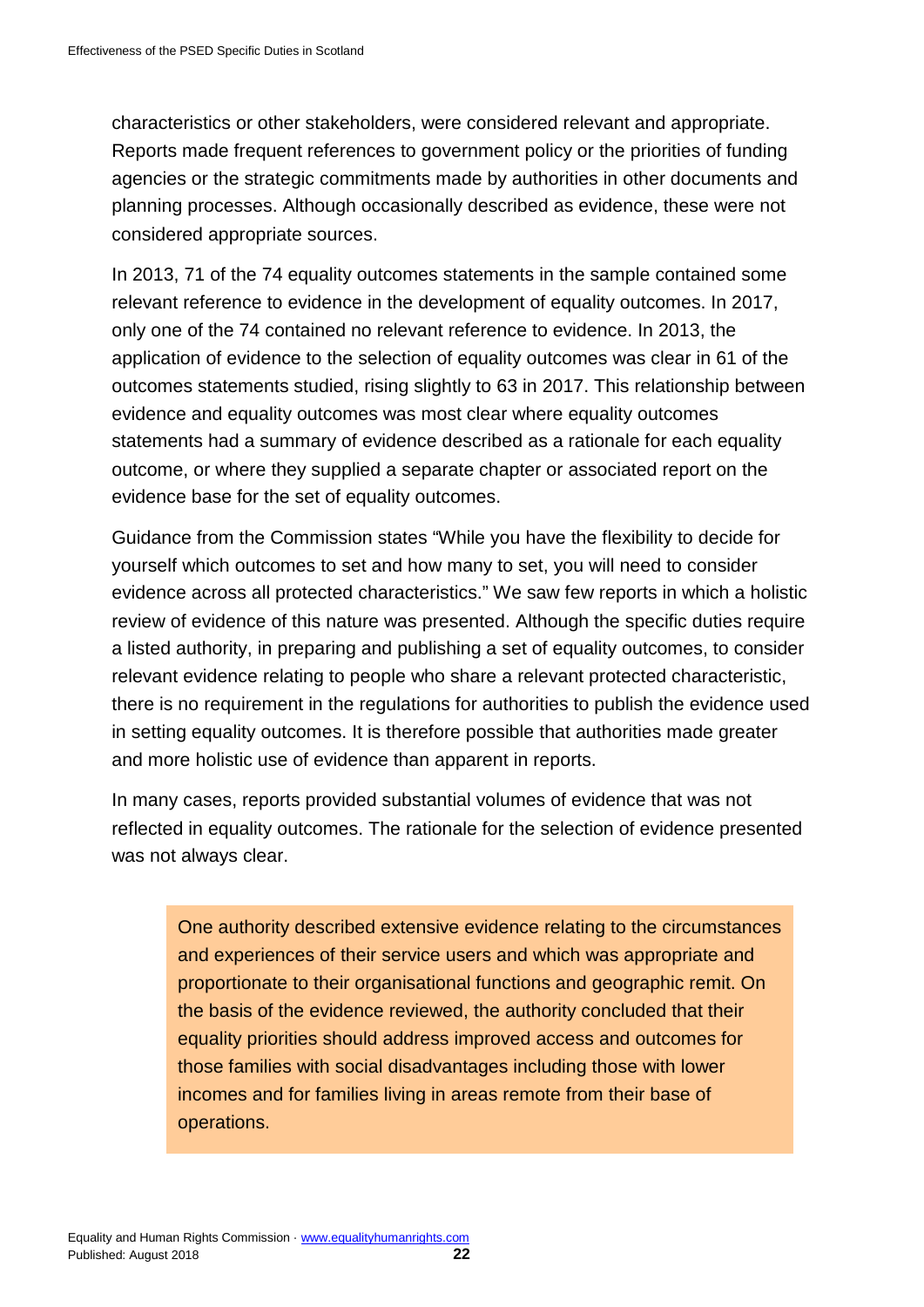characteristics or other stakeholders, were considered relevant and appropriate. Reports made frequent references to government policy or the priorities of funding agencies or the strategic commitments made by authorities in other documents and planning processes. Although occasionally described as evidence, these were not considered appropriate sources.

In 2013, 71 of the 74 equality outcomes statements in the sample contained some relevant reference to evidence in the development of equality outcomes. In 2017, only one of the 74 contained no relevant reference to evidence. In 2013, the application of evidence to the selection of equality outcomes was clear in 61 of the outcomes statements studied, rising slightly to 63 in 2017. This relationship between evidence and equality outcomes was most clear where equality outcomes statements had a summary of evidence described as a rationale for each equality outcome, or where they supplied a separate chapter or associated report on the evidence base for the set of equality outcomes.

Guidance from the Commission states "While you have the flexibility to decide for yourself which outcomes to set and how many to set, you will need to consider evidence across all protected characteristics." We saw few reports in which a holistic review of evidence of this nature was presented. Although the specific duties require a listed authority, in preparing and publishing a set of equality outcomes, to consider relevant evidence relating to people who share a relevant protected characteristic, there is no requirement in the regulations for authorities to publish the evidence used in setting equality outcomes. It is therefore possible that authorities made greater and more holistic use of evidence than apparent in reports.

In many cases, reports provided substantial volumes of evidence that was not reflected in equality outcomes. The rationale for the selection of evidence presented was not always clear.

> One authority described extensive evidence relating to the circumstances and experiences of their service users and which was appropriate and proportionate to their organisational functions and geographic remit. On the basis of the evidence reviewed, the authority concluded that their equality priorities should address improved access and outcomes for those families with social disadvantages including those with lower incomes and for families living in areas remote from their base of operations.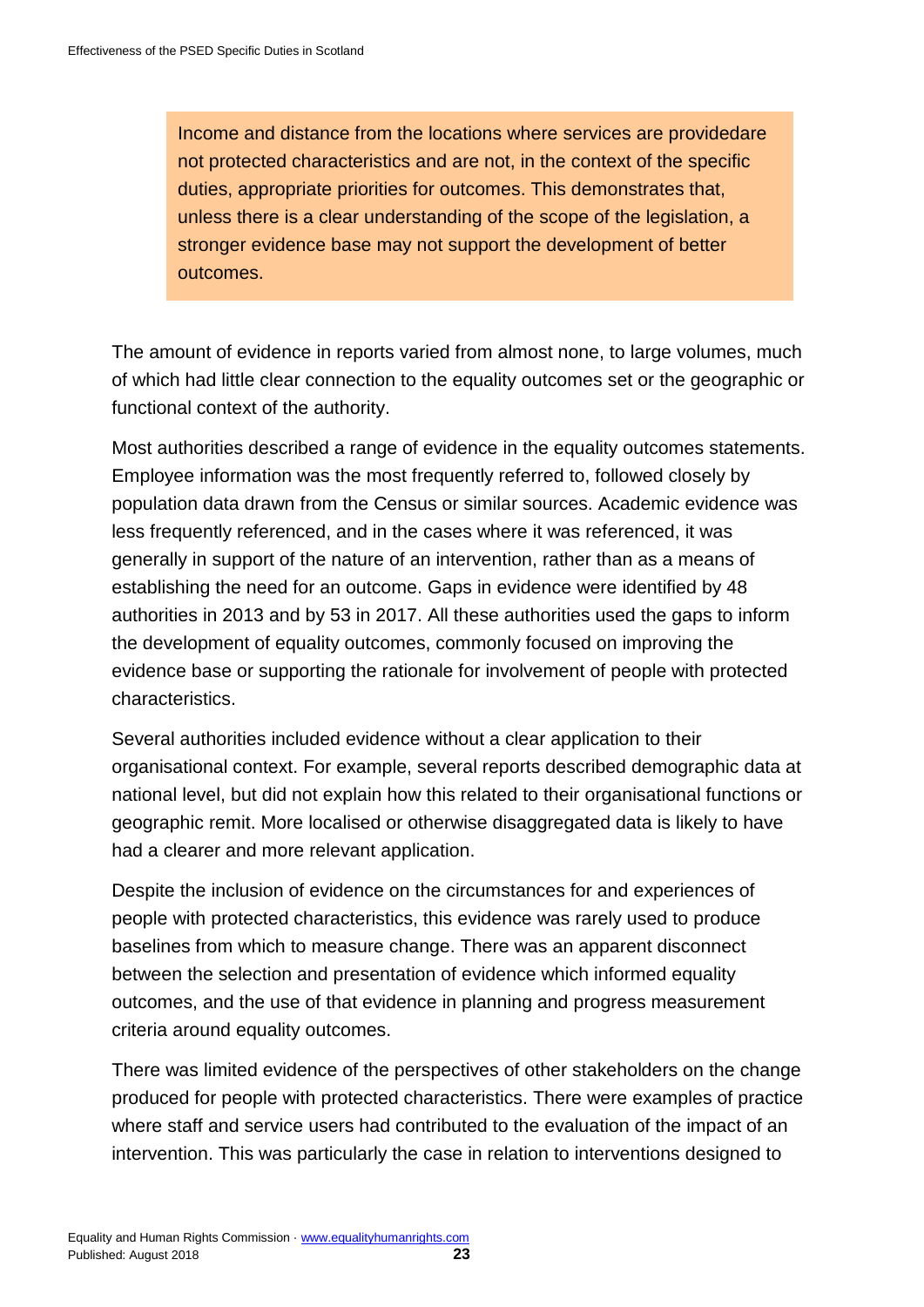> Income and distance from the locations where services are providedare not protected characteristics and are not, in the context of the specific duties, appropriate priorities for outcomes. This demonstrates that, unless there is a clear understanding of the scope of the legislation, a stronger evidence base may not support the development of better outcomes.

The amount of evidence in reports varied from almost none, to large volumes, much of which had little clear connection to the equality outcomes set or the geographic or functional context of the authority.

Most authorities described a range of evidence in the equality outcomes statements. Employee information was the most frequently referred to, followed closely by population data drawn from the Census or similar sources. Academic evidence was less frequently referenced, and in the cases where it was referenced, it was generally in support of the nature of an intervention, rather than as a means of establishing the need for an outcome. Gaps in evidence were identified by 48 authorities in 2013 and by 53 in 2017. All these authorities used the gaps to inform the development of equality outcomes, commonly focused on improving the evidence base or supporting the rationale for involvement of people with protected characteristics.

Several authorities included evidence without a clear application to their organisational context. For example, several reports described demographic data at national level, but did not explain how this related to their organisational functions or geographic remit. More localised or otherwise disaggregated data is likely to have had a clearer and more relevant application.

Despite the inclusion of evidence on the circumstances for and experiences of people with protected characteristics, this evidence was rarely used to produce baselines from which to measure change. There was an apparent disconnect between the selection and presentation of evidence which informed equality outcomes, and the use of that evidence in planning and progress measurement criteria around equality outcomes.

There was limited evidence of the perspectives of other stakeholders on the change produced for people with protected characteristics. There were examples of practice where staff and service users had contributed to the evaluation of the impact of an intervention. This was particularly the case in relation to interventions designed to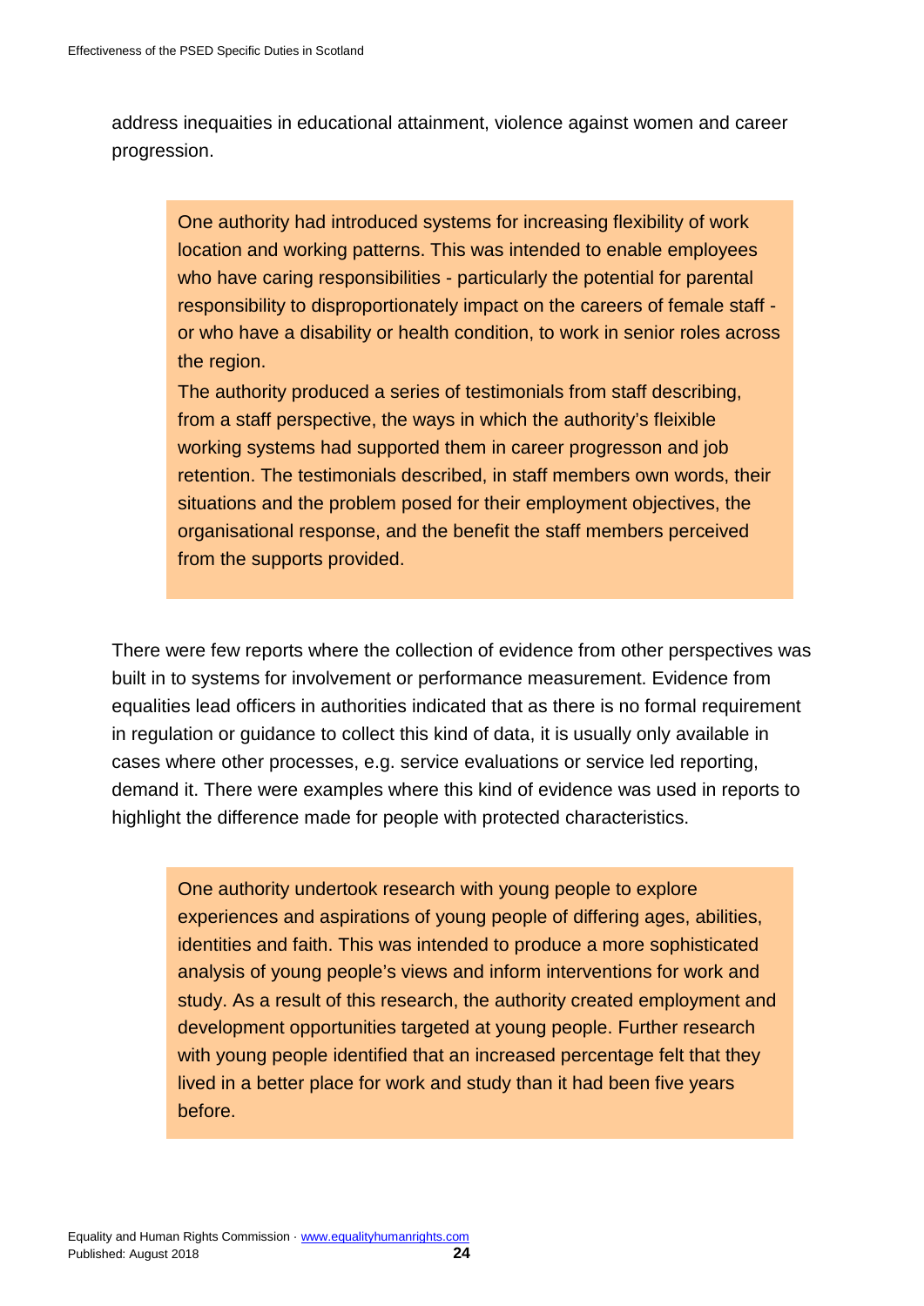address inequities in educational attainment, violence against women and career progression.

> One authority had introduced systems for increasing flexibility of work location and working patterns. This was intended to enable employees who have caring responsibilities - particularly the potential for parental responsibility to disproportionately impact on the careers of female staff - or who have a disability or health condition, to work in senior roles across the region.
>
> The authority produced a series of testimonials from staff describing, from a staff perspective, the ways in which the authority's fleixible working systems had supported them in career progresson and job retention. The testimonials described, in staff members own words, their situations and the problem posed for their employment objectives, the organisational response, and the benefit the staff members perceived from the supports provided.

There were few reports where the collection of evidence from other perspectives was built in to systems for involvement or performance measurement. Evidence from equalities lead officers in authorities indicated that as there is no formal requirement in regulation or guidance to collect this kind of data, it is usually only available in cases where other processes, e.g. service evaluations or service led reporting, demand it. There were examples where this kind of evidence was used in reports to highlight the difference made for people with protected characteristics.

> One authority undertook research with young people to explore experiences and aspirations of young people of differing ages, abilities, identities and faith. This was intended to produce a more sophisticated analysis of young people's views and inform interventions for work and study. As a result of this research, the authority created employment and development opportunities targeted at young people. Further research with young people identified that an increased percentage felt that they lived in a better place for work and study than it had been five years before.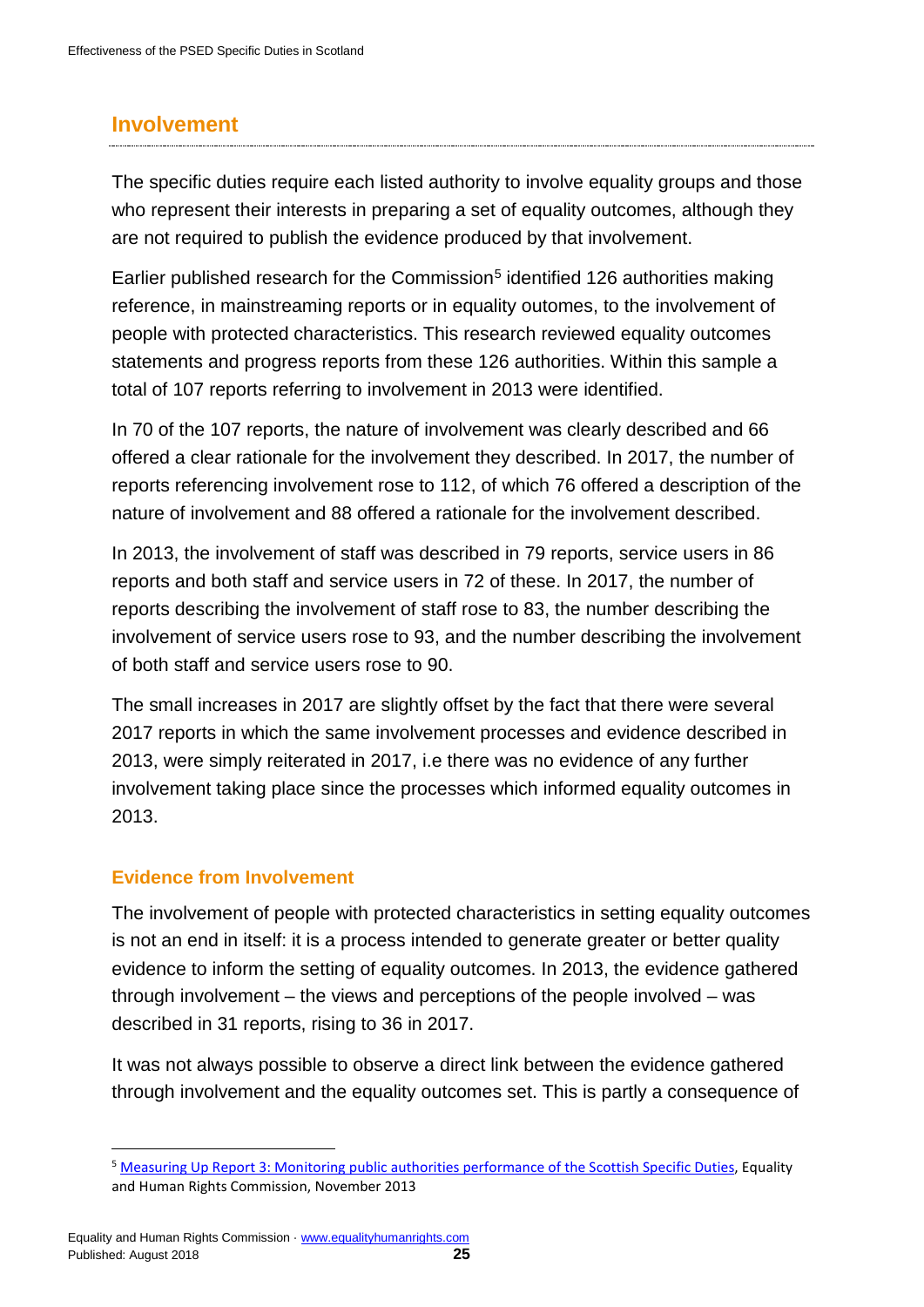## Involvement

The specific duties require each listed authority to involve equality groups and those who represent their interests in preparing a set of equality outcomes, although they are not required to publish the evidence produced by that involvement.

Earlier published research for the Commission[5] identified 126 authorities making reference, in mainstreaming reports or in equality outomes, to the involvement of people with protected characteristics. This research reviewed equality outcomes statements and progress reports from these 126 authorities. Within this sample a total of 107 reports referring to involvement in 2013 were identified.

In 70 of the 107 reports, the nature of involvement was clearly described and 66 offered a clear rationale for the involvement they described. In 2017, the number of reports referencing involvement rose to 112, of which 76 offered a description of the nature of involvement and 88 offered a rationale for the involvement described.

In 2013, the involvement of staff was described in 79 reports, service users in 86 reports and both staff and service users in 72 of these. In 2017, the number of reports describing the involvement of staff rose to 83, the number describing the involvement of service users rose to 93, and the number describing the involvement of both staff and service users rose to 90.

The small increases in 2017 are slightly offset by the fact that there were several 2017 reports in which the same involvement processes and evidence described in 2013, were simply reiterated in 2017, i.e there was no evidence of any further involvement taking place since the processes which informed equality outcomes in 2013.

### Evidence from Involvement

The involvement of people with protected characteristics in setting equality outcomes is not an end in itself: it is a process intended to generate greater or better quality evidence to inform the setting of equality outcomes. In 2013, the evidence gathered through involvement – the views and perceptions of the people involved – was described in 31 reports, rising to 36 in 2017.

It was not always possible to observe a direct link between the evidence gathered through involvement and the equality outcomes set. This is partly a consequence of

[5] Measuring Up Report 3: Monitoring public authorities performance of the Scottish Specific Duties, Equality and Human Rights Commission, November 2013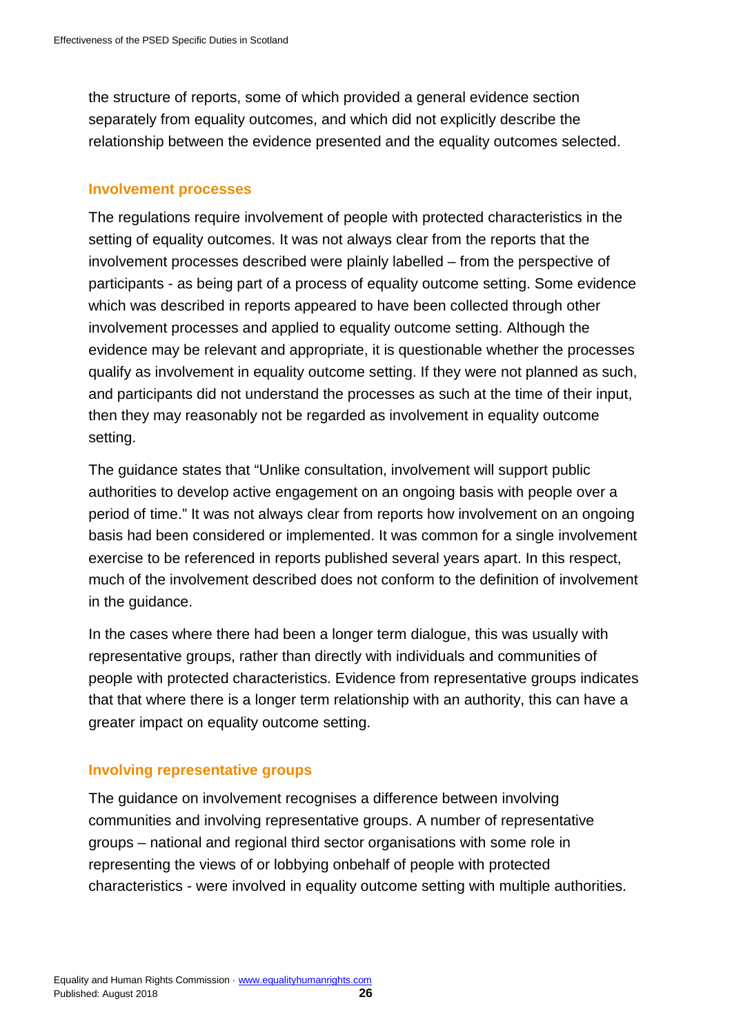the structure of reports, some of which provided a general evidence section separately from equality outcomes, and which did not explicitly describe the relationship between the evidence presented and the equality outcomes selected.

### Involvement processes

The regulations require involvement of people with protected characteristics in the setting of equality outcomes. It was not always clear from the reports that the involvement processes described were plainly labelled – from the perspective of participants - as being part of a process of equality outcome setting. Some evidence which was described in reports appeared to have been collected through other involvement processes and applied to equality outcome setting. Although the evidence may be relevant and appropriate, it is questionable whether the processes qualify as involvement in equality outcome setting. If they were not planned as such, and participants did not understand the processes as such at the time of their input, then they may reasonably not be regarded as involvement in equality outcome setting.

The guidance states that "Unlike consultation, involvement will support public authorities to develop active engagement on an ongoing basis with people over a period of time." It was not always clear from reports how involvement on an ongoing basis had been considered or implemented. It was common for a single involvement exercise to be referenced in reports published several years apart. In this respect, much of the involvement described does not conform to the definition of involvement in the guidance.

In the cases where there had been a longer term dialogue, this was usually with representative groups, rather than directly with individuals and communities of people with protected characteristics. Evidence from representative groups indicates that that where there is a longer term relationship with an authority, this can have a greater impact on equality outcome setting.

### Involving representative groups

The guidance on involvement recognises a difference between involving communities and involving representative groups. A number of representative groups – national and regional third sector organisations with some role in representing the views of or lobbying onbehalf of people with protected characteristics - were involved in equality outcome setting with multiple authorities.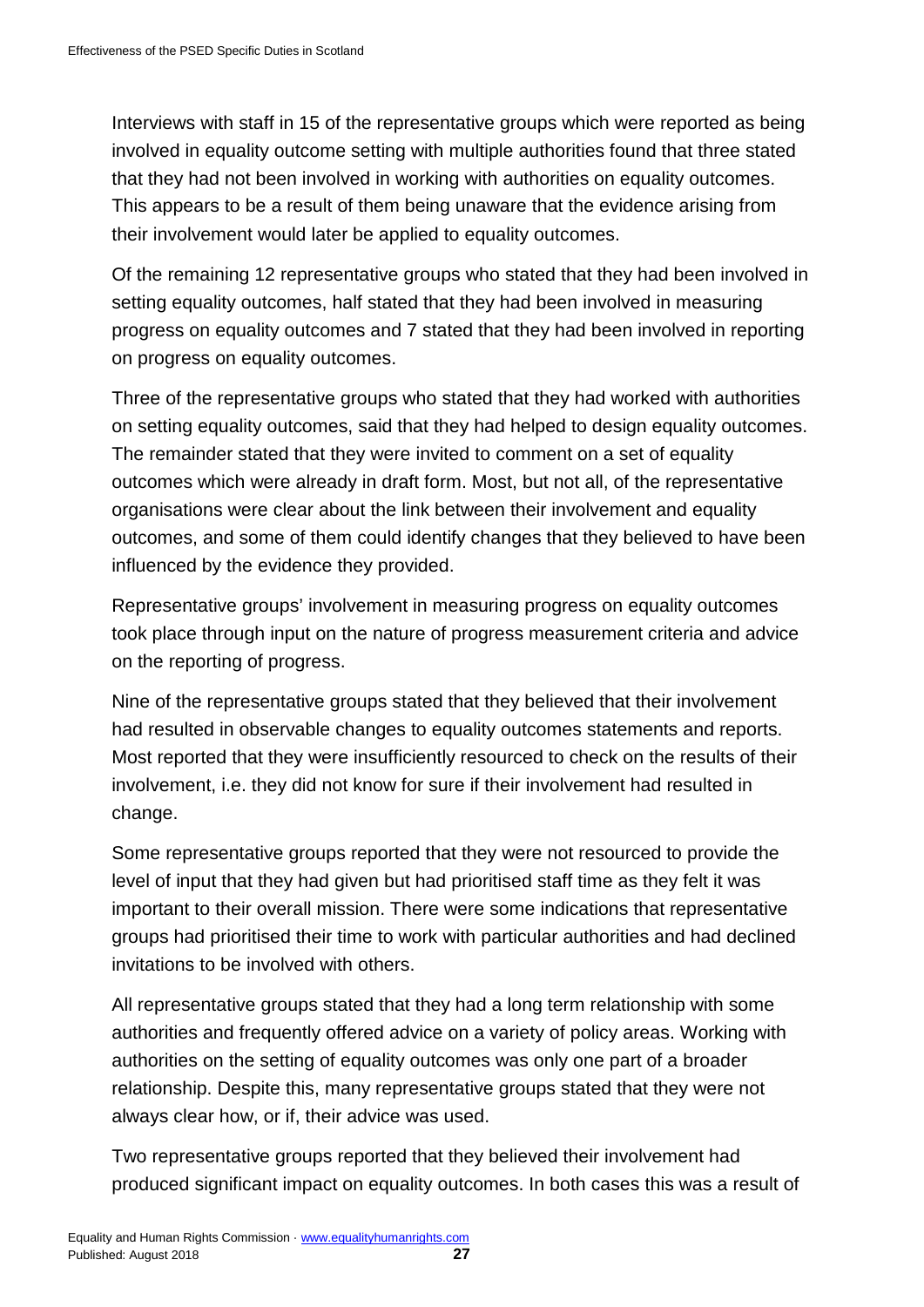Interviews with staff in 15 of the representative groups which were reported as being involved in equality outcome setting with multiple authorities found that three stated that they had not been involved in working with authorities on equality outcomes. This appears to be a result of them being unaware that the evidence arising from their involvement would later be applied to equality outcomes.

Of the remaining 12 representative groups who stated that they had been involved in setting equality outcomes, half stated that they had been involved in measuring progress on equality outcomes and 7 stated that they had been involved in reporting on progress on equality outcomes.

Three of the representative groups who stated that they had worked with authorities on setting equality outcomes, said that they had helped to design equality outcomes. The remainder stated that they were invited to comment on a set of equality outcomes which were already in draft form. Most, but not all, of the representative organisations were clear about the link between their involvement and equality outcomes, and some of them could identify changes that they believed to have been influenced by the evidence they provided.

Representative groups' involvement in measuring progress on equality outcomes took place through input on the nature of progress measurement criteria and advice on the reporting of progress.

Nine of the representative groups stated that they believed that their involvement had resulted in observable changes to equality outcomes statements and reports. Most reported that they were insufficiently resourced to check on the results of their involvement, i.e. they did not know for sure if their involvement had resulted in change.

Some representative groups reported that they were not resourced to provide the level of input that they had given but had prioritised staff time as they felt it was important to their overall mission. There were some indications that representative groups had prioritised their time to work with particular authorities and had declined invitations to be involved with others.

All representative groups stated that they had a long term relationship with some authorities and frequently offered advice on a variety of policy areas. Working with authorities on the setting of equality outcomes was only one part of a broader relationship. Despite this, many representative groups stated that they were not always clear how, or if, their advice was used.

Two representative groups reported that they believed their involvement had produced significant impact on equality outcomes. In both cases this was a result of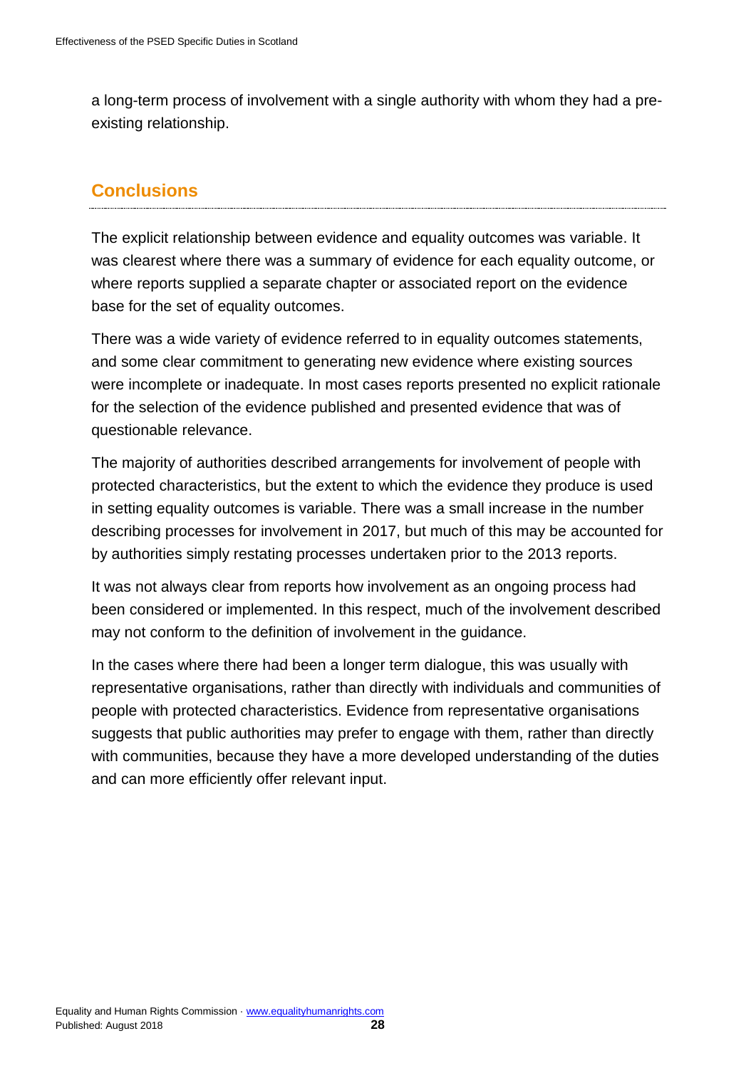a long-term process of involvement with a single authority with whom they had a pre-existing relationship.

## Conclusions

The explicit relationship between evidence and equality outcomes was variable. It was clearest where there was a summary of evidence for each equality outcome, or where reports supplied a separate chapter or associated report on the evidence base for the set of equality outcomes.

There was a wide variety of evidence referred to in equality outcomes statements, and some clear commitment to generating new evidence where existing sources were incomplete or inadequate. In most cases reports presented no explicit rationale for the selection of the evidence published and presented evidence that was of questionable relevance.

The majority of authorities described arrangements for involvement of people with protected characteristics, but the extent to which the evidence they produce is used in setting equality outcomes is variable. There was a small increase in the number describing processes for involvement in 2017, but much of this may be accounted for by authorities simply restating processes undertaken prior to the 2013 reports.

It was not always clear from reports how involvement as an ongoing process had been considered or implemented. In this respect, much of the involvement described may not conform to the definition of involvement in the guidance.

In the cases where there had been a longer term dialogue, this was usually with representative organisations, rather than directly with individuals and communities of people with protected characteristics. Evidence from representative organisations suggests that public authorities may prefer to engage with them, rather than directly with communities, because they have a more developed understanding of the duties and can more efficiently offer relevant input.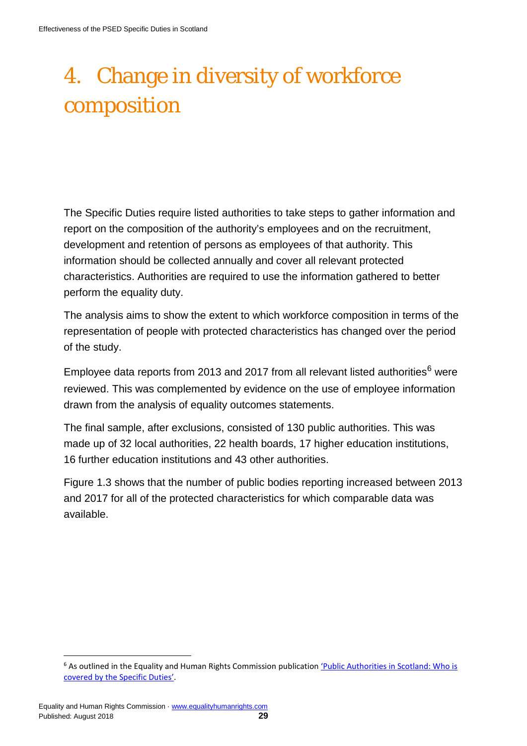# 4. Change in diversity of workforce composition

The Specific Duties require listed authorities to take steps to gather information and report on the composition of the authority's employees and on the recruitment, development and retention of persons as employees of that authority. This information should be collected annually and cover all relevant protected characteristics. Authorities are required to use the information gathered to better perform the equality duty.

The analysis aims to show the extent to which workforce composition in terms of the representation of people with protected characteristics has changed over the period of the study.

Employee data reports from 2013 and 2017 from all relevant listed authorities[6] were reviewed. This was complemented by evidence on the use of employee information drawn from the analysis of equality outcomes statements.

The final sample, after exclusions, consisted of 130 public authorities. This was made up of 32 local authorities, 22 health boards, 17 higher education institutions, 16 further education institutions and 43 other authorities.

Figure 1.3 shows that the number of public bodies reporting increased between 2013 and 2017 for all of the protected characteristics for which comparable data was available.

---

[6] As outlined in the Equality and Human Rights Commission publication 'Public Authorities in Scotland: Who is covered by the Specific Duties'.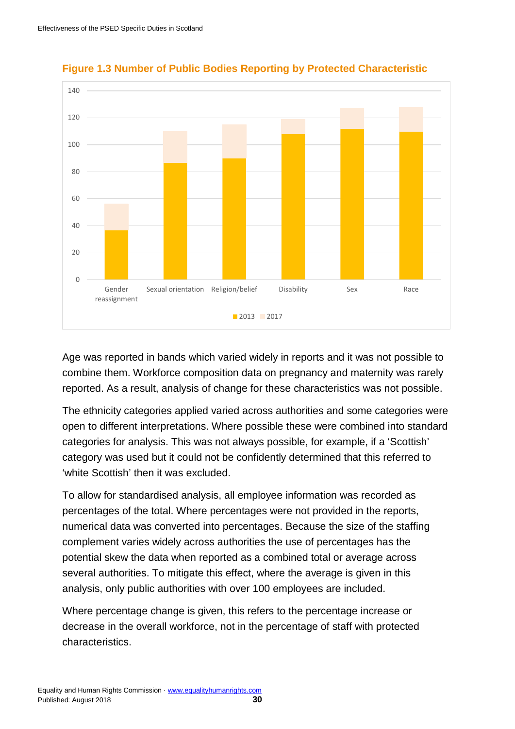**Figure 1.3 Number of Public Bodies Reporting by Protected Characteristic**

Age was reported in bands which varied widely in reports and it was not possible to combine them. Workforce composition data on pregnancy and maternity was rarely reported. As a result, analysis of change for these characteristics was not possible.

The ethnicity categories applied varied across authorities and some categories were open to different interpretations. Where possible these were combined into standard categories for analysis. This was not always possible, for example, if a 'Scottish' category was used but it could not be confidently determined that this referred to 'white Scottish' then it was excluded.

To allow for standardised analysis, all employee information was recorded as percentages of the total. Where percentages were not provided in the reports, numerical data was converted into percentages. Because the size of the staffing complement varies widely across authorities the use of percentages has the potential skew the data when reported as a combined total or average across several authorities. To mitigate this effect, where the average is given in this analysis, only public authorities with over 100 employees are included.

Where percentage change is given, this refers to the percentage increase or decrease in the overall workforce, not in the percentage of staff with protected characteristics.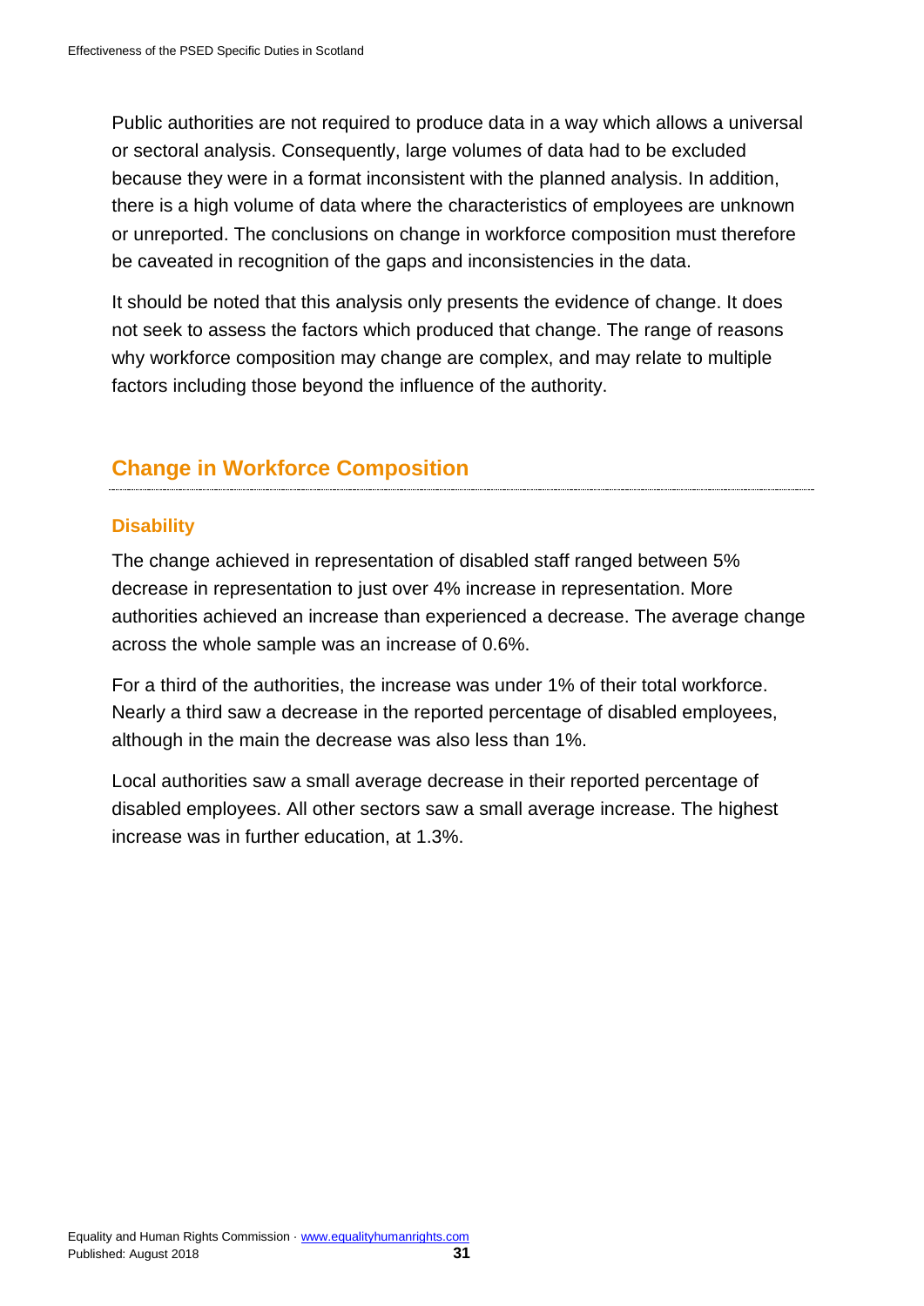Public authorities are not required to produce data in a way which allows a universal or sectoral analysis. Consequently, large volumes of data had to be excluded because they were in a format inconsistent with the planned analysis. In addition, there is a high volume of data where the characteristics of employees are unknown or unreported. The conclusions on change in workforce composition must therefore be caveated in recognition of the gaps and inconsistencies in the data.

It should be noted that this analysis only presents the evidence of change. It does not seek to assess the factors which produced that change. The range of reasons why workforce composition may change are complex, and may relate to multiple factors including those beyond the influence of the authority.

## Change in Workforce Composition

### Disability

The change achieved in representation of disabled staff ranged between 5% decrease in representation to just over 4% increase in representation. More authorities achieved an increase than experienced a decrease. The average change across the whole sample was an increase of 0.6%.

For a third of the authorities, the increase was under 1% of their total workforce. Nearly a third saw a decrease in the reported percentage of disabled employees, although in the main the decrease was also less than 1%.

Local authorities saw a small average decrease in their reported percentage of disabled employees. All other sectors saw a small average increase. The highest increase was in further education, at 1.3%.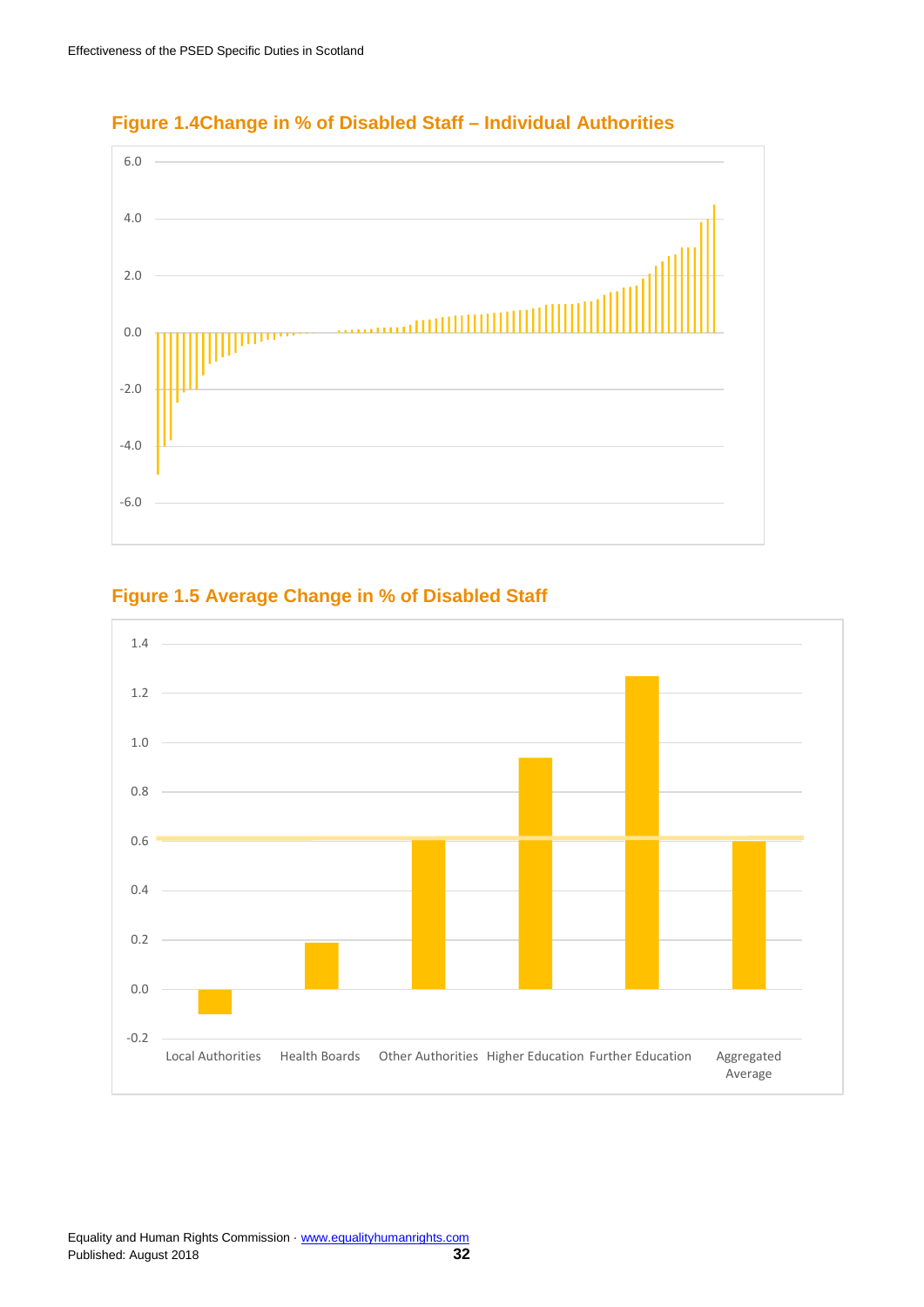**Figure 1.4Change in % of Disabled Staff – Individual Authorities**

**Figure 1.5 Average Change in % of Disabled Staff**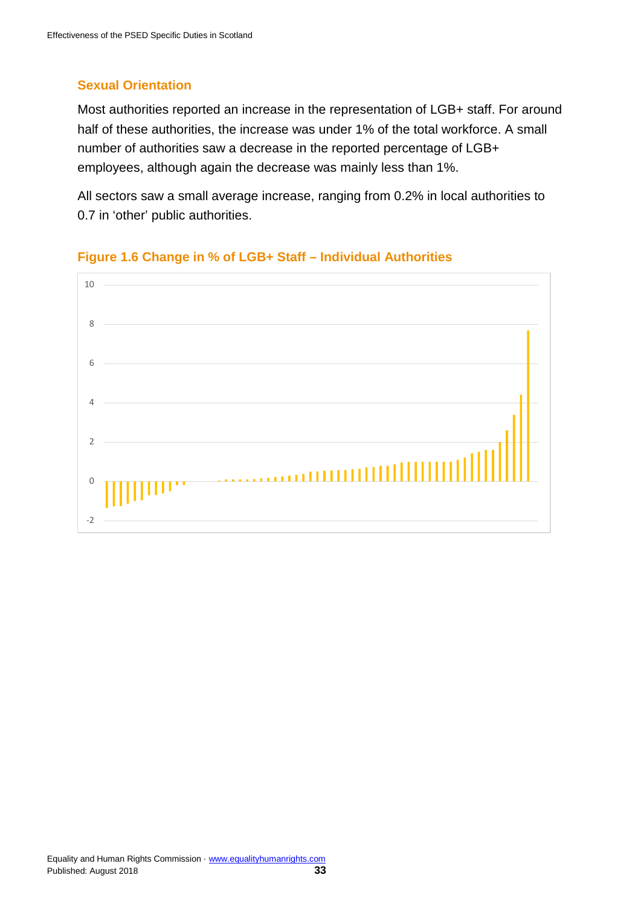### Sexual Orientation

Most authorities reported an increase in the representation of LGB+ staff. For around half of these authorities, the increase was under 1% of the total workforce. A small number of authorities saw a decrease in the reported percentage of LGB+ employees, although again the decrease was mainly less than 1%.

All sectors saw a small average increase, ranging from 0.2% in local authorities to 0.7 in 'other' public authorities.

**Figure 1.6 Change in % of LGB+ Staff – Individual Authorities**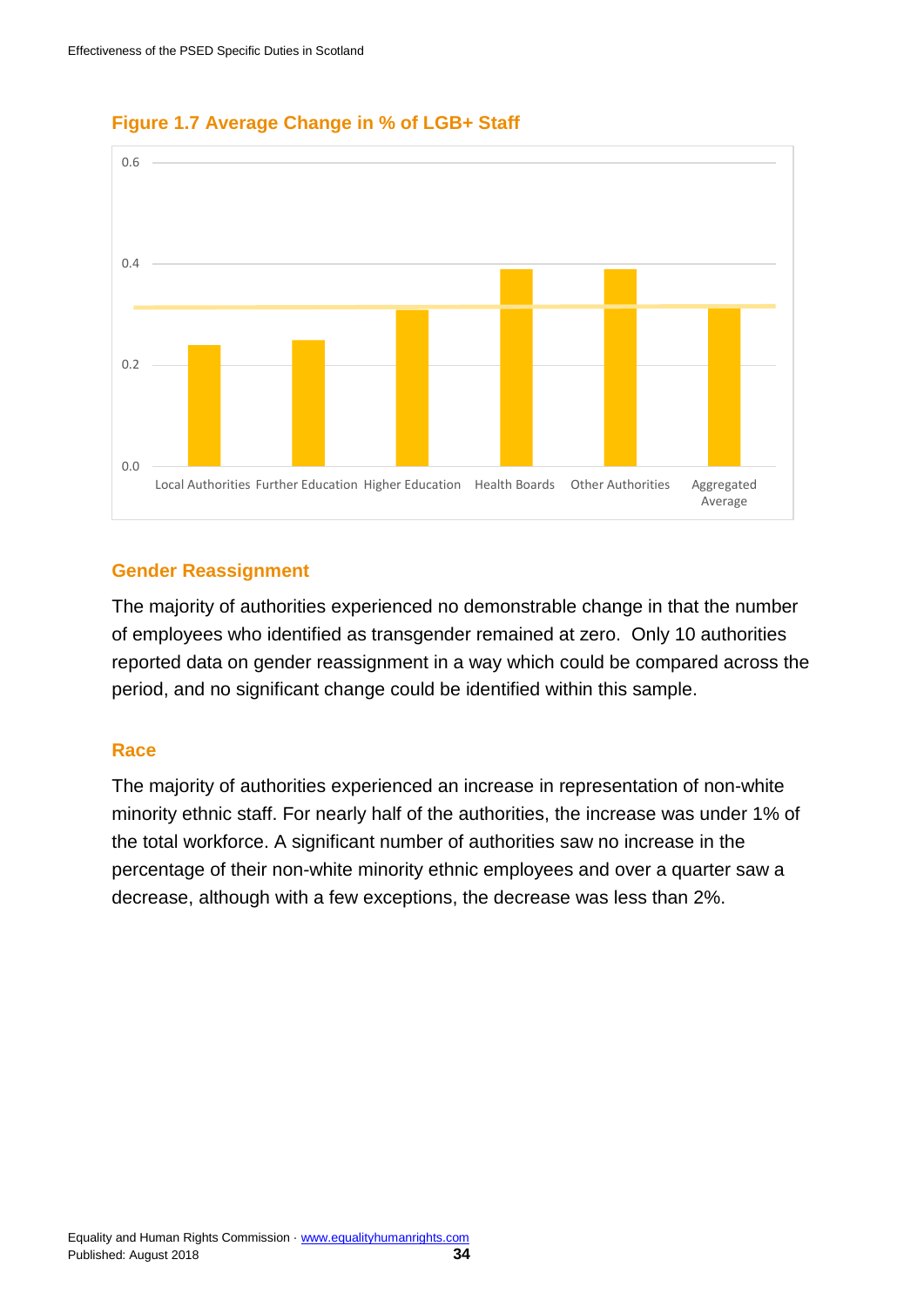**Figure 1.7 Average Change in % of LGB+ Staff**

## Gender Reassignment

The majority of authorities experienced no demonstrable change in that the number of employees who identified as transgender remained at zero. Only 10 authorities reported data on gender reassignment in a way which could be compared across the period, and no significant change could be identified within this sample.

## Race

The majority of authorities experienced an increase in representation of non-white minority ethnic staff. For nearly half of the authorities, the increase was under 1% of the total workforce. A significant number of authorities saw no increase in the percentage of their non-white minority ethnic employees and over a quarter saw a decrease, although with a few exceptions, the decrease was less than 2%.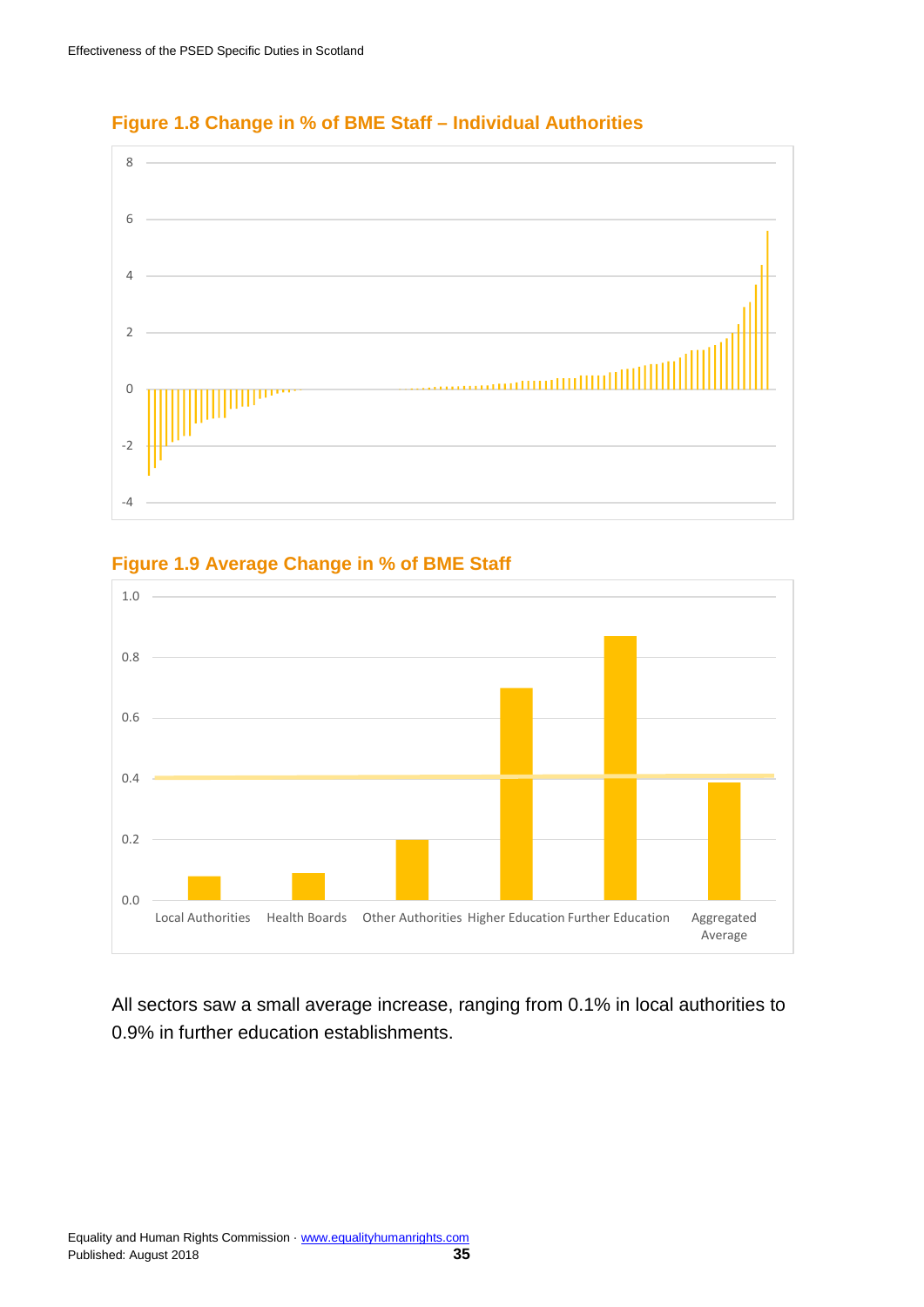### Figure 1.8 Change in % of BME Staff – Individual Authorities

### Figure 1.9 Average Change in % of BME Staff

All sectors saw a small average increase, ranging from 0.1% in local authorities to 0.9% in further education establishments.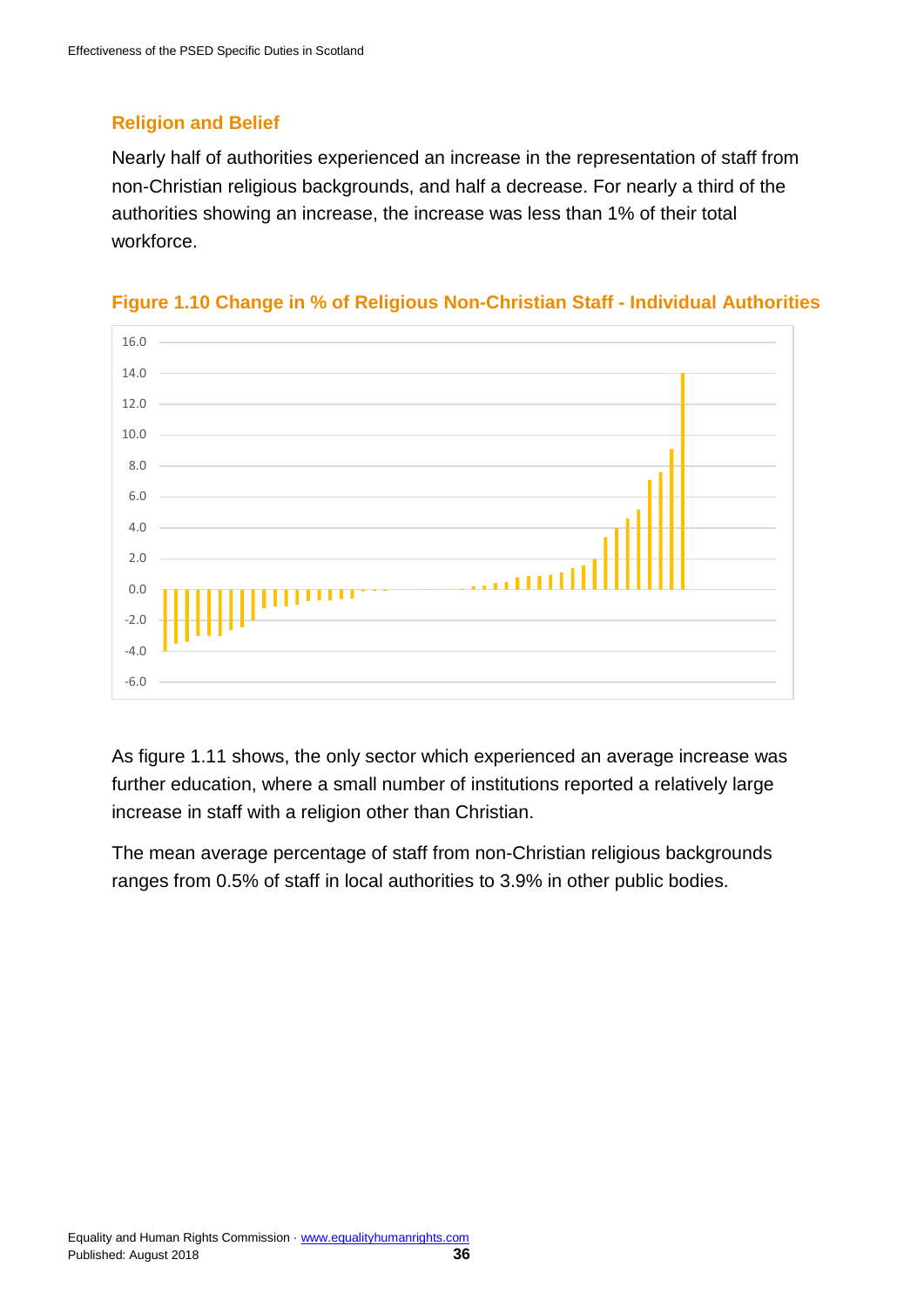### Religion and Belief

Nearly half of authorities experienced an increase in the representation of staff from non-Christian religious backgrounds, and half a decrease. For nearly a third of the authorities showing an increase, the increase was less than 1% of their total workforce.

**Figure 1.10 Change in % of Religious Non-Christian Staff - Individual Authorities**

As figure 1.11 shows, the only sector which experienced an average increase was further education, where a small number of institutions reported a relatively large increase in staff with a religion other than Christian.

The mean average percentage of staff from non-Christian religious backgrounds ranges from 0.5% of staff in local authorities to 3.9% in other public bodies.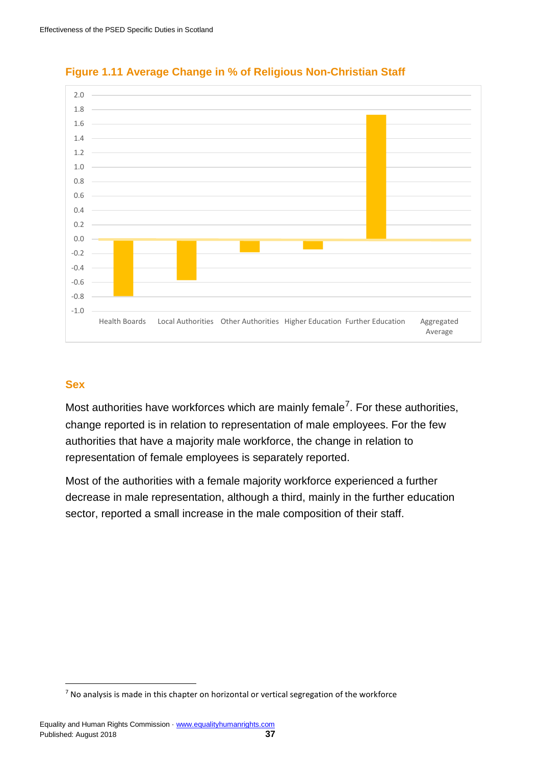**Figure 1.11 Average Change in % of Religious Non-Christian Staff**

## Sex

Most authorities have workforces which are mainly female[7]. For these authorities, change reported is in relation to representation of male employees. For the few authorities that have a majority male workforce, the change in relation to representation of female employees is separately reported.

Most of the authorities with a female majority workforce experienced a further decrease in male representation, although a third, mainly in the further education sector, reported a small increase in the male composition of their staff.

[7] No analysis is made in this chapter on horizontal or vertical segregation of the workforce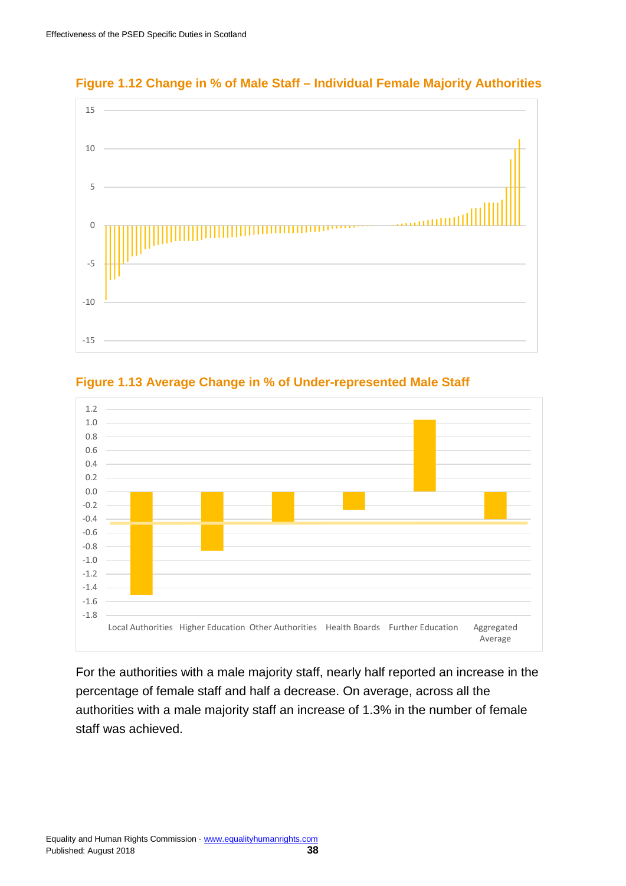**Figure 1.12 Change in % of Male Staff – Individual Female Majority Authorities**

**Figure 1.13 Average Change in % of Under-represented Male Staff**

For the authorities with a male majority staff, nearly half reported an increase in the percentage of female staff and half a decrease. On average, across all the authorities with a male majority staff an increase of 1.3% in the number of female staff was achieved.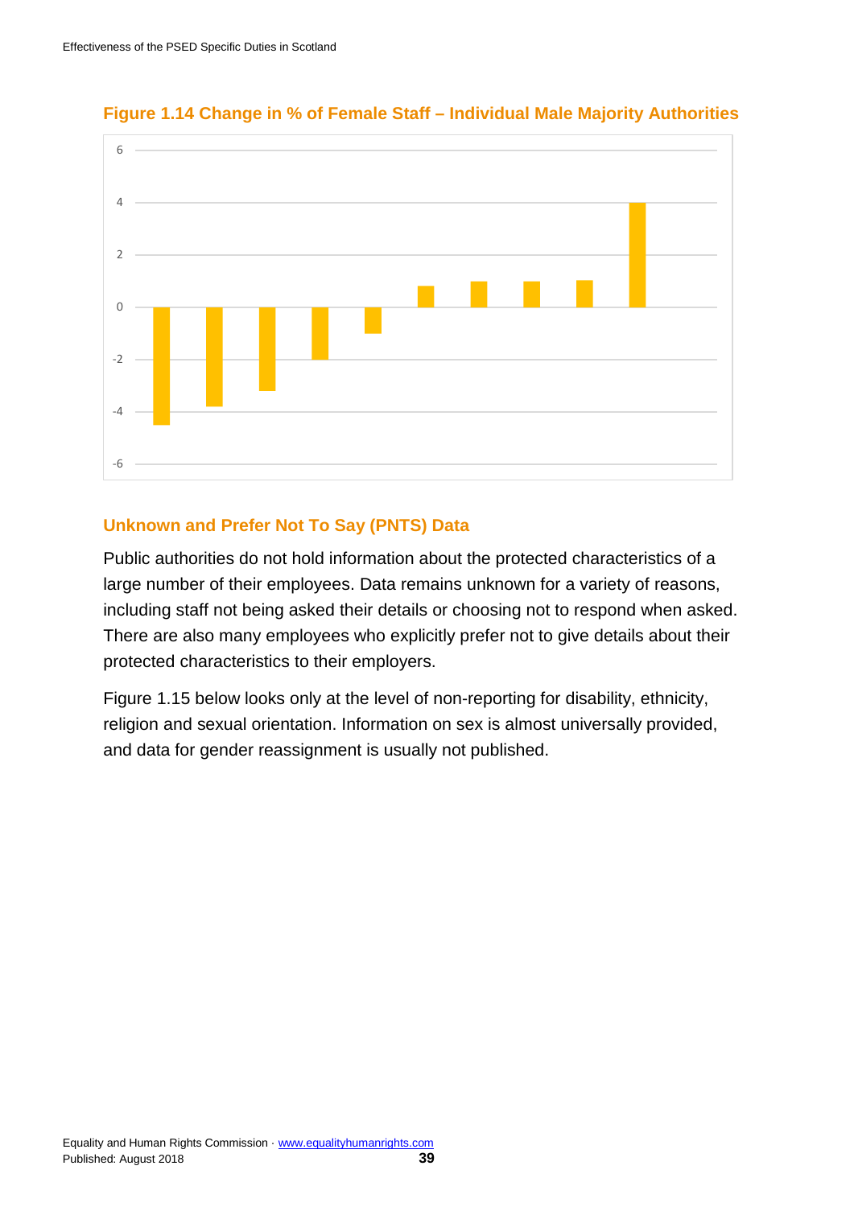### Figure 1.14 Change in % of Female Staff – Individual Male Majority Authorities

### Unknown and Prefer Not To Say (PNTS) Data

Public authorities do not hold information about the protected characteristics of a large number of their employees. Data remains unknown for a variety of reasons, including staff not being asked their details or choosing not to respond when asked. There are also many employees who explicitly prefer not to give details about their protected characteristics to their employers.

Figure 1.15 below looks only at the level of non-reporting for disability, ethnicity, religion and sexual orientation. Information on sex is almost universally provided, and data for gender reassignment is usually not published.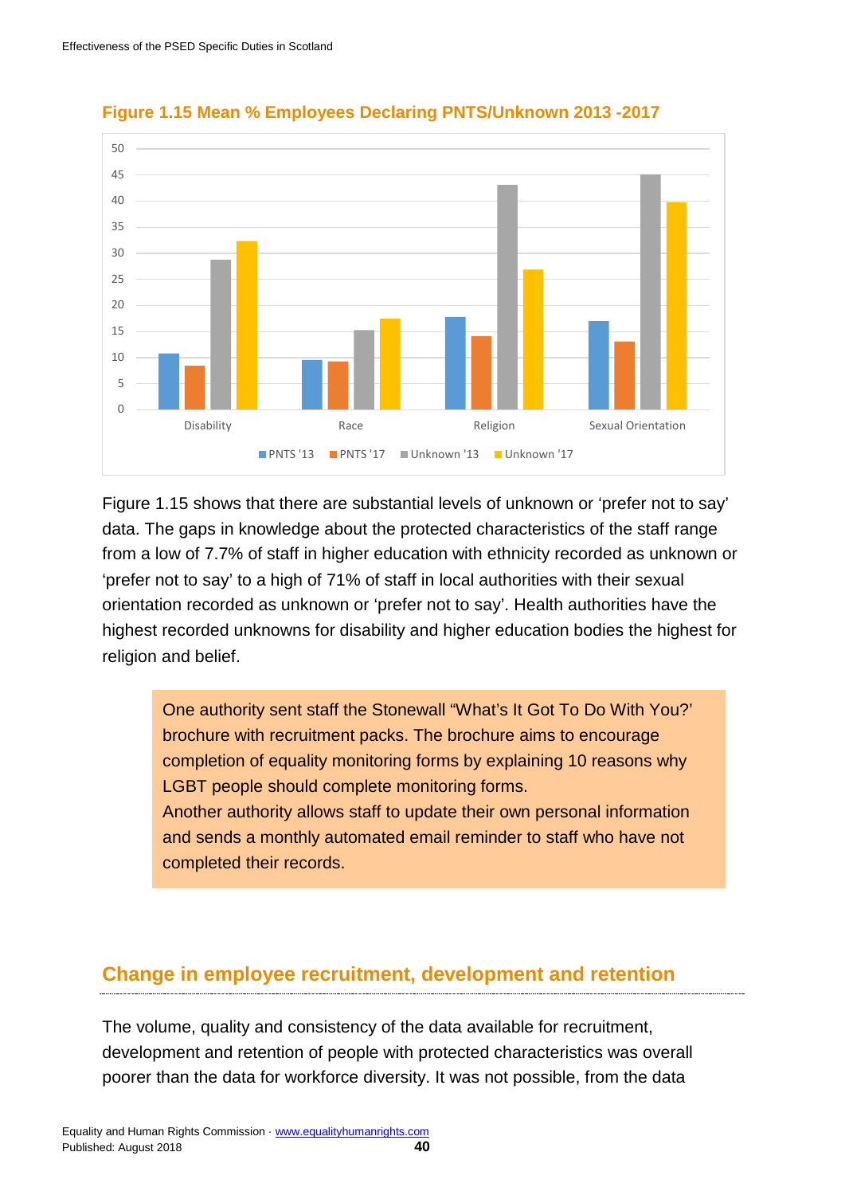**Figure 1.15 Mean % Employees Declaring PNTS/Unknown 2013 -2017**

Figure 1.15 shows that there are substantial levels of unknown or 'prefer not to say' data. The gaps in knowledge about the protected characteristics of the staff range from a low of 7.7% of staff in higher education with ethnicity recorded as unknown or 'prefer not to say' to a high of 71% of staff in local authorities with their sexual orientation recorded as unknown or 'prefer not to say'. Health authorities have the highest recorded unknowns for disability and higher education bodies the highest for religion and belief.

> One authority sent staff the Stonewall "What's It Got To Do With You?' brochure with recruitment packs. The brochure aims to encourage completion of equality monitoring forms by explaining 10 reasons why LGBT people should complete monitoring forms.
>
> Another authority allows staff to update their own personal information and sends a monthly automated email reminder to staff who have not completed their records.

## Change in employee recruitment, development and retention

The volume, quality and consistency of the data available for recruitment, development and retention of people with protected characteristics was overall poorer than the data for workforce diversity. It was not possible, from the data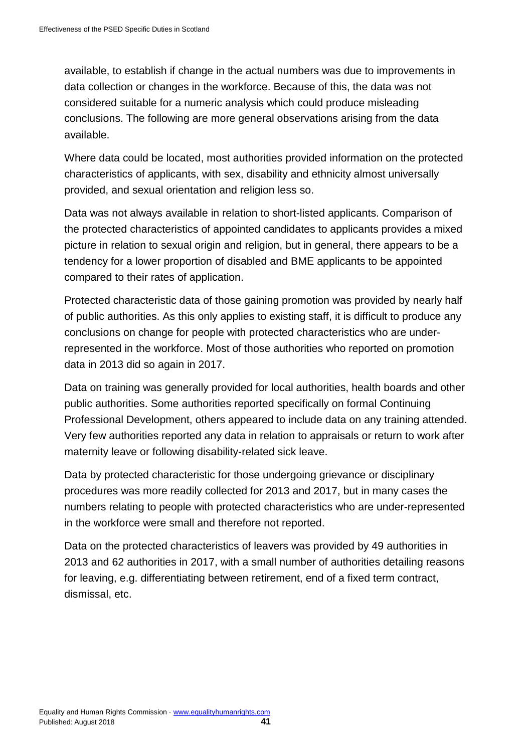available, to establish if change in the actual numbers was due to improvements in data collection or changes in the workforce. Because of this, the data was not considered suitable for a numeric analysis which could produce misleading conclusions. The following are more general observations arising from the data available.

Where data could be located, most authorities provided information on the protected characteristics of applicants, with sex, disability and ethnicity almost universally provided, and sexual orientation and religion less so.

Data was not always available in relation to short-listed applicants. Comparison of the protected characteristics of appointed candidates to applicants provides a mixed picture in relation to sexual origin and religion, but in general, there appears to be a tendency for a lower proportion of disabled and BME applicants to be appointed compared to their rates of application.

Protected characteristic data of those gaining promotion was provided by nearly half of public authorities. As this only applies to existing staff, it is difficult to produce any conclusions on change for people with protected characteristics who are under-represented in the workforce. Most of those authorities who reported on promotion data in 2013 did so again in 2017.

Data on training was generally provided for local authorities, health boards and other public authorities. Some authorities reported specifically on formal Continuing Professional Development, others appeared to include data on any training attended. Very few authorities reported any data in relation to appraisals or return to work after maternity leave or following disability-related sick leave.

Data by protected characteristic for those undergoing grievance or disciplinary procedures was more readily collected for 2013 and 2017, but in many cases the numbers relating to people with protected characteristics who are under-represented in the workforce were small and therefore not reported.

Data on the protected characteristics of leavers was provided by 49 authorities in 2013 and 62 authorities in 2017, with a small number of authorities detailing reasons for leaving, e.g. differentiating between retirement, end of a fixed term contract, dismissal, etc.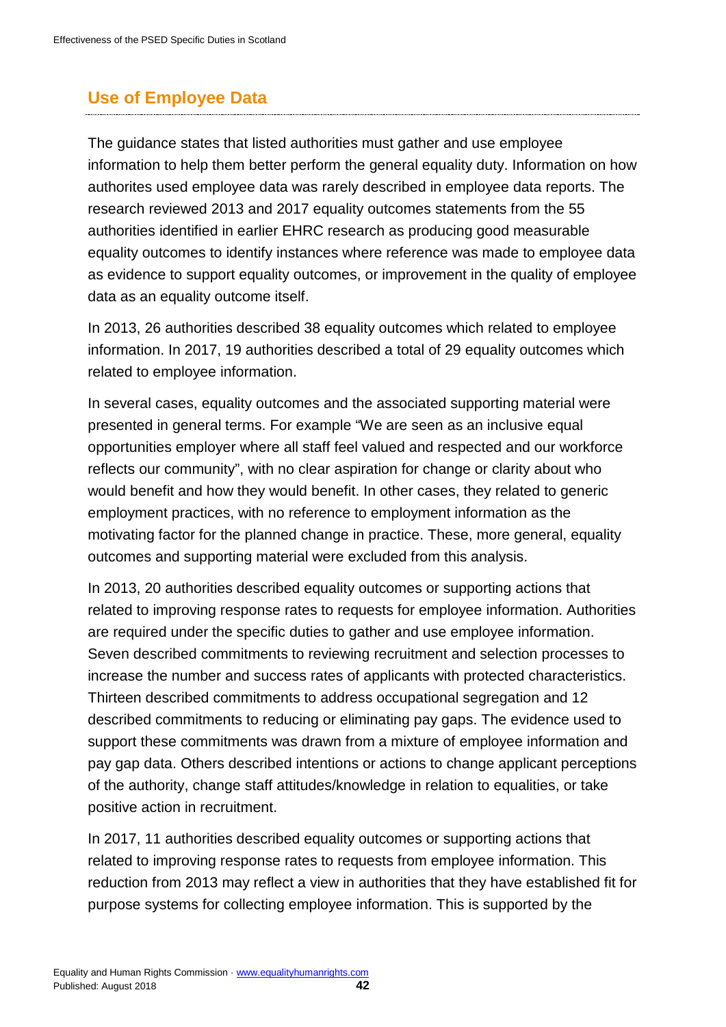## Use of Employee Data

The guidance states that listed authorities must gather and use employee information to help them better perform the general equality duty. Information on how authorites used employee data was rarely described in employee data reports. The research reviewed 2013 and 2017 equality outcomes statements from the 55 authorities identified in earlier EHRC research as producing good measurable equality outcomes to identify instances where reference was made to employee data as evidence to support equality outcomes, or improvement in the quality of employee data as an equality outcome itself.

In 2013, 26 authorities described 38 equality outcomes which related to employee information. In 2017, 19 authorities described a total of 29 equality outcomes which related to employee information.

In several cases, equality outcomes and the associated supporting material were presented in general terms. For example "We are seen as an inclusive equal opportunities employer where all staff feel valued and respected and our workforce reflects our community", with no clear aspiration for change or clarity about who would benefit and how they would benefit. In other cases, they related to generic employment practices, with no reference to employment information as the motivating factor for the planned change in practice. These, more general, equality outcomes and supporting material were excluded from this analysis.

In 2013, 20 authorities described equality outcomes or supporting actions that related to improving response rates to requests for employee information. Authorities are required under the specific duties to gather and use employee information. Seven described commitments to reviewing recruitment and selection processes to increase the number and success rates of applicants with protected characteristics. Thirteen described commitments to address occupational segregation and 12 described commitments to reducing or eliminating pay gaps. The evidence used to support these commitments was drawn from a mixture of employee information and pay gap data. Others described intentions or actions to change applicant perceptions of the authority, change staff attitudes/knowledge in relation to equalities, or take positive action in recruitment.

In 2017, 11 authorities described equality outcomes or supporting actions that related to improving response rates to requests from employee information. This reduction from 2013 may reflect a view in authorities that they have established fit for purpose systems for collecting employee information. This is supported by the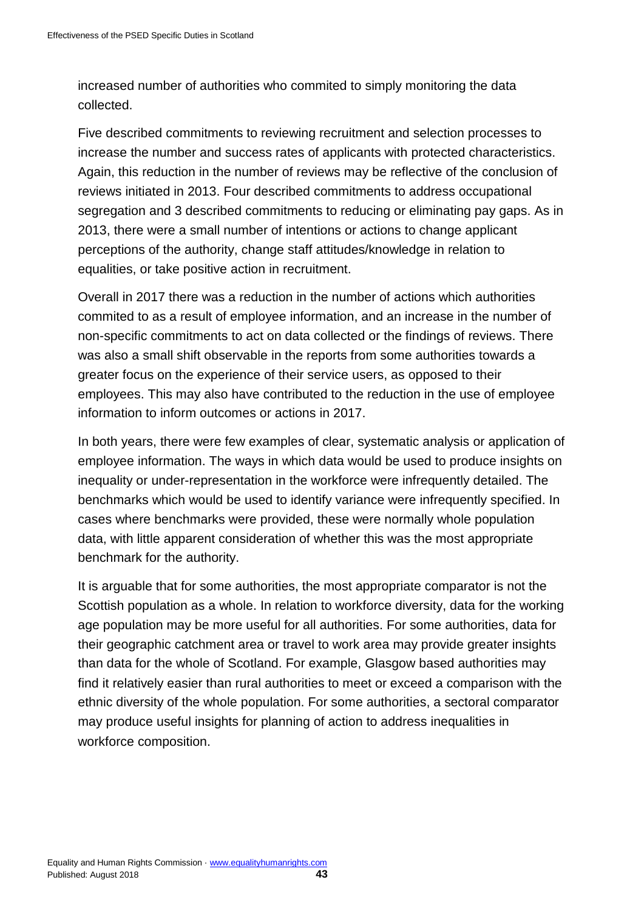increased number of authorities who commited to simply monitoring the data collected.

Five described commitments to reviewing recruitment and selection processes to increase the number and success rates of applicants with protected characteristics. Again, this reduction in the number of reviews may be reflective of the conclusion of reviews initiated in 2013. Four described commitments to address occupational segregation and 3 described commitments to reducing or eliminating pay gaps. As in 2013, there were a small number of intentions or actions to change applicant perceptions of the authority, change staff attitudes/knowledge in relation to equalities, or take positive action in recruitment.

Overall in 2017 there was a reduction in the number of actions which authorities commited to as a result of employee information, and an increase in the number of non-specific commitments to act on data collected or the findings of reviews. There was also a small shift observable in the reports from some authorities towards a greater focus on the experience of their service users, as opposed to their employees. This may also have contributed to the reduction in the use of employee information to inform outcomes or actions in 2017.

In both years, there were few examples of clear, systematic analysis or application of employee information. The ways in which data would be used to produce insights on inequality or under-representation in the workforce were infrequently detailed. The benchmarks which would be used to identify variance were infrequently specified. In cases where benchmarks were provided, these were normally whole population data, with little apparent consideration of whether this was the most appropriate benchmark for the authority.

It is arguable that for some authorities, the most appropriate comparator is not the Scottish population as a whole. In relation to workforce diversity, data for the working age population may be more useful for all authorities. For some authorities, data for their geographic catchment area or travel to work area may provide greater insights than data for the whole of Scotland. For example, Glasgow based authorities may find it relatively easier than rural authorities to meet or exceed a comparison with the ethnic diversity of the whole population. For some authorities, a sectoral comparator may produce useful insights for planning of action to address inequalities in workforce composition.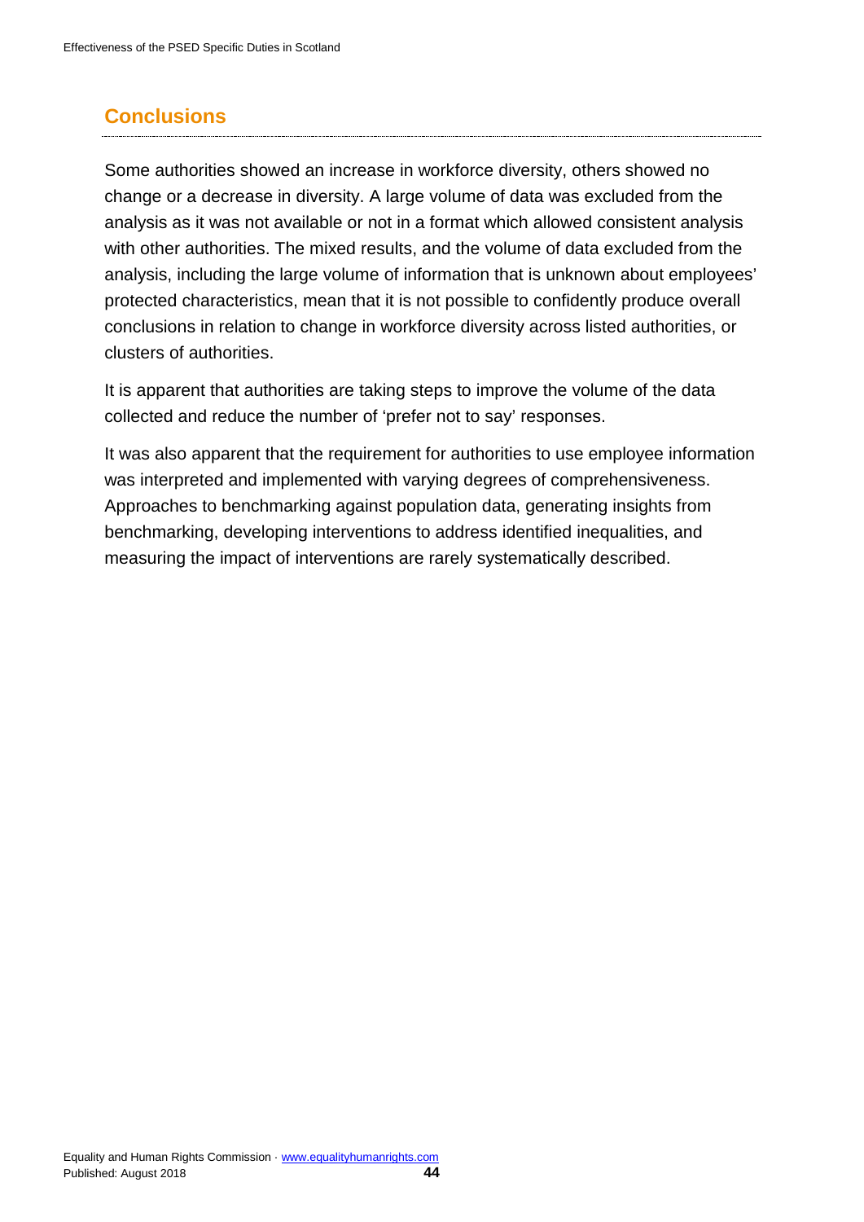## Conclusions

Some authorities showed an increase in workforce diversity, others showed no change or a decrease in diversity. A large volume of data was excluded from the analysis as it was not available or not in a format which allowed consistent analysis with other authorities. The mixed results, and the volume of data excluded from the analysis, including the large volume of information that is unknown about employees' protected characteristics, mean that it is not possible to confidently produce overall conclusions in relation to change in workforce diversity across listed authorities, or clusters of authorities.

It is apparent that authorities are taking steps to improve the volume of the data collected and reduce the number of 'prefer not to say' responses.

It was also apparent that the requirement for authorities to use employee information was interpreted and implemented with varying degrees of comprehensiveness. Approaches to benchmarking against population data, generating insights from benchmarking, developing interventions to address identified inequalities, and measuring the impact of interventions are rarely systematically described.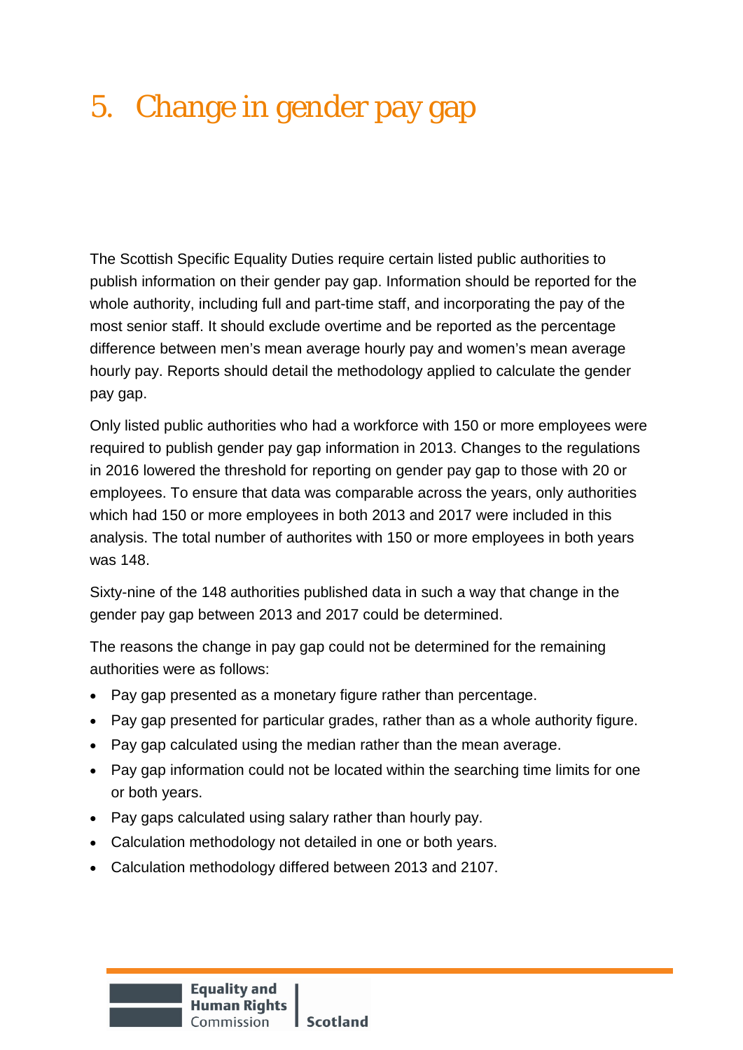# 5. Change in gender pay gap

The Scottish Specific Equality Duties require certain listed public authorities to publish information on their gender pay gap. Information should be reported for the whole authority, including full and part-time staff, and incorporating the pay of the most senior staff. It should exclude overtime and be reported as the percentage difference between men's mean average hourly pay and women's mean average hourly pay. Reports should detail the methodology applied to calculate the gender pay gap.

Only listed public authorities who had a workforce with 150 or more employees were required to publish gender pay gap information in 2013. Changes to the regulations in 2016 lowered the threshold for reporting on gender pay gap to those with 20 or employees. To ensure that data was comparable across the years, only authorities which had 150 or more employees in both 2013 and 2017 were included in this analysis. The total number of authorites with 150 or more employees in both years was 148.

Sixty-nine of the 148 authorities published data in such a way that change in the gender pay gap between 2013 and 2017 could be determined.

The reasons the change in pay gap could not be determined for the remaining authorities were as follows:

- Pay gap presented as a monetary figure rather than percentage.
- Pay gap presented for particular grades, rather than as a whole authority figure.
- Pay gap calculated using the median rather than the mean average.
- Pay gap information could not be located within the searching time limits for one or both years.
- Pay gaps calculated using salary rather than hourly pay.
- Calculation methodology not detailed in one or both years.
- Calculation methodology differed between 2013 and 2107.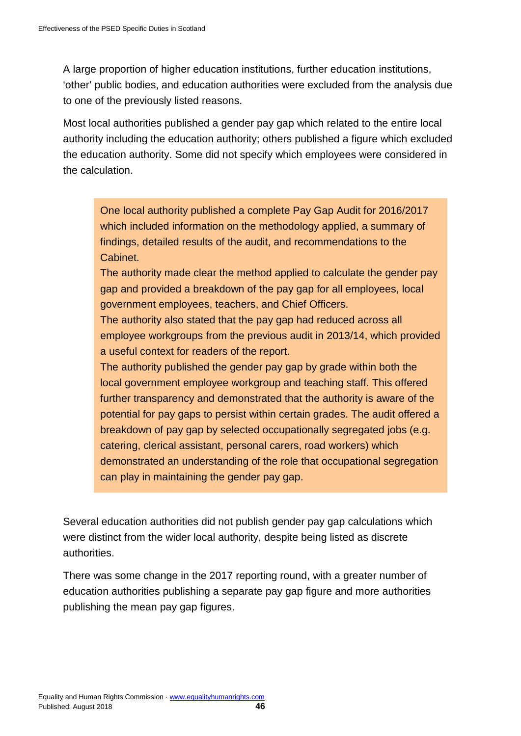A large proportion of higher education institutions, further education institutions, 'other' public bodies, and education authorities were excluded from the analysis due to one of the previously listed reasons.

Most local authorities published a gender pay gap which related to the entire local authority including the education authority; others published a figure which excluded the education authority. Some did not specify which employees were considered in the calculation.

> One local authority published a complete Pay Gap Audit for 2016/2017 which included information on the methodology applied, a summary of findings, detailed results of the audit, and recommendations to the Cabinet.
>
> The authority made clear the method applied to calculate the gender pay gap and provided a breakdown of the pay gap for all employees, local government employees, teachers, and Chief Officers.
>
> The authority also stated that the pay gap had reduced across all employee workgroups from the previous audit in 2013/14, which provided a useful context for readers of the report.
>
> The authority published the gender pay gap by grade within both the local government employee workgroup and teaching staff. This offered further transparency and demonstrated that the authority is aware of the potential for pay gaps to persist within certain grades. The audit offered a breakdown of pay gap by selected occupationally segregated jobs (e.g. catering, clerical assistant, personal carers, road workers) which demonstrated an understanding of the role that occupational segregation can play in maintaining the gender pay gap.

Several education authorities did not publish gender pay gap calculations which were distinct from the wider local authority, despite being listed as discrete authorities.

There was some change in the 2017 reporting round, with a greater number of education authorities publishing a separate pay gap figure and more authorities publishing the mean pay gap figures.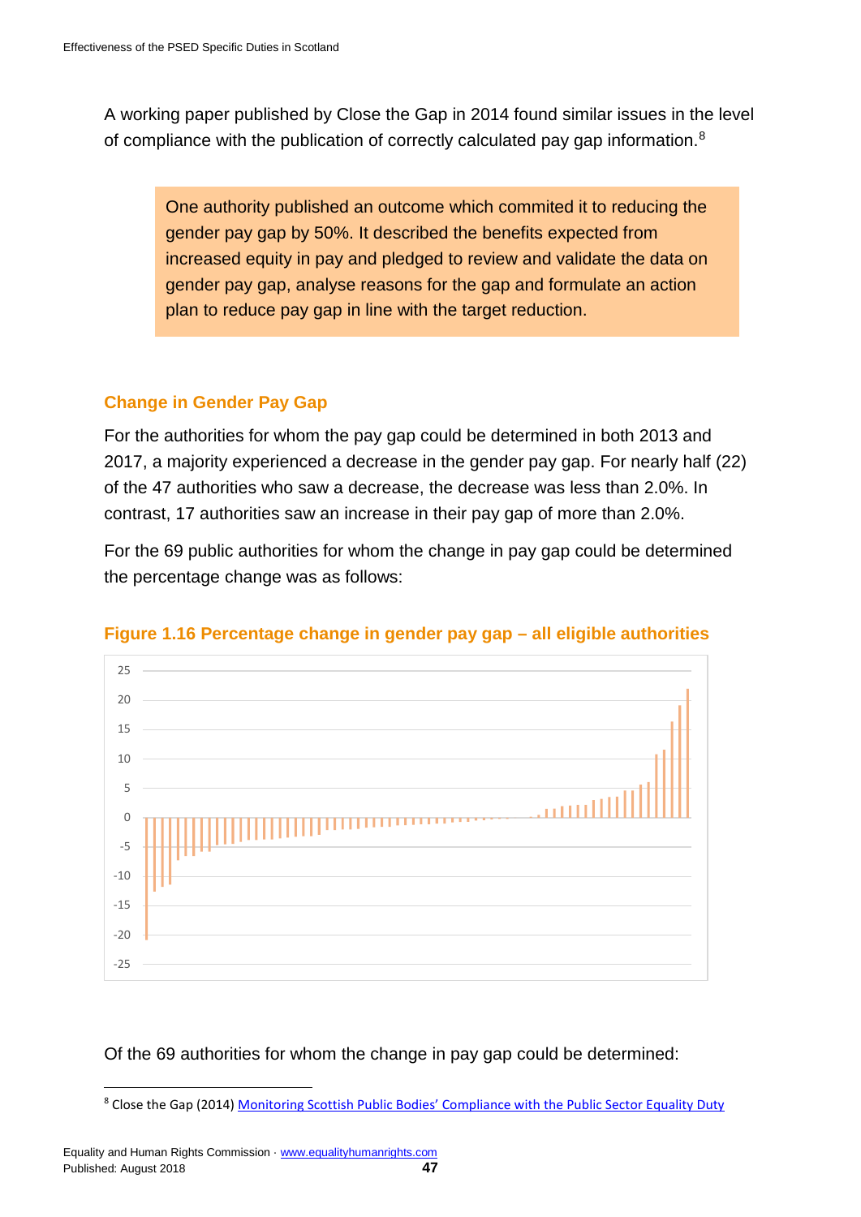A working paper published by Close the Gap in 2014 found similar issues in the level of compliance with the publication of correctly calculated pay gap information.[8]

> One authority published an outcome which commited it to reducing the gender pay gap by 50%. It described the benefits expected from increased equity in pay and pledged to review and validate the data on gender pay gap, analyse reasons for the gap and formulate an action plan to reduce pay gap in line with the target reduction.

### Change in Gender Pay Gap

For the authorities for whom the pay gap could be determined in both 2013 and 2017, a majority experienced a decrease in the gender pay gap. For nearly half (22) of the 47 authorities who saw a decrease, the decrease was less than 2.0%. In contrast, 17 authorities saw an increase in their pay gap of more than 2.0%.

For the 69 public authorities for whom the change in pay gap could be determined the percentage change was as follows:

**Figure 1.16 Percentage change in gender pay gap – all eligible authorities**

Of the 69 authorities for whom the change in pay gap could be determined:

[8] Close the Gap (2014) Monitoring Scottish Public Bodies' Compliance with the Public Sector Equality Duty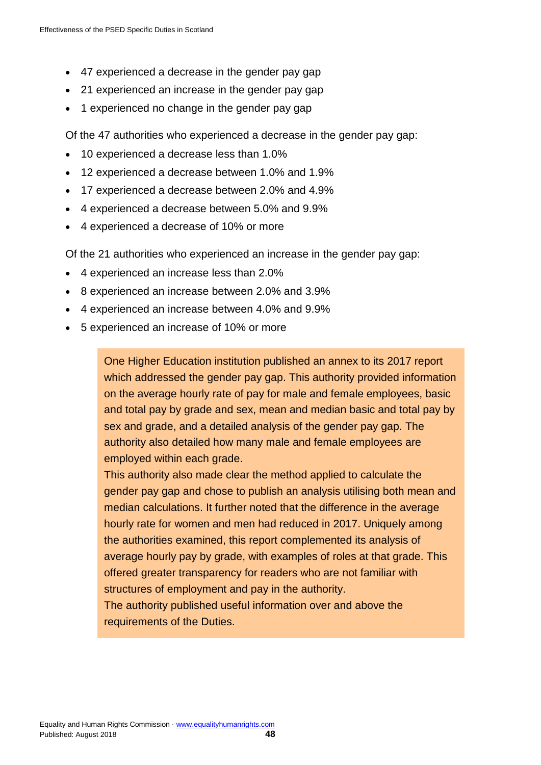- 47 experienced a decrease in the gender pay gap
- 21 experienced an increase in the gender pay gap
- 1 experienced no change in the gender pay gap

Of the 47 authorities who experienced a decrease in the gender pay gap:

- 10 experienced a decrease less than 1.0%
- 12 experienced a decrease between 1.0% and 1.9%
- 17 experienced a decrease between 2.0% and 4.9%
- 4 experienced a decrease between 5.0% and 9.9%
- 4 experienced a decrease of 10% or more

Of the 21 authorities who experienced an increase in the gender pay gap:

- 4 experienced an increase less than 2.0%
- 8 experienced an increase between 2.0% and 3.9%
- 4 experienced an increase between 4.0% and 9.9%
- 5 experienced an increase of 10% or more

> One Higher Education institution published an annex to its 2017 report which addressed the gender pay gap. This authority provided information on the average hourly rate of pay for male and female employees, basic and total pay by grade and sex, mean and median basic and total pay by sex and grade, and a detailed analysis of the gender pay gap. The authority also detailed how many male and female employees are employed within each grade.
>
> This authority also made clear the method applied to calculate the gender pay gap and chose to publish an analysis utilising both mean and median calculations. It further noted that the difference in the average hourly rate for women and men had reduced in 2017. Uniquely among the authorities examined, this report complemented its analysis of average hourly pay by grade, with examples of roles at that grade. This offered greater transparency for readers who are not familiar with structures of employment and pay in the authority.
>
> The authority published useful information over and above the requirements of the Duties.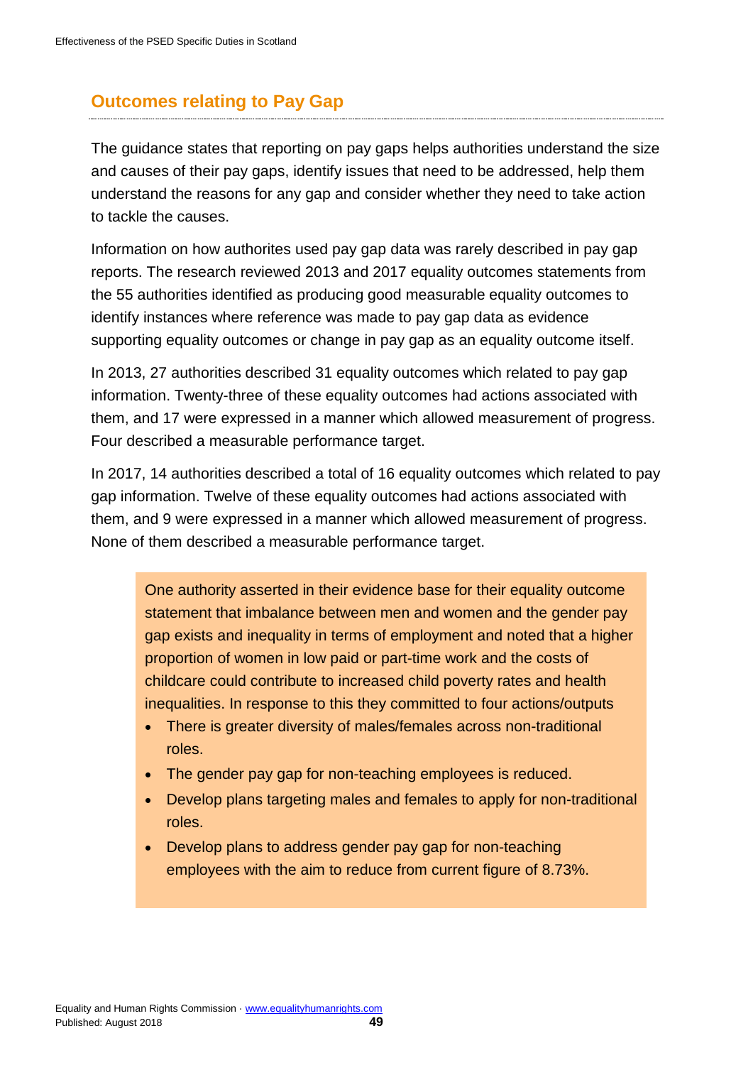## Outcomes relating to Pay Gap

The guidance states that reporting on pay gaps helps authorities understand the size and causes of their pay gaps, identify issues that need to be addressed, help them understand the reasons for any gap and consider whether they need to take action to tackle the causes.

Information on how authorites used pay gap data was rarely described in pay gap reports. The research reviewed 2013 and 2017 equality outcomes statements from the 55 authorities identified as producing good measurable equality outcomes to identify instances where reference was made to pay gap data as evidence supporting equality outcomes or change in pay gap as an equality outcome itself.

In 2013, 27 authorities described 31 equality outcomes which related to pay gap information. Twenty-three of these equality outcomes had actions associated with them, and 17 were expressed in a manner which allowed measurement of progress. Four described a measurable performance target.

In 2017, 14 authorities described a total of 16 equality outcomes which related to pay gap information. Twelve of these equality outcomes had actions associated with them, and 9 were expressed in a manner which allowed measurement of progress. None of them described a measurable performance target.

> One authority asserted in their evidence base for their equality outcome statement that imbalance between men and women and the gender pay gap exists and inequality in terms of employment and noted that a higher proportion of women in low paid or part-time work and the costs of childcare could contribute to increased child poverty rates and health inequalities. In response to this they committed to four actions/outputs
>
> - There is greater diversity of males/females across non-traditional roles.
> - The gender pay gap for non-teaching employees is reduced.
> - Develop plans targeting males and females to apply for non-traditional roles.
> - Develop plans to address gender pay gap for non-teaching employees with the aim to reduce from current figure of 8.73%.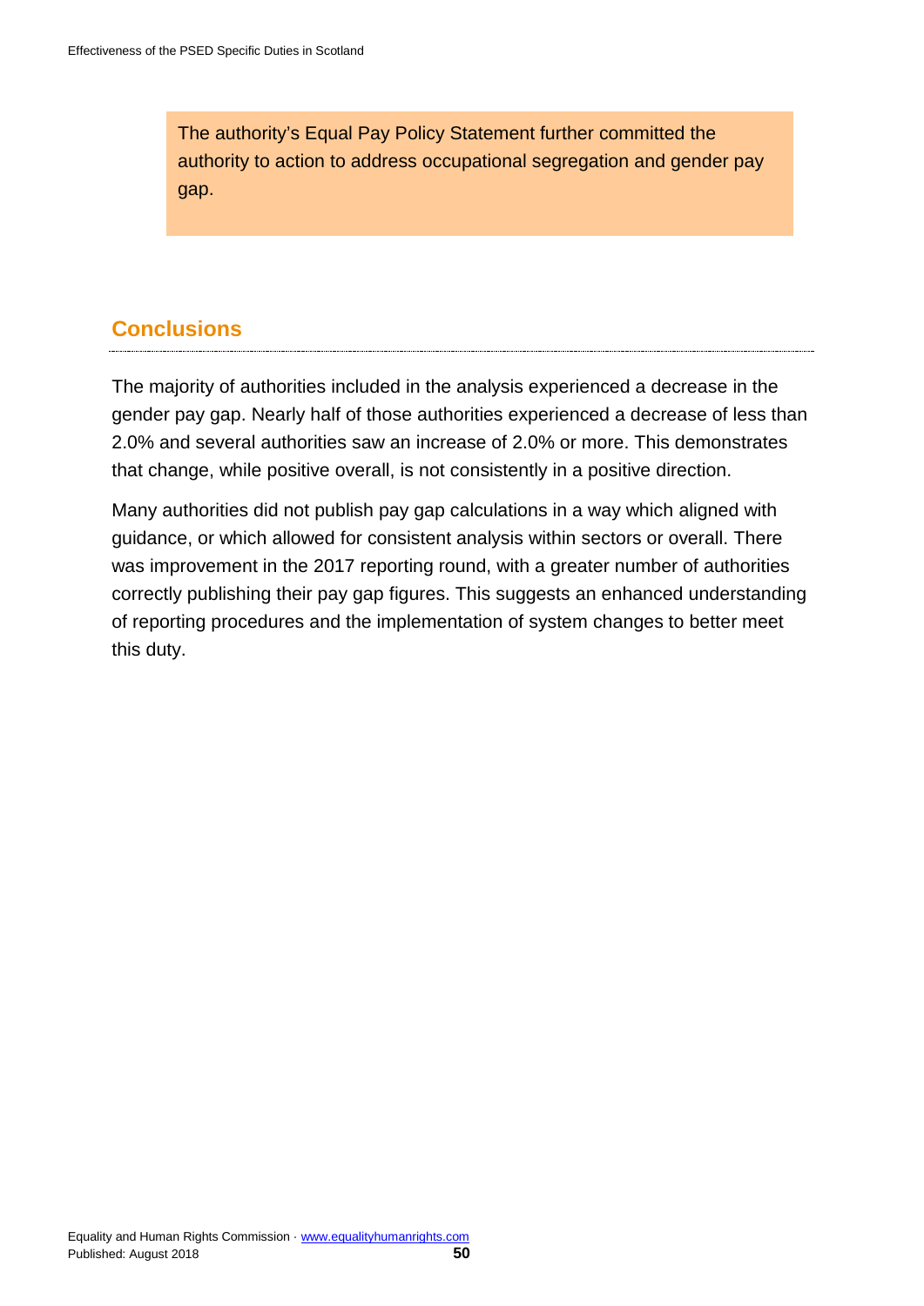The authority's Equal Pay Policy Statement further committed the authority to action to address occupational segregation and gender pay gap.

## Conclusions

The majority of authorities included in the analysis experienced a decrease in the gender pay gap. Nearly half of those authorities experienced a decrease of less than 2.0% and several authorities saw an increase of 2.0% or more. This demonstrates that change, while positive overall, is not consistently in a positive direction.

Many authorities did not publish pay gap calculations in a way which aligned with guidance, or which allowed for consistent analysis within sectors or overall. There was improvement in the 2017 reporting round, with a greater number of authorities correctly publishing their pay gap figures. This suggests an enhanced understanding of reporting procedures and the implementation of system changes to better meet this duty.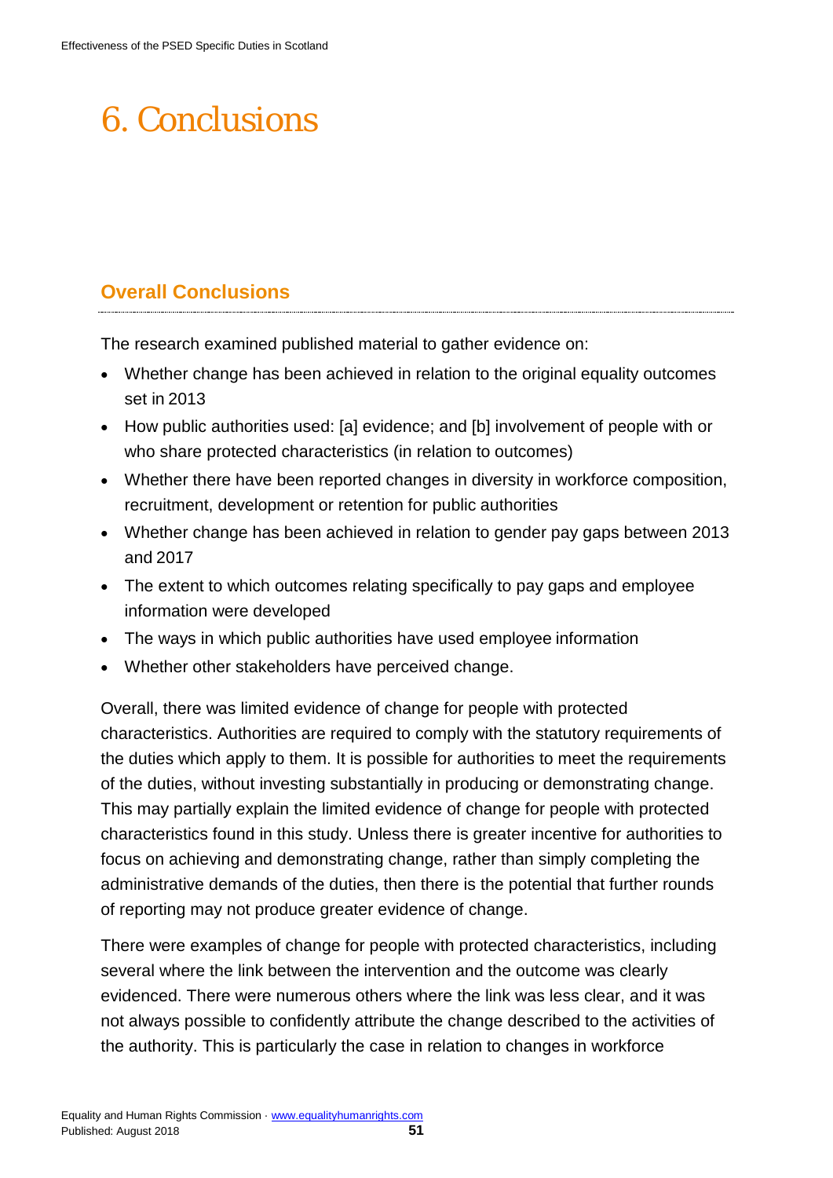# 6. Conclusions

## Overall Conclusions

The research examined published material to gather evidence on:

- Whether change has been achieved in relation to the original equality outcomes set in 2013
- How public authorities used: [a] evidence; and [b] involvement of people with or who share protected characteristics (in relation to outcomes)
- Whether there have been reported changes in diversity in workforce composition, recruitment, development or retention for public authorities
- Whether change has been achieved in relation to gender pay gaps between 2013 and 2017
- The extent to which outcomes relating specifically to pay gaps and employee information were developed
- The ways in which public authorities have used employee information
- Whether other stakeholders have perceived change.

Overall, there was limited evidence of change for people with protected characteristics. Authorities are required to comply with the statutory requirements of the duties which apply to them. It is possible for authorities to meet the requirements of the duties, without investing substantially in producing or demonstrating change. This may partially explain the limited evidence of change for people with protected characteristics found in this study. Unless there is greater incentive for authorities to focus on achieving and demonstrating change, rather than simply completing the administrative demands of the duties, then there is the potential that further rounds of reporting may not produce greater evidence of change.

There were examples of change for people with protected characteristics, including several where the link between the intervention and the outcome was clearly evidenced. There were numerous others where the link was less clear, and it was not always possible to confidently attribute the change described to the activities of the authority. This is particularly the case in relation to changes in workforce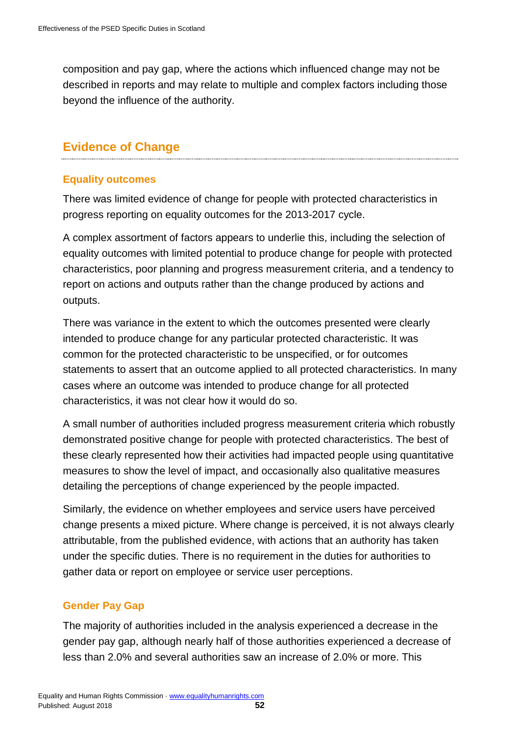composition and pay gap, where the actions which influenced change may not be described in reports and may relate to multiple and complex factors including those beyond the influence of the authority.

## Evidence of Change

### Equality outcomes

There was limited evidence of change for people with protected characteristics in progress reporting on equality outcomes for the 2013-2017 cycle.

A complex assortment of factors appears to underlie this, including the selection of equality outcomes with limited potential to produce change for people with protected characteristics, poor planning and progress measurement criteria, and a tendency to report on actions and outputs rather than the change produced by actions and outputs.

There was variance in the extent to which the outcomes presented were clearly intended to produce change for any particular protected characteristic. It was common for the protected characteristic to be unspecified, or for outcomes statements to assert that an outcome applied to all protected characteristics. In many cases where an outcome was intended to produce change for all protected characteristics, it was not clear how it would do so.

A small number of authorities included progress measurement criteria which robustly demonstrated positive change for people with protected characteristics. The best of these clearly represented how their activities had impacted people using quantitative measures to show the level of impact, and occasionally also qualitative measures detailing the perceptions of change experienced by the people impacted.

Similarly, the evidence on whether employees and service users have perceived change presents a mixed picture. Where change is perceived, it is not always clearly attributable, from the published evidence, with actions that an authority has taken under the specific duties. There is no requirement in the duties for authorities to gather data or report on employee or service user perceptions.

### Gender Pay Gap

The majority of authorities included in the analysis experienced a decrease in the gender pay gap, although nearly half of those authorities experienced a decrease of less than 2.0% and several authorities saw an increase of 2.0% or more. This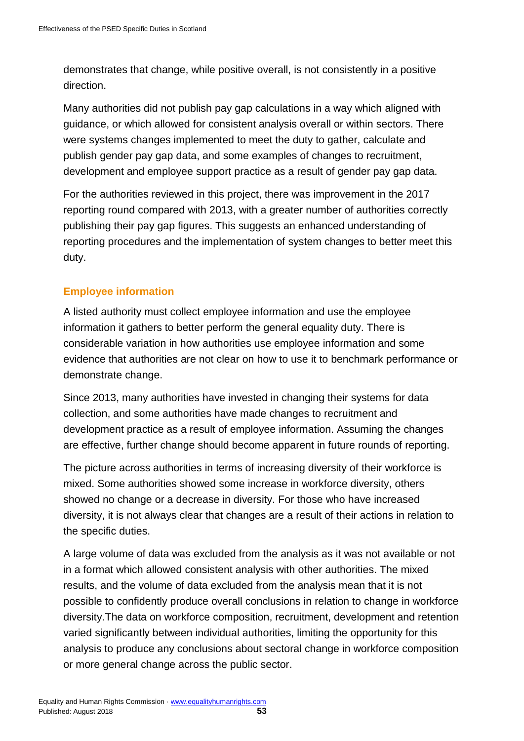demonstrates that change, while positive overall, is not consistently in a positive direction.

Many authorities did not publish pay gap calculations in a way which aligned with guidance, or which allowed for consistent analysis overall or within sectors. There were systems changes implemented to meet the duty to gather, calculate and publish gender pay gap data, and some examples of changes to recruitment, development and employee support practice as a result of gender pay gap data.

For the authorities reviewed in this project, there was improvement in the 2017 reporting round compared with 2013, with a greater number of authorities correctly publishing their pay gap figures. This suggests an enhanced understanding of reporting procedures and the implementation of system changes to better meet this duty.

### Employee information

A listed authority must collect employee information and use the employee information it gathers to better perform the general equality duty. There is considerable variation in how authorities use employee information and some evidence that authorities are not clear on how to use it to benchmark performance or demonstrate change.

Since 2013, many authorities have invested in changing their systems for data collection, and some authorities have made changes to recruitment and development practice as a result of employee information. Assuming the changes are effective, further change should become apparent in future rounds of reporting.

The picture across authorities in terms of increasing diversity of their workforce is mixed. Some authorities showed some increase in workforce diversity, others showed no change or a decrease in diversity. For those who have increased diversity, it is not always clear that changes are a result of their actions in relation to the specific duties.

A large volume of data was excluded from the analysis as it was not available or not in a format which allowed consistent analysis with other authorities. The mixed results, and the volume of data excluded from the analysis mean that it is not possible to confidently produce overall conclusions in relation to change in workforce diversity.The data on workforce composition, recruitment, development and retention varied significantly between individual authorities, limiting the opportunity for this analysis to produce any conclusions about sectoral change in workforce composition or more general change across the public sector.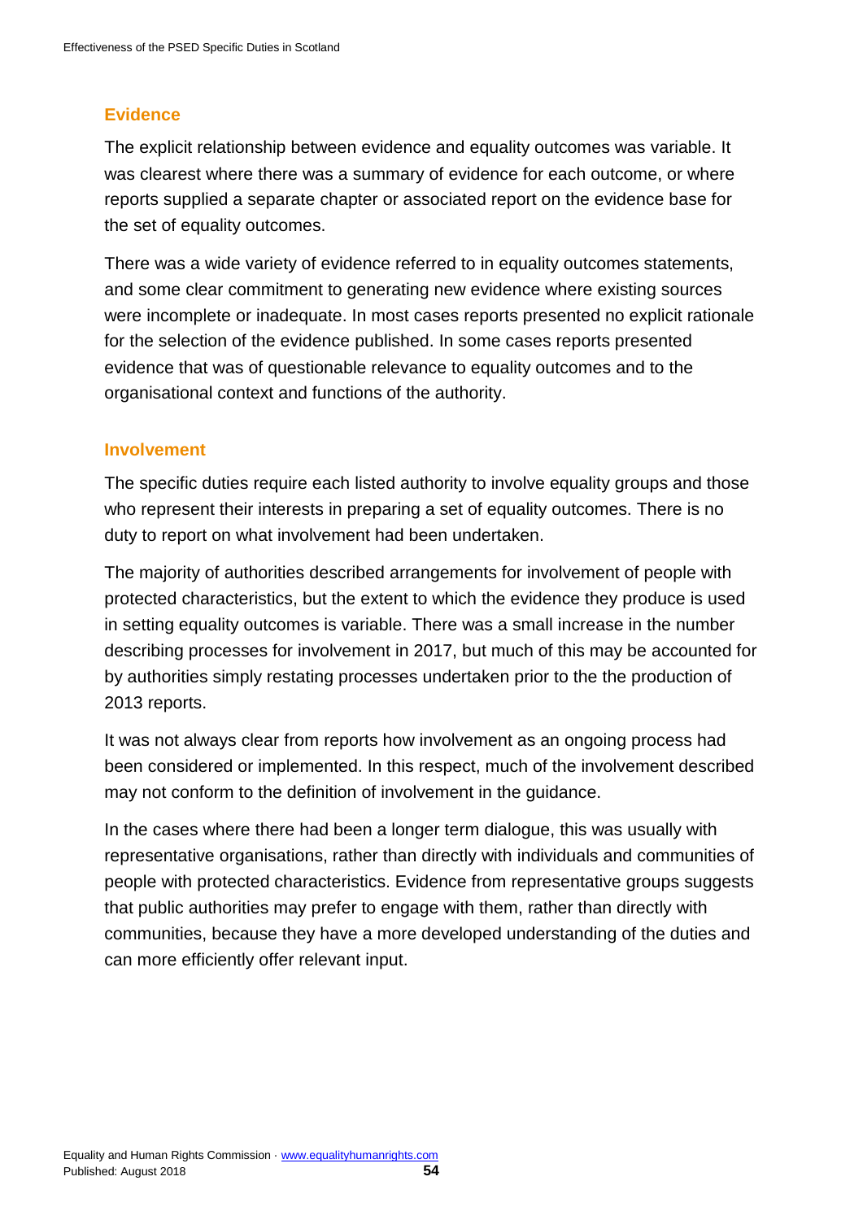### Evidence

The explicit relationship between evidence and equality outcomes was variable. It was clearest where there was a summary of evidence for each outcome, or where reports supplied a separate chapter or associated report on the evidence base for the set of equality outcomes.

There was a wide variety of evidence referred to in equality outcomes statements, and some clear commitment to generating new evidence where existing sources were incomplete or inadequate. In most cases reports presented no explicit rationale for the selection of the evidence published. In some cases reports presented evidence that was of questionable relevance to equality outcomes and to the organisational context and functions of the authority.

### Involvement

The specific duties require each listed authority to involve equality groups and those who represent their interests in preparing a set of equality outcomes. There is no duty to report on what involvement had been undertaken.

The majority of authorities described arrangements for involvement of people with protected characteristics, but the extent to which the evidence they produce is used in setting equality outcomes is variable. There was a small increase in the number describing processes for involvement in 2017, but much of this may be accounted for by authorities simply restating processes undertaken prior to the the production of 2013 reports.

It was not always clear from reports how involvement as an ongoing process had been considered or implemented. In this respect, much of the involvement described may not conform to the definition of involvement in the guidance.

In the cases where there had been a longer term dialogue, this was usually with representative organisations, rather than directly with individuals and communities of people with protected characteristics. Evidence from representative groups suggests that public authorities may prefer to engage with them, rather than directly with communities, because they have a more developed understanding of the duties and can more efficiently offer relevant input.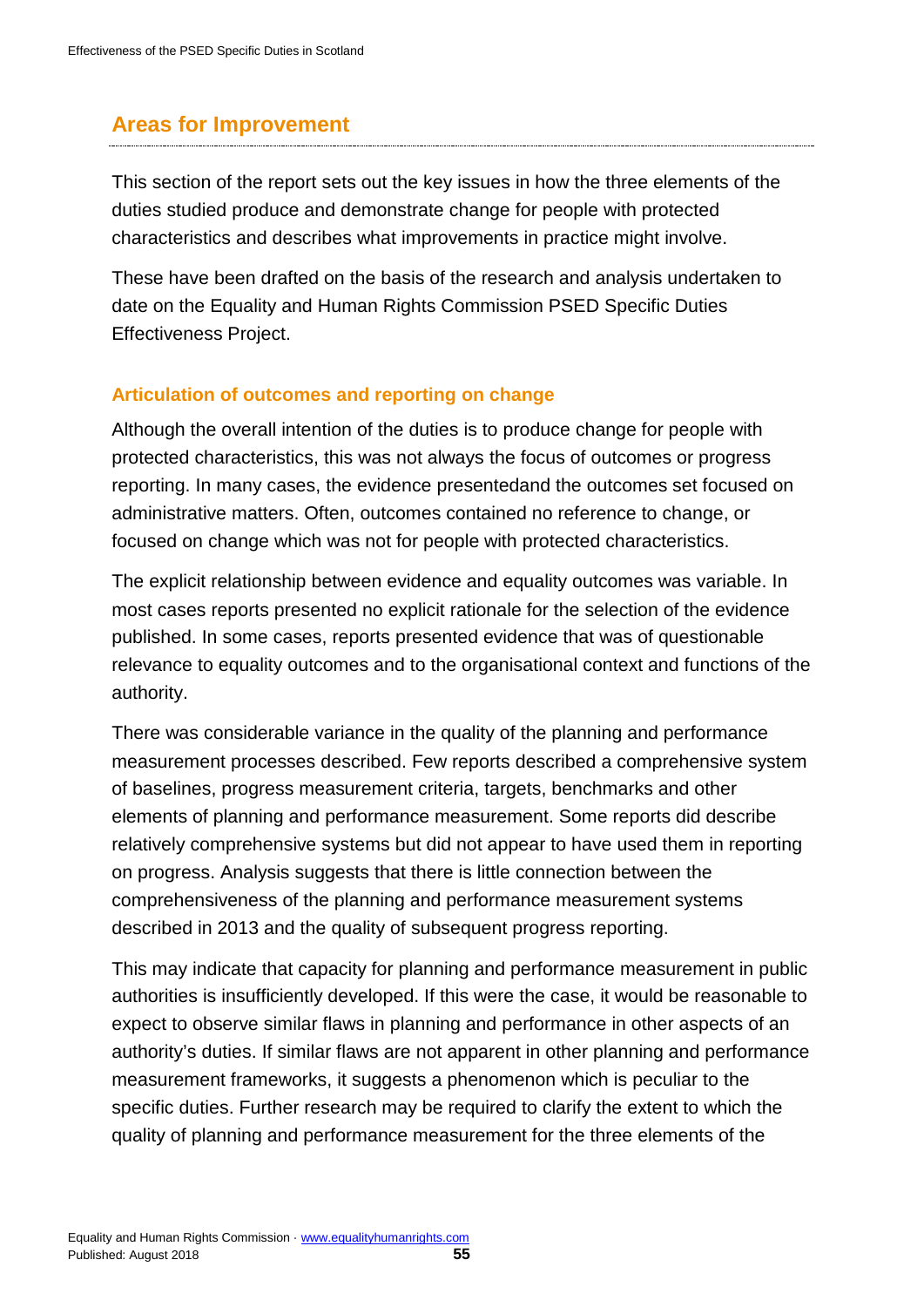## Areas for Improvement

This section of the report sets out the key issues in how the three elements of the duties studied produce and demonstrate change for people with protected characteristics and describes what improvements in practice might involve.

These have been drafted on the basis of the research and analysis undertaken to date on the Equality and Human Rights Commission PSED Specific Duties Effectiveness Project.

### Articulation of outcomes and reporting on change

Although the overall intention of the duties is to produce change for people with protected characteristics, this was not always the focus of outcomes or progress reporting. In many cases, the evidence presentedand the outcomes set focused on administrative matters. Often, outcomes contained no reference to change, or focused on change which was not for people with protected characteristics.

The explicit relationship between evidence and equality outcomes was variable. In most cases reports presented no explicit rationale for the selection of the evidence published. In some cases, reports presented evidence that was of questionable relevance to equality outcomes and to the organisational context and functions of the authority.

There was considerable variance in the quality of the planning and performance measurement processes described. Few reports described a comprehensive system of baselines, progress measurement criteria, targets, benchmarks and other elements of planning and performance measurement. Some reports did describe relatively comprehensive systems but did not appear to have used them in reporting on progress. Analysis suggests that there is little connection between the comprehensiveness of the planning and performance measurement systems described in 2013 and the quality of subsequent progress reporting.

This may indicate that capacity for planning and performance measurement in public authorities is insufficiently developed. If this were the case, it would be reasonable to expect to observe similar flaws in planning and performance in other aspects of an authority's duties. If similar flaws are not apparent in other planning and performance measurement frameworks, it suggests a phenomenon which is peculiar to the specific duties. Further research may be required to clarify the extent to which the quality of planning and performance measurement for the three elements of the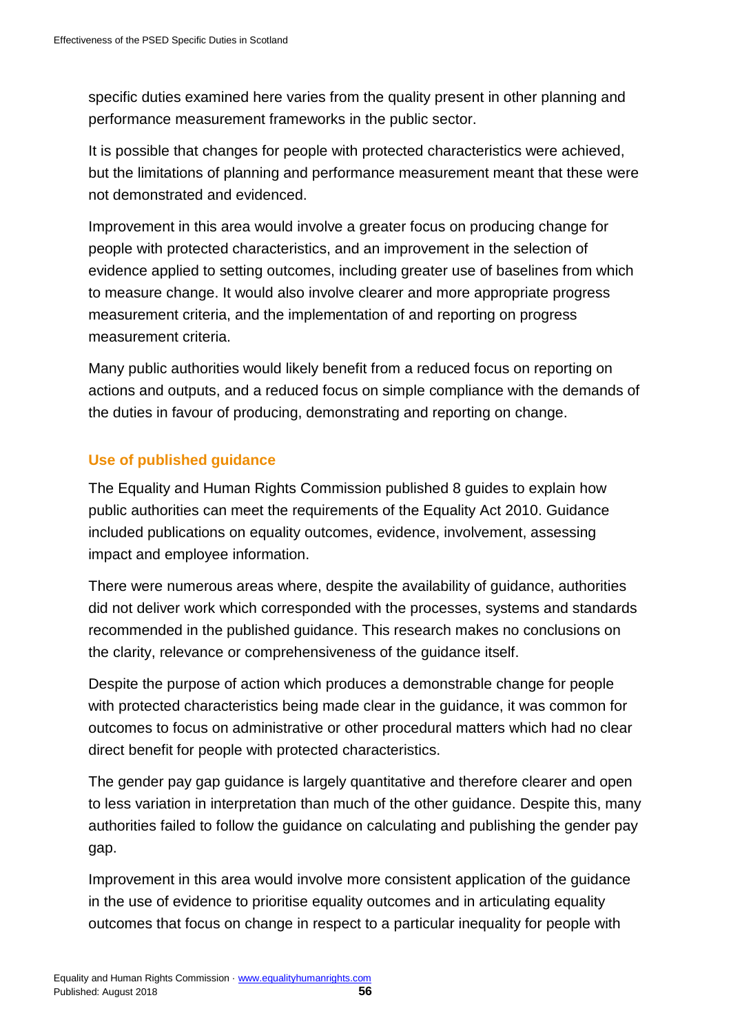specific duties examined here varies from the quality present in other planning and performance measurement frameworks in the public sector.

It is possible that changes for people with protected characteristics were achieved, but the limitations of planning and performance measurement meant that these were not demonstrated and evidenced.

Improvement in this area would involve a greater focus on producing change for people with protected characteristics, and an improvement in the selection of evidence applied to setting outcomes, including greater use of baselines from which to measure change. It would also involve clearer and more appropriate progress measurement criteria, and the implementation of and reporting on progress measurement criteria.

Many public authorities would likely benefit from a reduced focus on reporting on actions and outputs, and a reduced focus on simple compliance with the demands of the duties in favour of producing, demonstrating and reporting on change.

### Use of published guidance

The Equality and Human Rights Commission published 8 guides to explain how public authorities can meet the requirements of the Equality Act 2010. Guidance included publications on equality outcomes, evidence, involvement, assessing impact and employee information.

There were numerous areas where, despite the availability of guidance, authorities did not deliver work which corresponded with the processes, systems and standards recommended in the published guidance. This research makes no conclusions on the clarity, relevance or comprehensiveness of the guidance itself.

Despite the purpose of action which produces a demonstrable change for people with protected characteristics being made clear in the guidance, it was common for outcomes to focus on administrative or other procedural matters which had no clear direct benefit for people with protected characteristics.

The gender pay gap guidance is largely quantitative and therefore clearer and open to less variation in interpretation than much of the other guidance. Despite this, many authorities failed to follow the guidance on calculating and publishing the gender pay gap.

Improvement in this area would involve more consistent application of the guidance in the use of evidence to prioritise equality outcomes and in articulating equality outcomes that focus on change in respect to a particular inequality for people with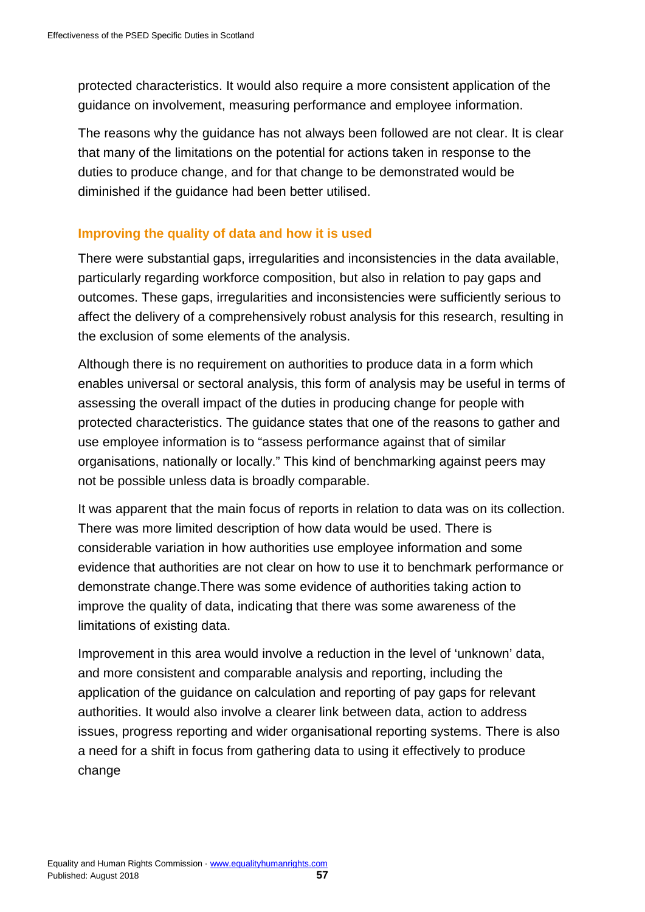protected characteristics. It would also require a more consistent application of the guidance on involvement, measuring performance and employee information.

The reasons why the guidance has not always been followed are not clear. It is clear that many of the limitations on the potential for actions taken in response to the duties to produce change, and for that change to be demonstrated would be diminished if the guidance had been better utilised.

### Improving the quality of data and how it is used

There were substantial gaps, irregularities and inconsistencies in the data available, particularly regarding workforce composition, but also in relation to pay gaps and outcomes. These gaps, irregularities and inconsistencies were sufficiently serious to affect the delivery of a comprehensively robust analysis for this research, resulting in the exclusion of some elements of the analysis.

Although there is no requirement on authorities to produce data in a form which enables universal or sectoral analysis, this form of analysis may be useful in terms of assessing the overall impact of the duties in producing change for people with protected characteristics. The guidance states that one of the reasons to gather and use employee information is to "assess performance against that of similar organisations, nationally or locally." This kind of benchmarking against peers may not be possible unless data is broadly comparable.

It was apparent that the main focus of reports in relation to data was on its collection. There was more limited description of how data would be used. There is considerable variation in how authorities use employee information and some evidence that authorities are not clear on how to use it to benchmark performance or demonstrate change.There was some evidence of authorities taking action to improve the quality of data, indicating that there was some awareness of the limitations of existing data.

Improvement in this area would involve a reduction in the level of 'unknown' data, and more consistent and comparable analysis and reporting, including the application of the guidance on calculation and reporting of pay gaps for relevant authorities. It would also involve a clearer link between data, action to address issues, progress reporting and wider organisational reporting systems. There is also a need for a shift in focus from gathering data to using it effectively to produce change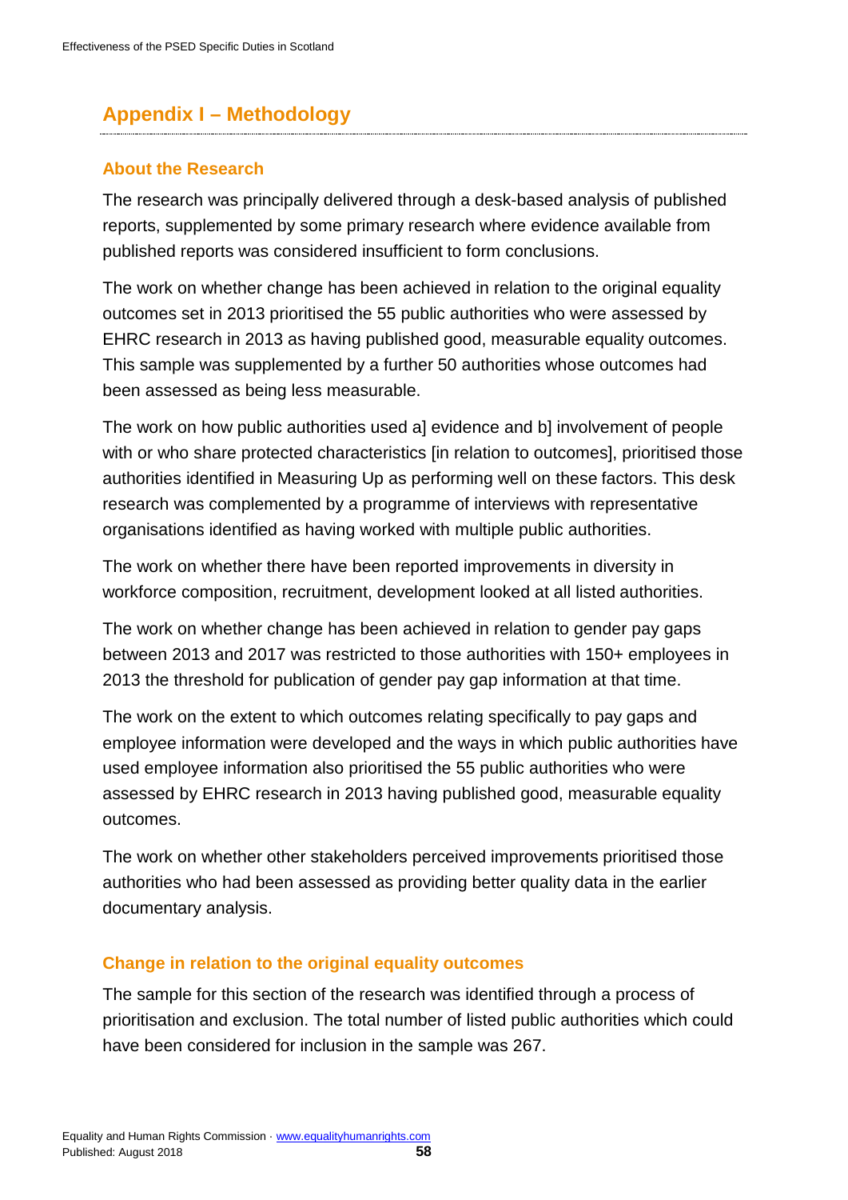## Appendix I – Methodology

### About the Research

The research was principally delivered through a desk-based analysis of published reports, supplemented by some primary research where evidence available from published reports was considered insufficient to form conclusions.

The work on whether change has been achieved in relation to the original equality outcomes set in 2013 prioritised the 55 public authorities who were assessed by EHRC research in 2013 as having published good, measurable equality outcomes. This sample was supplemented by a further 50 authorities whose outcomes had been assessed as being less measurable.

The work on how public authorities used a] evidence and b] involvement of people with or who share protected characteristics [in relation to outcomes], prioritised those authorities identified in Measuring Up as performing well on these factors. This desk research was complemented by a programme of interviews with representative organisations identified as having worked with multiple public authorities.

The work on whether there have been reported improvements in diversity in workforce composition, recruitment, development looked at all listed authorities.

The work on whether change has been achieved in relation to gender pay gaps between 2013 and 2017 was restricted to those authorities with 150+ employees in 2013 the threshold for publication of gender pay gap information at that time.

The work on the extent to which outcomes relating specifically to pay gaps and employee information were developed and the ways in which public authorities have used employee information also prioritised the 55 public authorities who were assessed by EHRC research in 2013 having published good, measurable equality outcomes.

The work on whether other stakeholders perceived improvements prioritised those authorities who had been assessed as providing better quality data in the earlier documentary analysis.

### Change in relation to the original equality outcomes

The sample for this section of the research was identified through a process of prioritisation and exclusion. The total number of listed public authorities which could have been considered for inclusion in the sample was 267.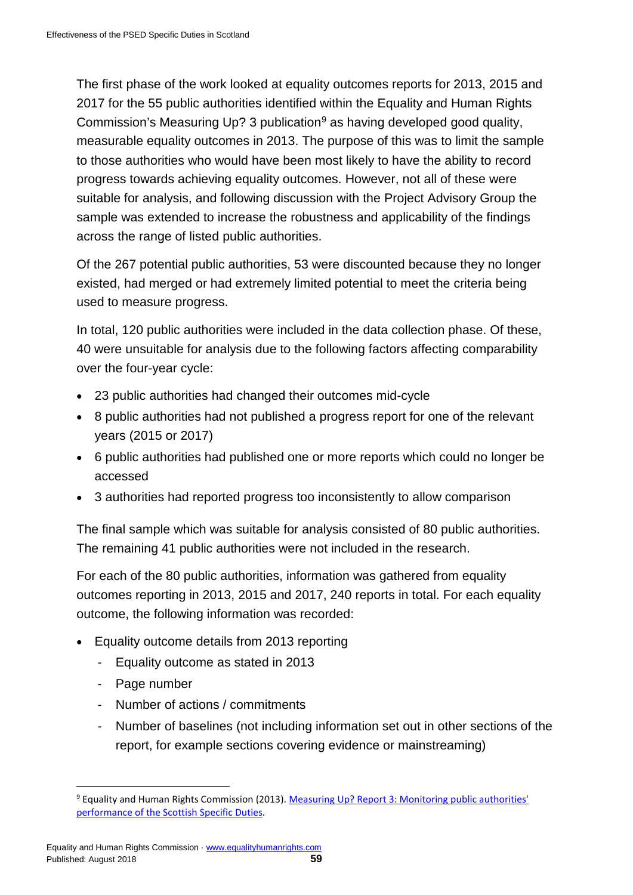The first phase of the work looked at equality outcomes reports for 2013, 2015 and 2017 for the 55 public authorities identified within the Equality and Human Rights Commission's Measuring Up? 3 publication[9] as having developed good quality, measurable equality outcomes in 2013. The purpose of this was to limit the sample to those authorities who would have been most likely to have the ability to record progress towards achieving equality outcomes. However, not all of these were suitable for analysis, and following discussion with the Project Advisory Group the sample was extended to increase the robustness and applicability of the findings across the range of listed public authorities.

Of the 267 potential public authorities, 53 were discounted because they no longer existed, had merged or had extremely limited potential to meet the criteria being used to measure progress.

In total, 120 public authorities were included in the data collection phase. Of these, 40 were unsuitable for analysis due to the following factors affecting comparability over the four-year cycle:

- 23 public authorities had changed their outcomes mid-cycle
- 8 public authorities had not published a progress report for one of the relevant years (2015 or 2017)
- 6 public authorities had published one or more reports which could no longer be accessed
- 3 authorities had reported progress too inconsistently to allow comparison

The final sample which was suitable for analysis consisted of 80 public authorities. The remaining 41 public authorities were not included in the research.

For each of the 80 public authorities, information was gathered from equality outcomes reporting in 2013, 2015 and 2017, 240 reports in total. For each equality outcome, the following information was recorded:

- Equality outcome details from 2013 reporting
  - Equality outcome as stated in 2013
  - Page number
  - Number of actions / commitments
  - Number of baselines (not including information set out in other sections of the report, for example sections covering evidence or mainstreaming)

[9] Equality and Human Rights Commission (2013). [Measuring Up? Report 3: Monitoring public authorities' performance of the Scottish Specific Duties](#).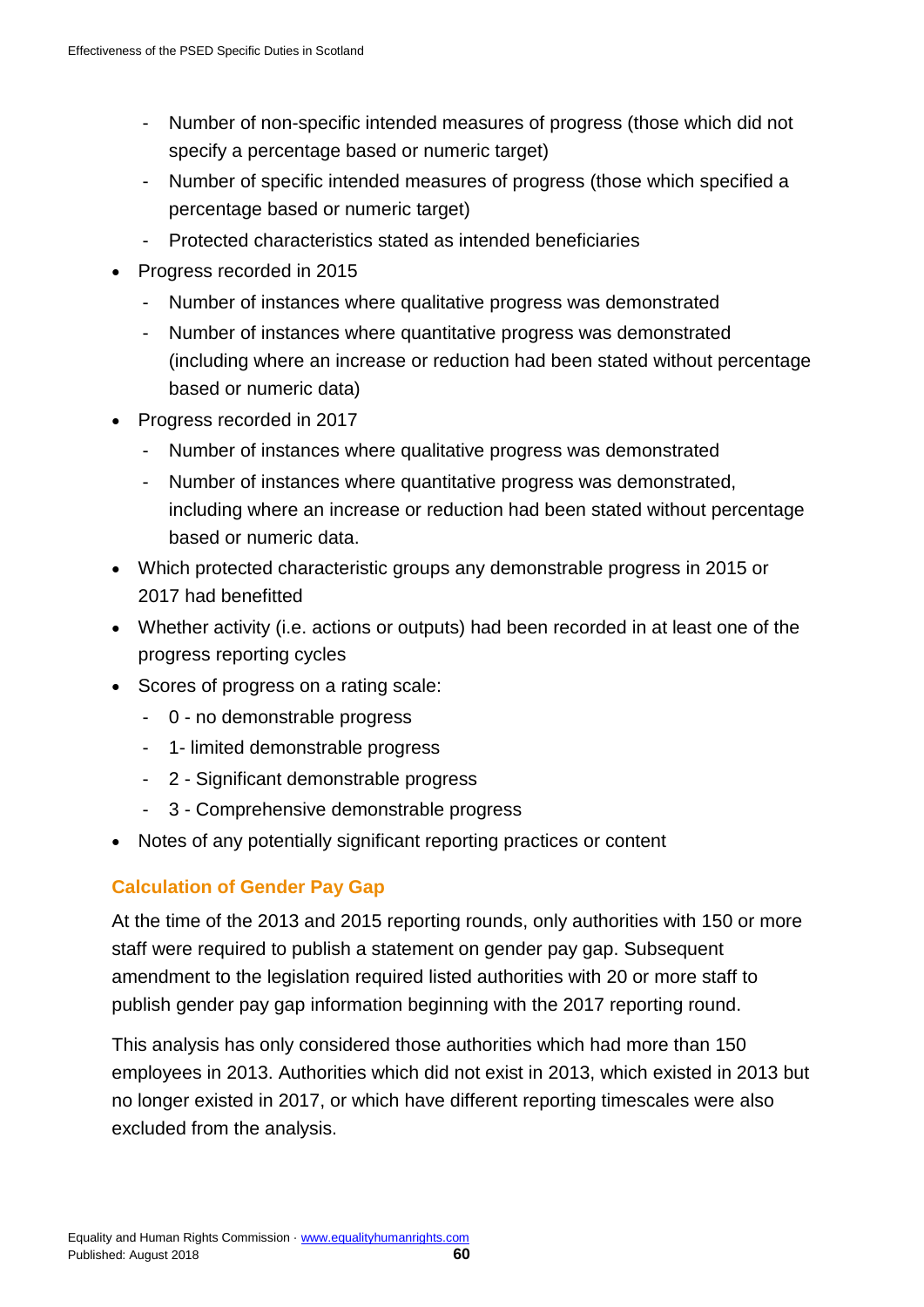- Number of non-specific intended measures of progress (those which did not specify a percentage based or numeric target)
  - Number of specific intended measures of progress (those which specified a percentage based or numeric target)
  - Protected characteristics stated as intended beneficiaries
- Progress recorded in 2015
  - Number of instances where qualitative progress was demonstrated
  - Number of instances where quantitative progress was demonstrated (including where an increase or reduction had been stated without percentage based or numeric data)
- Progress recorded in 2017
  - Number of instances where qualitative progress was demonstrated
  - Number of instances where quantitative progress was demonstrated, including where an increase or reduction had been stated without percentage based or numeric data.
- Which protected characteristic groups any demonstrable progress in 2015 or 2017 had benefitted
- Whether activity (i.e. actions or outputs) had been recorded in at least one of the progress reporting cycles
- Scores of progress on a rating scale:
  - 0 - no demonstrable progress
  - 1- limited demonstrable progress
  - 2 - Significant demonstrable progress
  - 3 - Comprehensive demonstrable progress
- Notes of any potentially significant reporting practices or content

### Calculation of Gender Pay Gap

At the time of the 2013 and 2015 reporting rounds, only authorities with 150 or more staff were required to publish a statement on gender pay gap. Subsequent amendment to the legislation required listed authorities with 20 or more staff to publish gender pay gap information beginning with the 2017 reporting round.

This analysis has only considered those authorities which had more than 150 employees in 2013. Authorities which did not exist in 2013, which existed in 2013 but no longer existed in 2017, or which have different reporting timescales were also excluded from the analysis.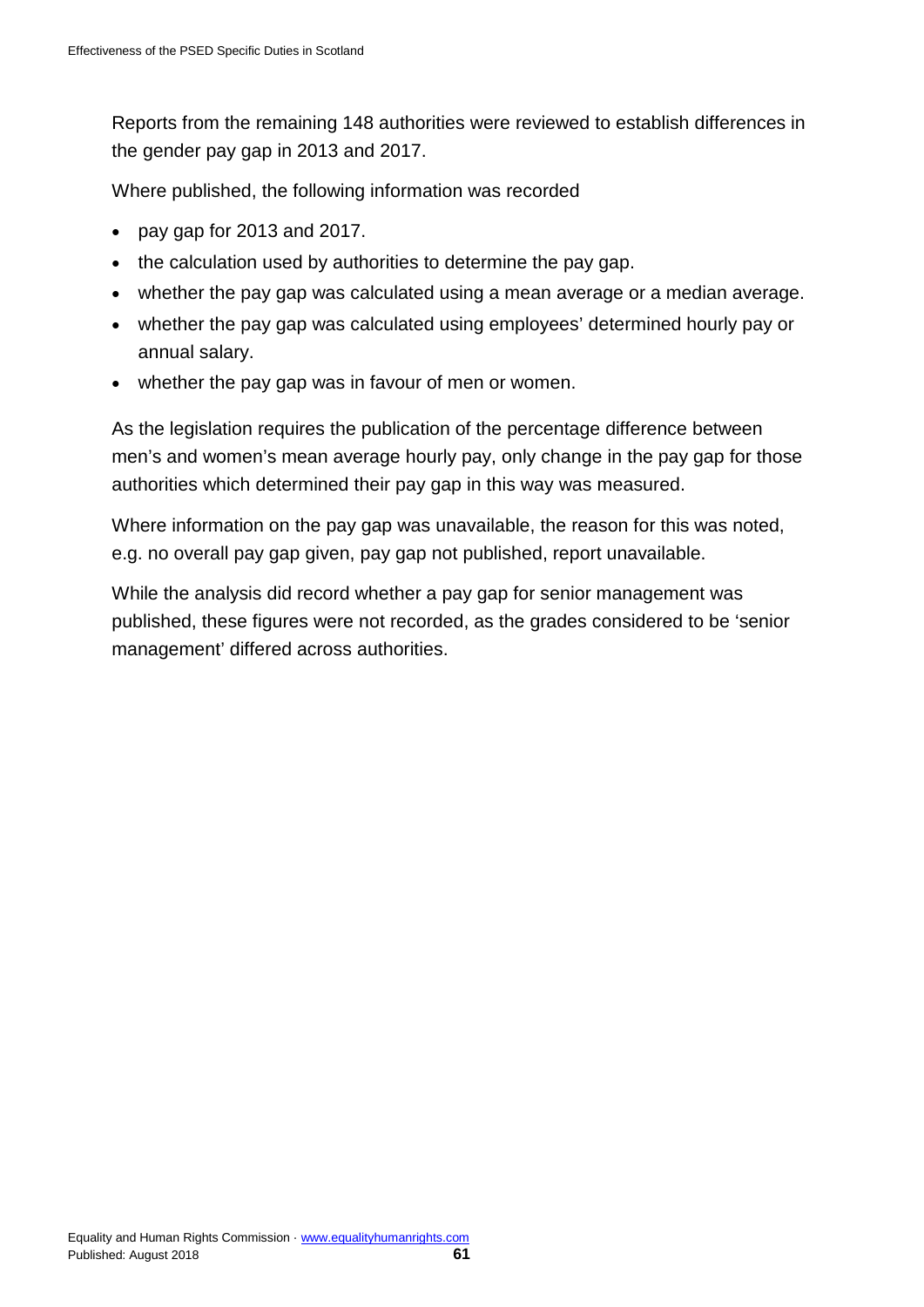Reports from the remaining 148 authorities were reviewed to establish differences in the gender pay gap in 2013 and 2017.

Where published, the following information was recorded

- pay gap for 2013 and 2017.
- the calculation used by authorities to determine the pay gap.
- whether the pay gap was calculated using a mean average or a median average.
- whether the pay gap was calculated using employees' determined hourly pay or annual salary.
- whether the pay gap was in favour of men or women.

As the legislation requires the publication of the percentage difference between men's and women's mean average hourly pay, only change in the pay gap for those authorities which determined their pay gap in this way was measured.

Where information on the pay gap was unavailable, the reason for this was noted, e.g. no overall pay gap given, pay gap not published, report unavailable.

While the analysis did record whether a pay gap for senior management was published, these figures were not recorded, as the grades considered to be 'senior management' differed across authorities.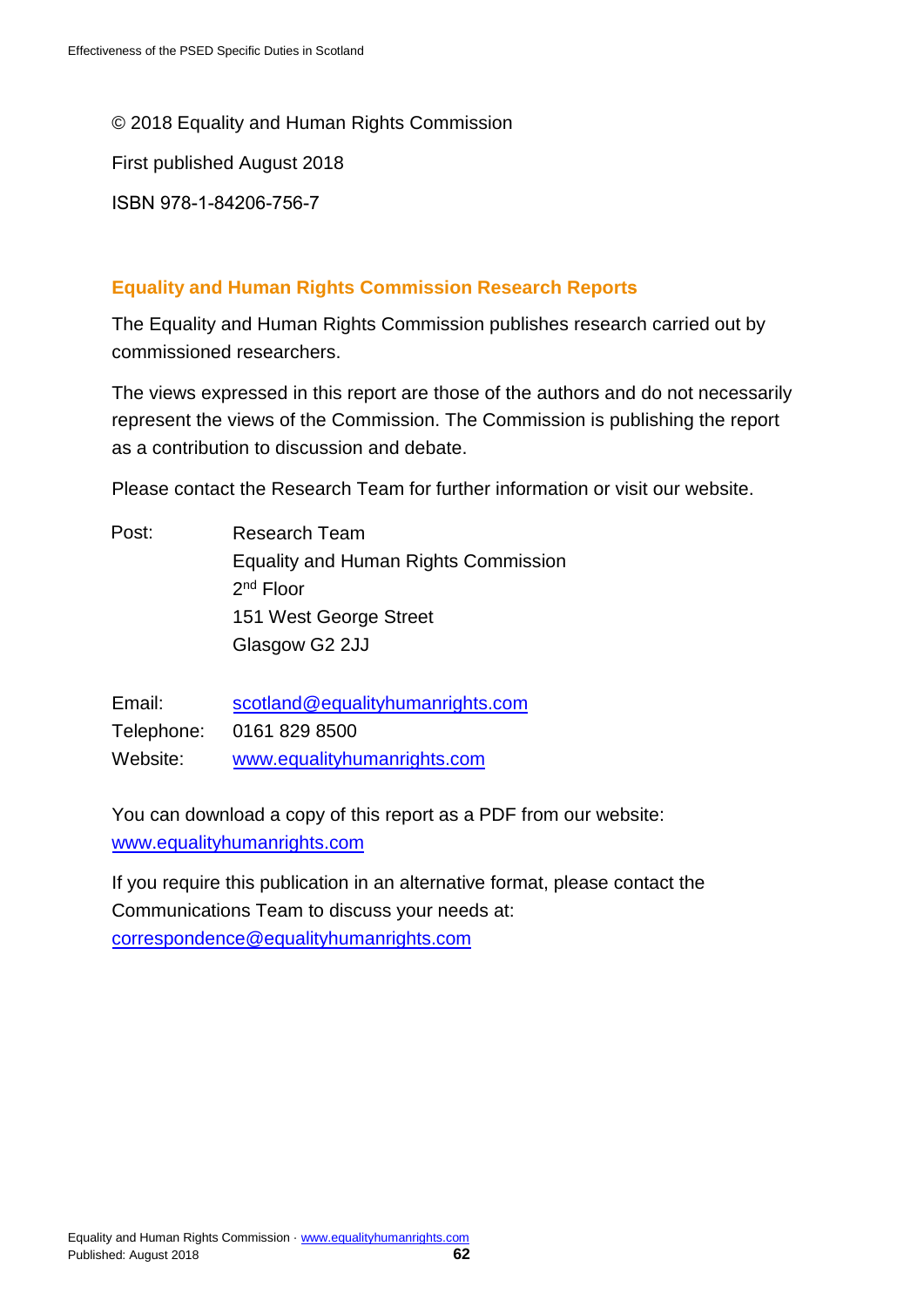© 2018 Equality and Human Rights Commission

First published August 2018

ISBN 978-1-84206-756-7

## Equality and Human Rights Commission Research Reports

The Equality and Human Rights Commission publishes research carried out by commissioned researchers.

The views expressed in this report are those of the authors and do not necessarily represent the views of the Commission. The Commission is publishing the report as a contribution to discussion and debate.

Please contact the Research Team for further information or visit our website.

Post: Research Team
Equality and Human Rights Commission
2nd Floor
151 West George Street
Glasgow G2 2JJ

Email: scotland@equalityhumanrights.com
Telephone: 0161 829 8500
Website: www.equalityhumanrights.com

You can download a copy of this report as a PDF from our website: www.equalityhumanrights.com

If you require this publication in an alternative format, please contact the Communications Team to discuss your needs at: correspondence@equalityhumanrights.com